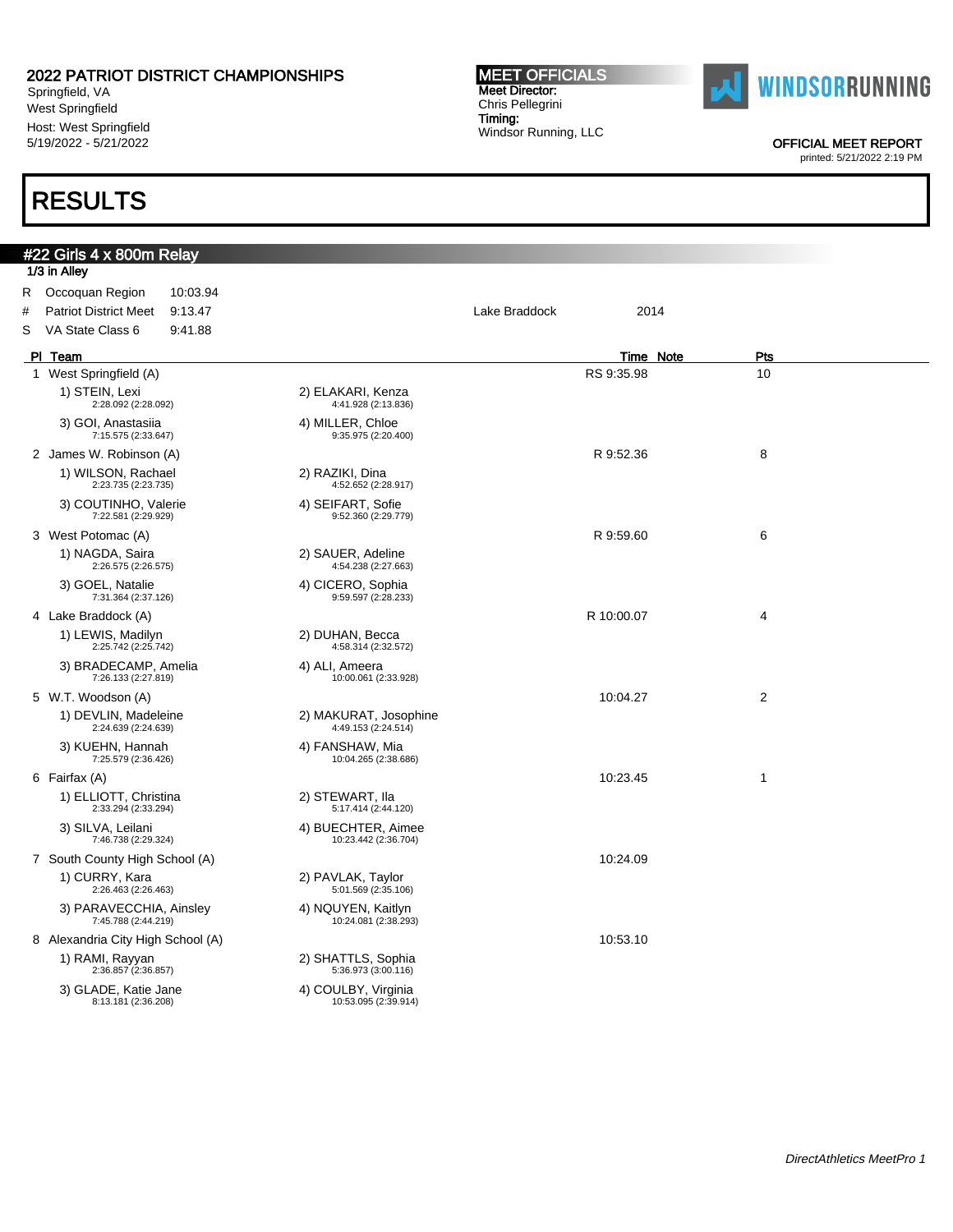# 2022 PATRIOT DISTRICT CHAMPIONSHIPS

Springfield, VA
West Springfield
Host: West Springfield
5/19/2022 - 5/21/2022

**MEET OFFICIALS**
**Meet Director:**
Chris Pellegrini
**Timing:**
Windsor Running, LLC

WINDSORRUNNING

OFFICIAL MEET REPORT
printed: 5/21/2022 2:19 PM

# RESULTS

## #22 Girls 4 x 800m Relay

1/3 in Alley

| | | | | |
|---|---|---|---|---|
| R | Occoquan Region | 10:03.94 | | |
| # | Patriot District Meet | 9:13.47 | Lake Braddock | 2014 |
| S | VA State Class 6 | 9:41.88 | | |

| Pl | Team | | Time | Note | Pts |
|---|---|---|---|---|---|
| 1 | West Springfield (A) | | RS 9:35.98 | | 10 |
| | 1) STEIN, Lexi 2:28.092 (2:28.092) | 2) ELAKARI, Kenza 4:41.928 (2:13.836) | | | |
| | 3) GOI, Anastasiia 7:15.575 (2:33.647) | 4) MILLER, Chloe 9:35.975 (2:20.400) | | | |
| 2 | James W. Robinson (A) | | R 9:52.36 | | 8 |
| | 1) WILSON, Rachael 2:23.735 (2:23.735) | 2) RAZIKI, Dina 4:52.652 (2:28.917) | | | |
| | 3) COUTINHO, Valerie 7:22.581 (2:29.929) | 4) SEIFART, Sofie 9:52.360 (2:29.779) | | | |
| 3 | West Potomac (A) | | R 9:59.60 | | 6 |
| | 1) NAGDA, Saira 2:26.575 (2:26.575) | 2) SAUER, Adeline 4:54.238 (2:27.663) | | | |
| | 3) GOEL, Natalie 7:31.364 (2:37.126) | 4) CICERO, Sophia 9:59.597 (2:28.233) | | | |
| 4 | Lake Braddock (A) | | R 10:00.07 | | 4 |
| | 1) LEWIS, Madilyn 2:25.742 (2:25.742) | 2) DUHAN, Becca 4:58.314 (2:32.572) | | | |
| | 3) BRADECAMP, Amelia 7:26.133 (2:27.819) | 4) ALI, Ameera 10:00.061 (2:33.928) | | | |
| 5 | W.T. Woodson (A) | | 10:04.27 | | 2 |
| | 1) DEVLIN, Madeleine 2:24.639 (2:24.639) | 2) MAKURAT, Josophine 4:49.153 (2:24.514) | | | |
| | 3) KUEHN, Hannah 7:25.579 (2:36.426) | 4) FANSHAW, Mia 10:04.265 (2:38.686) | | | |
| 6 | Fairfax (A) | | 10:23.45 | | 1 |
| | 1) ELLIOTT, Christina 2:33.294 (2:33.294) | 2) STEWART, Ila 5:17.414 (2:44.120) | | | |
| | 3) SILVA, Leilani 7:46.738 (2:29.324) | 4) BUECHTER, Aimee 10:23.442 (2:36.704) | | | |
| 7 | South County High School (A) | | 10:24.09 | | |
| | 1) CURRY, Kara 2:26.463 (2:26.463) | 2) PAVLAK, Taylor 5:01.569 (2:35.106) | | | |
| | 3) PARAVECCHIA, Ainsley 7:45.788 (2:44.219) | 4) NQUYEN, Kaitlyn 10:24.081 (2:38.293) | | | |
| 8 | Alexandria City High School (A) | | 10:53.10 | | |
| | 1) RAMI, Rayyan 2:36.857 (2:36.857) | 2) SHATTLS, Sophia 5:36.973 (3:00.116) | | | |
| | 3) GLADE, Katie Jane 8:13.181 (2:36.208) | 4) COULBY, Virginia 10:53.095 (2:39.914) | | | |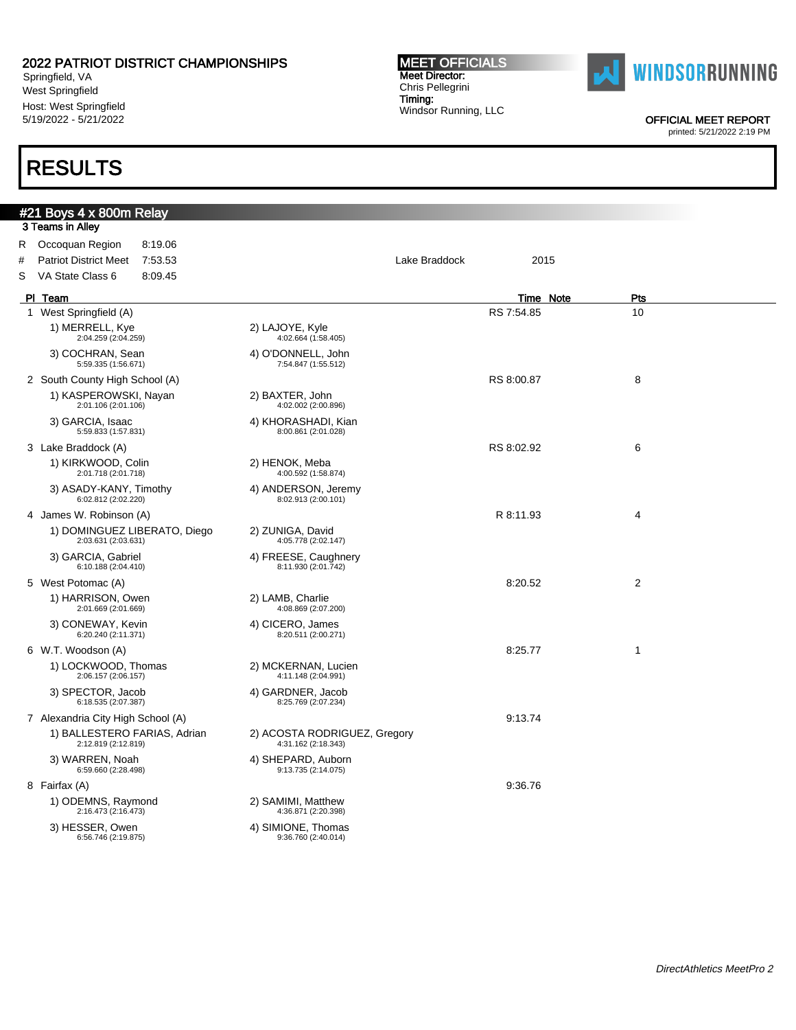2022 PATRIOT DISTRICT CHAMPIONSHIPS
Springfield, VA
West Springfield
Host: West Springfield
5/19/2022 - 5/21/2022

**MEET OFFICIALS**
Meet Director:
Chris Pellegrini
Timing:
Windsor Running, LLC

WINDSORRUNNING

OFFICIAL MEET REPORT
printed: 5/21/2022 2:19 PM

# RESULTS

## #21 Boys 4 x 800m Relay

3 Teams in Alley

| | | | | |
|---|---|---|---|---|
| R | Occoquan Region | 8:19.06 | | |
| # | Patriot District Meet | 7:53.53 | Lake Braddock | 2015 |
| S | VA State Class 6 | 8:09.45 | | |

| Pl | Team | | Time | Note | Pts |
|---|---|---|---|---|---|
| 1 | West Springfield (A) | | RS 7:54.85 | | 10 |
| | 1) MERRELL, Kye 2:04.259 (2:04.259) | 2) LAJOYE, Kyle 4:02.664 (1:58.405) | | | |
| | 3) COCHRAN, Sean 5:59.335 (1:56.671) | 4) O'DONNELL, John 7:54.847 (1:55.512) | | | |
| 2 | South County High School (A) | | RS 8:00.87 | | 8 |
| | 1) KASPEROWSKI, Nayan 2:01.106 (2:01.106) | 2) BAXTER, John 4:02.002 (2:00.896) | | | |
| | 3) GARCIA, Isaac 5:59.833 (1:57.831) | 4) KHORASHADI, Kian 8:00.861 (2:01.028) | | | |
| 3 | Lake Braddock (A) | | RS 8:02.92 | | 6 |
| | 1) KIRKWOOD, Colin 2:01.718 (2:01.718) | 2) HENOK, Meba 4:00.592 (1:58.874) | | | |
| | 3) ASADY-KANY, Timothy 6:02.812 (2:02.220) | 4) ANDERSON, Jeremy 8:02.913 (2:00.101) | | | |
| 4 | James W. Robinson (A) | | R 8:11.93 | | 4 |
| | 1) DOMINGUEZ LIBERATO, Diego 2:03.631 (2:03.631) | 2) ZUNIGA, David 4:05.778 (2:02.147) | | | |
| | 3) GARCIA, Gabriel 6:10.188 (2:04.410) | 4) FREESE, Caughnery 8:11.930 (2:01.742) | | | |
| 5 | West Potomac (A) | | 8:20.52 | | 2 |
| | 1) HARRISON, Owen 2:01.669 (2:01.669) | 2) LAMB, Charlie 4:08.869 (2:07.200) | | | |
| | 3) CONEWAY, Kevin 6:20.240 (2:11.371) | 4) CICERO, James 8:20.511 (2:00.271) | | | |
| 6 | W.T. Woodson (A) | | 8:25.77 | | 1 |
| | 1) LOCKWOOD, Thomas 2:06.157 (2:06.157) | 2) MCKERNAN, Lucien 4:11.148 (2:04.991) | | | |
| | 3) SPECTOR, Jacob 6:18.535 (2:07.387) | 4) GARDNER, Jacob 8:25.769 (2:07.234) | | | |
| 7 | Alexandria City High School (A) | | 9:13.74 | | |
| | 1) BALLESTERO FARIAS, Adrian 2:12.819 (2:12.819) | 2) ACOSTA RODRIGUEZ, Gregory 4:31.162 (2:18.343) | | | |
| | 3) WARREN, Noah 6:59.660 (2:28.498) | 4) SHEPARD, Auborn 9:13.735 (2:14.075) | | | |
| 8 | Fairfax (A) | | 9:36.76 | | |
| | 1) ODEMNS, Raymond 2:16.473 (2:16.473) | 2) SAMIMI, Matthew 4:36.871 (2:20.398) | | | |
| | 3) HESSER, Owen 6:56.746 (2:19.875) | 4) SIMIONE, Thomas 9:36.760 (2:40.014) | | | |

*DirectAthletics MeetPro 2*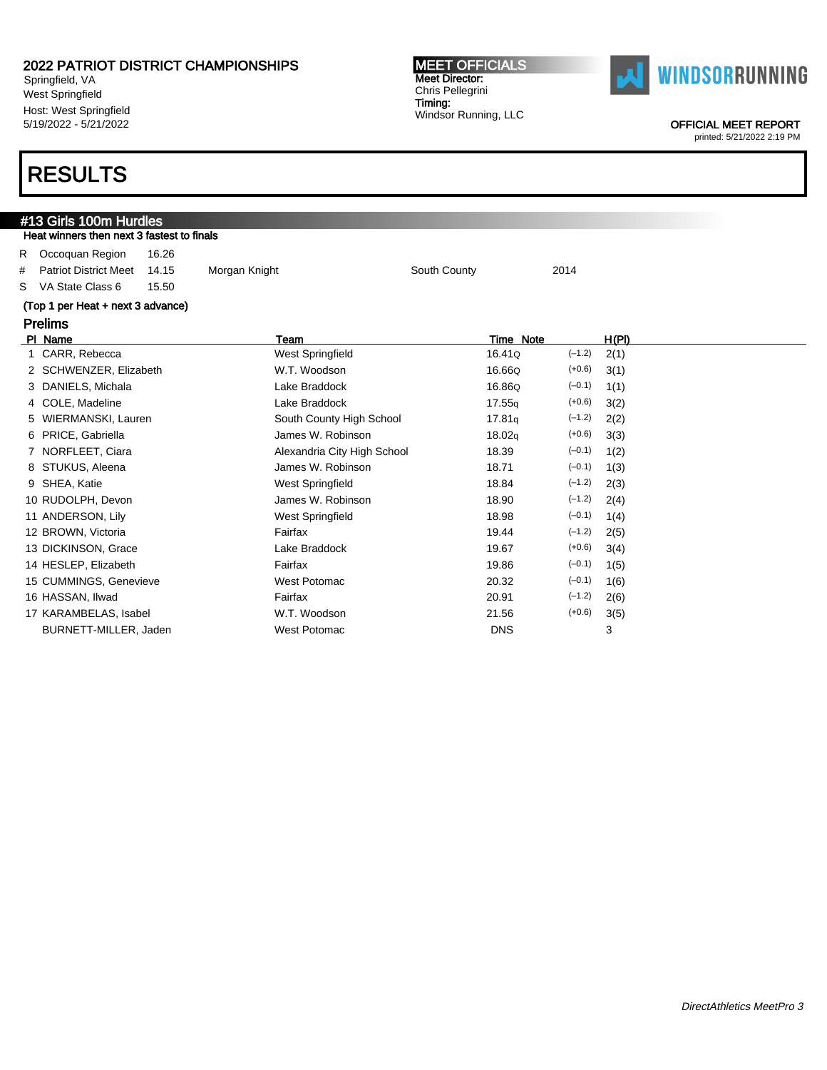2022 PATRIOT DISTRICT CHAMPIONSHIPS
Springfield, VA
West Springfield
Host: West Springfield
5/19/2022 - 5/21/2022

**MEET OFFICIALS**
Meet Director:
Chris Pellegrini
Timing:
Windsor Running, LLC

WINDSORRUNNING

OFFICIAL MEET REPORT
printed: 5/21/2022 2:19 PM

# RESULTS

## #13 Girls 100m Hurdles

Heat winners then next 3 fastest to finals

| | | | | | |
|---|---|---|---|---|---|
| R | Occoquan Region | 16.26 | | | |
| # | Patriot District Meet | 14.15 | Morgan Knight | South County | 2014 |
| S | VA State Class 6 | 15.50 | | | |

(Top 1 per Heat + next 3 advance)

### Prelims

| Pl | Name | Team | Time | Note | | H(Pl) |
|---|---|---|---|---|---|---|
| 1 | CARR, Rebecca | West Springfield | 16.41 | Q | (–1.2) | 2(1) |
| 2 | SCHWENZER, Elizabeth | W.T. Woodson | 16.66 | Q | (+0.6) | 3(1) |
| 3 | DANIELS, Michala | Lake Braddock | 16.86 | Q | (–0.1) | 1(1) |
| 4 | COLE, Madeline | Lake Braddock | 17.55 | q | (+0.6) | 3(2) |
| 5 | WIERMANSKI, Lauren | South County High School | 17.81 | q | (–1.2) | 2(2) |
| 6 | PRICE, Gabriella | James W. Robinson | 18.02 | q | (+0.6) | 3(3) |
| 7 | NORFLEET, Ciara | Alexandria City High School | 18.39 | | (–0.1) | 1(2) |
| 8 | STUKUS, Aleena | James W. Robinson | 18.71 | | (–0.1) | 1(3) |
| 9 | SHEA, Katie | West Springfield | 18.84 | | (–1.2) | 2(3) |
| 10 | RUDOLPH, Devon | James W. Robinson | 18.90 | | (–1.2) | 2(4) |
| 11 | ANDERSON, Lily | West Springfield | 18.98 | | (–0.1) | 1(4) |
| 12 | BROWN, Victoria | Fairfax | 19.44 | | (–1.2) | 2(5) |
| 13 | DICKINSON, Grace | Lake Braddock | 19.67 | | (+0.6) | 3(4) |
| 14 | HESLEP, Elizabeth | Fairfax | 19.86 | | (–0.1) | 1(5) |
| 15 | CUMMINGS, Genevieve | West Potomac | 20.32 | | (–0.1) | 1(6) |
| 16 | HASSAN, Ilwad | Fairfax | 20.91 | | (–1.2) | 2(6) |
| 17 | KARAMBELAS, Isabel | W.T. Woodson | 21.56 | | (+0.6) | 3(5) |
| | BURNETT-MILLER, Jaden | West Potomac | DNS | | | 3 |

*DirectAthletics MeetPro 3*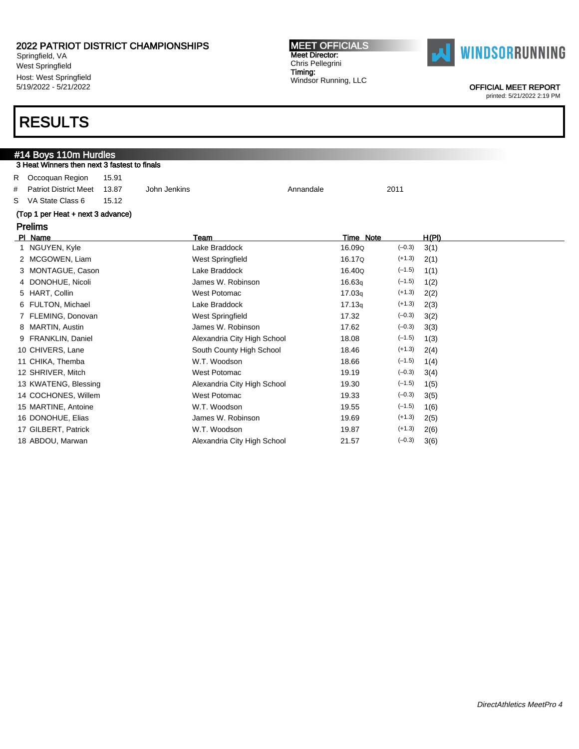2022 PATRIOT DISTRICT CHAMPIONSHIPS
Springfield, VA
West Springfield
Host: West Springfield
5/19/2022 - 5/21/2022

**MEET OFFICIALS**
Meet Director:
Chris Pellegrini
Timing:
Windsor Running, LLC

OFFICIAL MEET REPORT
printed: 5/21/2022 2:19 PM

# RESULTS

## #14 Boys 110m Hurdles

3 Heat Winners then next 3 fastest to finals

| | | | | | |
|---|---|---|---|---|---|
| R | Occoquan Region | 15.91 | | | |
| # | Patriot District Meet | 13.87 | John Jenkins | Annandale | 2011 |
| S | VA State Class 6 | 15.12 | | | |

(Top 1 per Heat + next 3 advance)

### Prelims

| Pl | Name | Team | Time | Note | Wind | H(Pl) |
|---|---|---|---|---|---|---|
| 1 | NGUYEN, Kyle | Lake Braddock | 16.09 | Q | (–0.3) | 3(1) |
| 2 | MCGOWEN, Liam | West Springfield | 16.17 | Q | (+1.3) | 2(1) |
| 3 | MONTAGUE, Cason | Lake Braddock | 16.40 | Q | (–1.5) | 1(1) |
| 4 | DONOHUE, Nicoli | James W. Robinson | 16.63 | q | (–1.5) | 1(2) |
| 5 | HART, Collin | West Potomac | 17.03 | q | (+1.3) | 2(2) |
| 6 | FULTON, Michael | Lake Braddock | 17.13 | q | (+1.3) | 2(3) |
| 7 | FLEMING, Donovan | West Springfield | 17.32 | | (–0.3) | 3(2) |
| 8 | MARTIN, Austin | James W. Robinson | 17.62 | | (–0.3) | 3(3) |
| 9 | FRANKLIN, Daniel | Alexandria City High School | 18.08 | | (–1.5) | 1(3) |
| 10 | CHIVERS, Lane | South County High School | 18.46 | | (+1.3) | 2(4) |
| 11 | CHIKA, Themba | W.T. Woodson | 18.66 | | (–1.5) | 1(4) |
| 12 | SHRIVER, Mitch | West Potomac | 19.19 | | (–0.3) | 3(4) |
| 13 | KWATENG, Blessing | Alexandria City High School | 19.30 | | (–1.5) | 1(5) |
| 14 | COCHONES, Willem | West Potomac | 19.33 | | (–0.3) | 3(5) |
| 15 | MARTINE, Antoine | W.T. Woodson | 19.55 | | (–1.5) | 1(6) |
| 16 | DONOHUE, Elias | James W. Robinson | 19.69 | | (+1.3) | 2(5) |
| 17 | GILBERT, Patrick | W.T. Woodson | 19.87 | | (+1.3) | 2(6) |
| 18 | ABDOU, Marwan | Alexandria City High School | 21.57 | | (–0.3) | 3(6) |

*DirectAthletics MeetPro 4*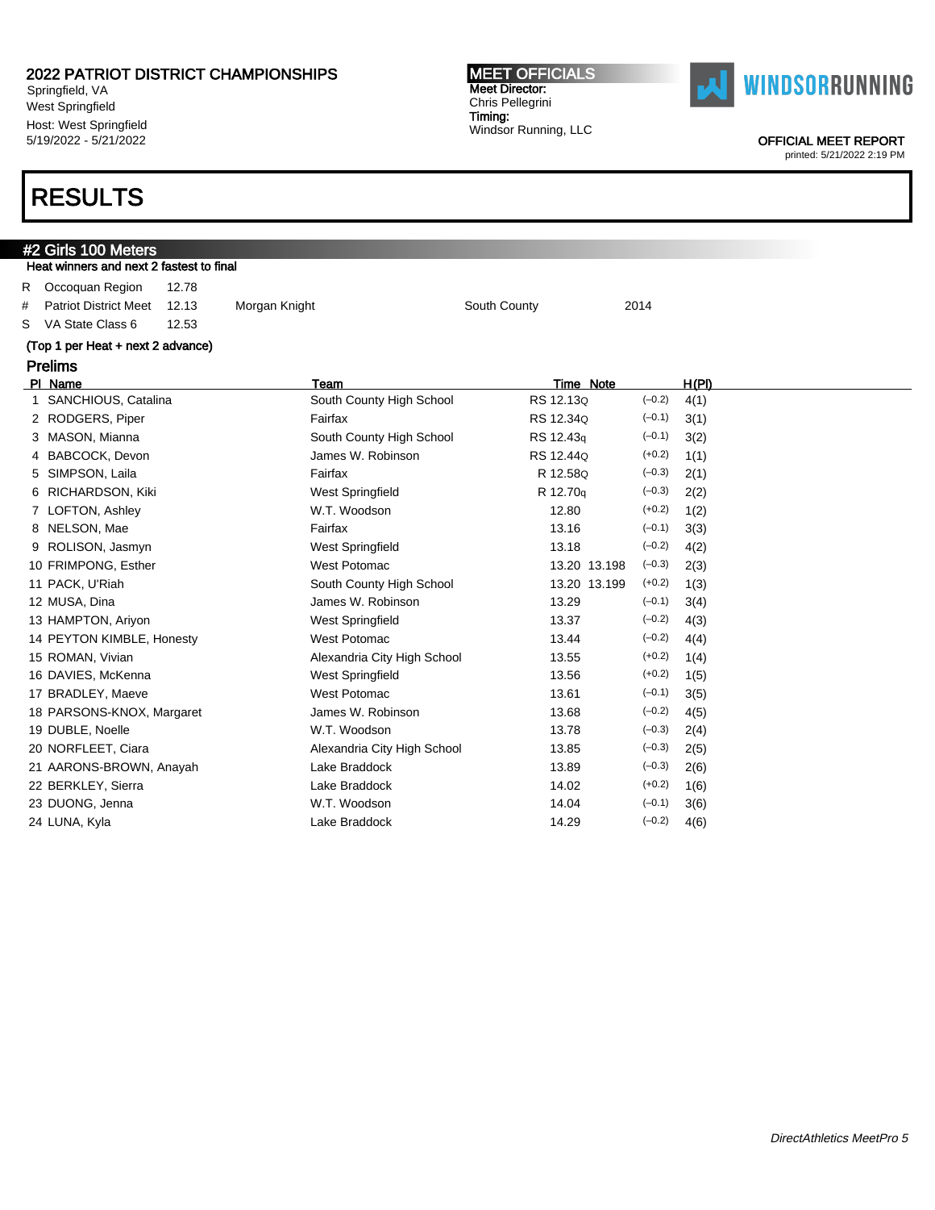2022 PATRIOT DISTRICT CHAMPIONSHIPS
Springfield, VA
West Springfield
Host: West Springfield
5/19/2022 - 5/21/2022

**MEET OFFICIALS**
Meet Director:
Chris Pellegrini
Timing:
Windsor Running, LLC

WINDSORRUNNING

OFFICIAL MEET REPORT
printed: 5/21/2022 2:19 PM

# RESULTS

## #2 Girls 100 Meters

Heat winners and next 2 fastest to final

| | | | | | |
|---|---|---|---|---|---|
| R | Occoquan Region | 12.78 | | | |
| # | Patriot District Meet | 12.13 | Morgan Knight | South County | 2014 |
| S | VA State Class 6 | 12.53 | | | |

(Top 1 per Heat + next 2 advance)

### Prelims

| Pl | Name | Team | Time | Note | | H(Pl) |
|---|---|---|---|---|---|---|
| 1 | SANCHIOUS, Catalina | South County High School | RS 12.13Q | | (–0.2) | 4(1) |
| 2 | RODGERS, Piper | Fairfax | RS 12.34Q | | (–0.1) | 3(1) |
| 3 | MASON, Mianna | South County High School | RS 12.43q | | (–0.1) | 3(2) |
| 4 | BABCOCK, Devon | James W. Robinson | RS 12.44Q | | (+0.2) | 1(1) |
| 5 | SIMPSON, Laila | Fairfax | R 12.58Q | | (–0.3) | 2(1) |
| 6 | RICHARDSON, Kiki | West Springfield | R 12.70q | | (–0.3) | 2(2) |
| 7 | LOFTON, Ashley | W.T. Woodson | 12.80 | | (+0.2) | 1(2) |
| 8 | NELSON, Mae | Fairfax | 13.16 | | (–0.1) | 3(3) |
| 9 | ROLISON, Jasmyn | West Springfield | 13.18 | | (–0.2) | 4(2) |
| 10 | FRIMPONG, Esther | West Potomac | 13.20 | 13.198 | (–0.3) | 2(3) |
| 11 | PACK, U'Riah | South County High School | 13.20 | 13.199 | (+0.2) | 1(3) |
| 12 | MUSA, Dina | James W. Robinson | 13.29 | | (–0.1) | 3(4) |
| 13 | HAMPTON, Ariyon | West Springfield | 13.37 | | (–0.2) | 4(3) |
| 14 | PEYTON KIMBLE, Honesty | West Potomac | 13.44 | | (–0.2) | 4(4) |
| 15 | ROMAN, Vivian | Alexandria City High School | 13.55 | | (+0.2) | 1(4) |
| 16 | DAVIES, McKenna | West Springfield | 13.56 | | (+0.2) | 1(5) |
| 17 | BRADLEY, Maeve | West Potomac | 13.61 | | (–0.1) | 3(5) |
| 18 | PARSONS-KNOX, Margaret | James W. Robinson | 13.68 | | (–0.2) | 4(5) |
| 19 | DUBLE, Noelle | W.T. Woodson | 13.78 | | (–0.3) | 2(4) |
| 20 | NORFLEET, Ciara | Alexandria City High School | 13.85 | | (–0.3) | 2(5) |
| 21 | AARONS-BROWN, Anayah | Lake Braddock | 13.89 | | (–0.3) | 2(6) |
| 22 | BERKLEY, Sierra | Lake Braddock | 14.02 | | (+0.2) | 1(6) |
| 23 | DUONG, Jenna | W.T. Woodson | 14.04 | | (–0.1) | 3(6) |
| 24 | LUNA, Kyla | Lake Braddock | 14.29 | | (–0.2) | 4(6) |

*DirectAthletics MeetPro 5*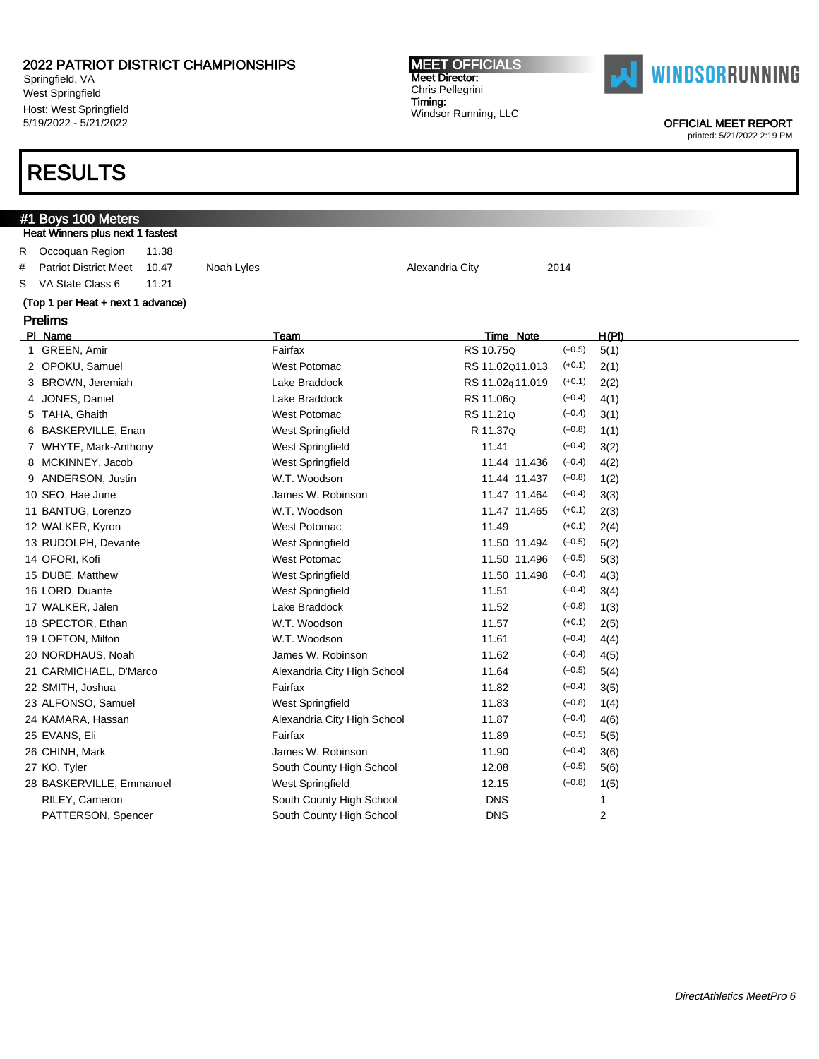2022 PATRIOT DISTRICT CHAMPIONSHIPS
Springfield, VA
West Springfield
Host: West Springfield
5/19/2022 - 5/21/2022

**MEET OFFICIALS**
Meet Director:
Chris Pellegrini
Timing:
Windsor Running, LLC

WINDSORRUNNING

OFFICIAL MEET REPORT
printed: 5/21/2022 2:19 PM

# RESULTS

## #1 Boys 100 Meters

**Heat Winners plus next 1 fastest**

| | | | | | |
|---|---|---|---|---|---|
| R | Occoquan Region | 11.38 | | | |
| # | Patriot District Meet | 10.47 | Noah Lyles | Alexandria City | 2014 |
| S | VA State Class 6 | 11.21 | | | |

**(Top 1 per Heat + next 1 advance)**

### Prelims

| Pl | Name | Team | Time | Note | Wind | H(Pl) |
|---|---|---|---|---|---|---|
| 1 | GREEN, Amir | Fairfax | RS 10.75Q | | (−0.5) | 5(1) |
| 2 | OPOKU, Samuel | West Potomac | RS 11.02Q | 11.013 | (+0.1) | 2(1) |
| 3 | BROWN, Jeremiah | Lake Braddock | RS 11.02q | 11.019 | (+0.1) | 2(2) |
| 4 | JONES, Daniel | Lake Braddock | RS 11.06Q | | (−0.4) | 4(1) |
| 5 | TAHA, Ghaith | West Potomac | RS 11.21Q | | (−0.4) | 3(1) |
| 6 | BASKERVILLE, Enan | West Springfield | R 11.37Q | | (−0.8) | 1(1) |
| 7 | WHYTE, Mark-Anthony | West Springfield | 11.41 | | (−0.4) | 3(2) |
| 8 | MCKINNEY, Jacob | West Springfield | 11.44 | 11.436 | (−0.4) | 4(2) |
| 9 | ANDERSON, Justin | W.T. Woodson | 11.44 | 11.437 | (−0.8) | 1(2) |
| 10 | SEO, Hae June | James W. Robinson | 11.47 | 11.464 | (−0.4) | 3(3) |
| 11 | BANTUG, Lorenzo | W.T. Woodson | 11.47 | 11.465 | (+0.1) | 2(3) |
| 12 | WALKER, Kyron | West Potomac | 11.49 | | (+0.1) | 2(4) |
| 13 | RUDOLPH, Devante | West Springfield | 11.50 | 11.494 | (−0.5) | 5(2) |
| 14 | OFORI, Kofi | West Potomac | 11.50 | 11.496 | (−0.5) | 5(3) |
| 15 | DUBE, Matthew | West Springfield | 11.50 | 11.498 | (−0.4) | 4(3) |
| 16 | LORD, Duante | West Springfield | 11.51 | | (−0.4) | 3(4) |
| 17 | WALKER, Jalen | Lake Braddock | 11.52 | | (−0.8) | 1(3) |
| 18 | SPECTOR, Ethan | W.T. Woodson | 11.57 | | (+0.1) | 2(5) |
| 19 | LOFTON, Milton | W.T. Woodson | 11.61 | | (−0.4) | 4(4) |
| 20 | NORDHAUS, Noah | James W. Robinson | 11.62 | | (−0.4) | 4(5) |
| 21 | CARMICHAEL, D'Marco | Alexandria City High School | 11.64 | | (−0.5) | 5(4) |
| 22 | SMITH, Joshua | Fairfax | 11.82 | | (−0.4) | 3(5) |
| 23 | ALFONSO, Samuel | West Springfield | 11.83 | | (−0.8) | 1(4) |
| 24 | KAMARA, Hassan | Alexandria City High School | 11.87 | | (−0.4) | 4(6) |
| 25 | EVANS, Eli | Fairfax | 11.89 | | (−0.5) | 5(5) |
| 26 | CHINH, Mark | James W. Robinson | 11.90 | | (−0.4) | 3(6) |
| 27 | KO, Tyler | South County High School | 12.08 | | (−0.5) | 5(6) |
| 28 | BASKERVILLE, Emmanuel | West Springfield | 12.15 | | (−0.8) | 1(5) |
| | RILEY, Cameron | South County High School | DNS | | | 1 |
| | PATTERSON, Spencer | South County High School | DNS | | | 2 |

*DirectAthletics MeetPro 6*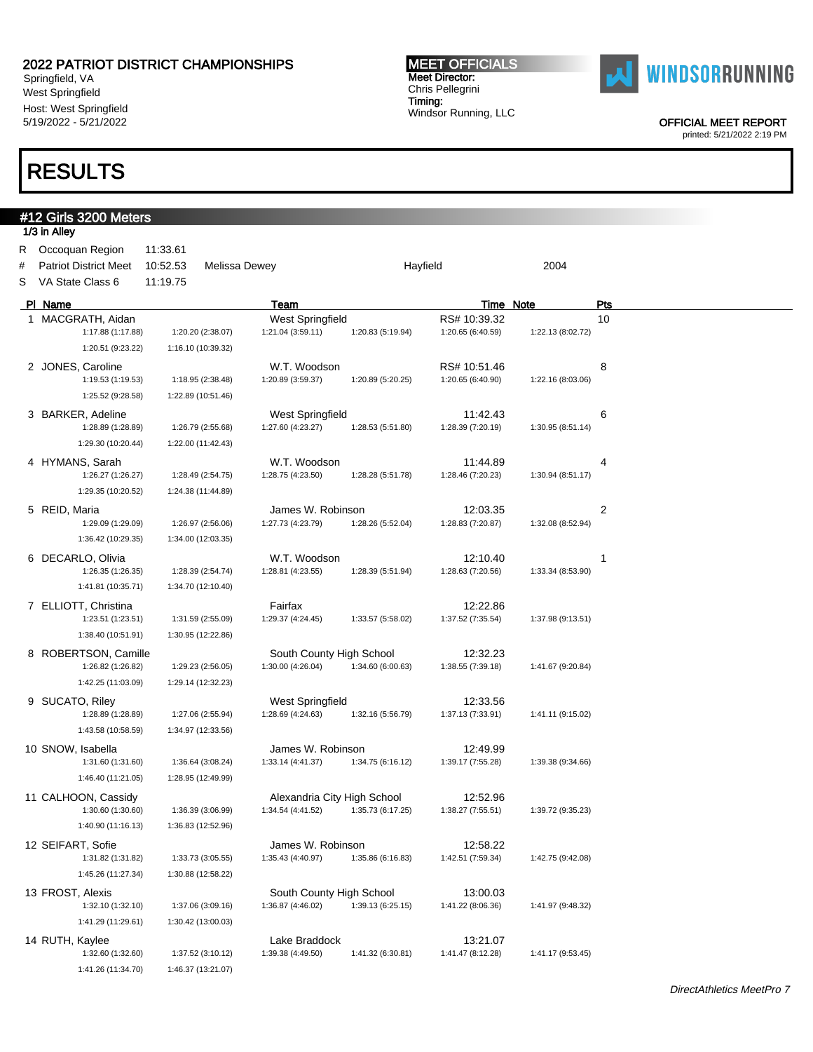# 2022 PATRIOT DISTRICT CHAMPIONSHIPS

Springfield, VA
West Springfield
Host: West Springfield
5/19/2022 - 5/21/2022

**MEET OFFICIALS**
Meet Director:
Chris Pellegrini
Timing:
Windsor Running, LLC

WINDSORRUNNING

OFFICIAL MEET REPORT
printed: 5/21/2022 2:19 PM

# RESULTS

## #12 Girls 3200 Meters

1/3 in Alley

| | | | | | |
|---|---|---|---|---|---|
| R | Occoquan Region | 11:33.61 | | | |
| # | Patriot District Meet | 10:52.53 | Melissa Dewey | Hayfield | 2004 |
| S | VA State Class 6 | 11:19.75 | | | |

| Pl | Name | Team | Time | Note | Pts |
|---|---|---|---|---|---|
| 1 | MACGRATH, Aidan | West Springfield | RS# 10:39.32 | | 10 |
| | 1:17.88 (1:17.88), 1:20.20 (2:38.07), 1:21.04 (3:59.11), 1:20.83 (5:19.94), 1:20.65 (6:40.59), 1:22.13 (8:02.72), 1:20.51 (9:23.22), 1:16.10 (10:39.32) | | | | |
| 2 | JONES, Caroline | W.T. Woodson | RS# 10:51.46 | | 8 |
| | 1:19.53 (1:19.53), 1:18.95 (2:38.48), 1:20.89 (3:59.37), 1:20.89 (5:20.25), 1:20.65 (6:40.90), 1:22.16 (8:03.06), 1:25.52 (9:28.58), 1:22.89 (10:51.46) | | | | |
| 3 | BARKER, Adeline | West Springfield | 11:42.43 | | 6 |
| | 1:28.89 (1:28.89), 1:26.79 (2:55.68), 1:27.60 (4:23.27), 1:28.53 (5:51.80), 1:28.39 (7:20.19), 1:30.95 (8:51.14), 1:29.30 (10:20.44), 1:22.00 (11:42.43) | | | | |
| 4 | HYMANS, Sarah | W.T. Woodson | 11:44.89 | | 4 |
| | 1:26.27 (1:26.27), 1:28.49 (2:54.75), 1:28.75 (4:23.50), 1:28.28 (5:51.78), 1:28.46 (7:20.23), 1:30.94 (8:51.17), 1:29.35 (10:20.52), 1:24.38 (11:44.89) | | | | |
| 5 | REID, Maria | James W. Robinson | 12:03.35 | | 2 |
| | 1:29.09 (1:29.09), 1:26.97 (2:56.06), 1:27.73 (4:23.79), 1:28.26 (5:52.04), 1:28.83 (7:20.87), 1:32.08 (8:52.94), 1:36.42 (10:29.35), 1:34.00 (12:03.35) | | | | |
| 6 | DECARLO, Olivia | W.T. Woodson | 12:10.40 | | 1 |
| | 1:26.35 (1:26.35), 1:28.39 (2:54.74), 1:28.81 (4:23.55), 1:28.39 (5:51.94), 1:28.63 (7:20.56), 1:33.34 (8:53.90), 1:41.81 (10:35.71), 1:34.70 (12:10.40) | | | | |
| 7 | ELLIOTT, Christina | Fairfax | 12:22.86 | | |
| | 1:23.51 (1:23.51), 1:31.59 (2:55.09), 1:29.37 (4:24.45), 1:33.57 (5:58.02), 1:37.52 (7:35.54), 1:37.98 (9:13.51), 1:38.40 (10:51.91), 1:30.95 (12:22.86) | | | | |
| 8 | ROBERTSON, Camille | South County High School | 12:32.23 | | |
| | 1:26.82 (1:26.82), 1:29.23 (2:56.05), 1:30.00 (4:26.04), 1:34.60 (6:00.63), 1:38.55 (7:39.18), 1:41.67 (9:20.84), 1:42.25 (11:03.09), 1:29.14 (12:32.23) | | | | |
| 9 | SUCATO, Riley | West Springfield | 12:33.56 | | |
| | 1:28.89 (1:28.89), 1:27.06 (2:55.94), 1:28.69 (4:24.63), 1:32.16 (5:56.79), 1:37.13 (7:33.91), 1:41.11 (9:15.02), 1:43.58 (10:58.59), 1:34.97 (12:33.56) | | | | |
| 10 | SNOW, Isabella | James W. Robinson | 12:49.99 | | |
| | 1:31.60 (1:31.60), 1:36.64 (3:08.24), 1:33.14 (4:41.37), 1:34.75 (6:16.12), 1:39.17 (7:55.28), 1:39.38 (9:34.66), 1:46.40 (11:21.05), 1:28.95 (12:49.99) | | | | |
| 11 | CALHOON, Cassidy | Alexandria City High School | 12:52.96 | | |
| | 1:30.60 (1:30.60), 1:36.39 (3:06.99), 1:34.54 (4:41.52), 1:35.73 (6:17.25), 1:38.27 (7:55.51), 1:39.72 (9:35.23), 1:40.90 (11:16.13), 1:36.83 (12:52.96) | | | | |
| 12 | SEIFART, Sofie | James W. Robinson | 12:58.22 | | |
| | 1:31.82 (1:31.82), 1:33.73 (3:05.55), 1:35.43 (4:40.97), 1:35.86 (6:16.83), 1:42.51 (7:59.34), 1:42.75 (9:42.08), 1:45.26 (11:27.34), 1:30.88 (12:58.22) | | | | |
| 13 | FROST, Alexis | South County High School | 13:00.03 | | |
| | 1:32.10 (1:32.10), 1:37.06 (3:09.16), 1:36.87 (4:46.02), 1:39.13 (6:25.15), 1:41.22 (8:06.36), 1:41.97 (9:48.32), 1:41.29 (11:29.61), 1:30.42 (13:00.03) | | | | |
| 14 | RUTH, Kaylee | Lake Braddock | 13:21.07 | | |
| | 1:32.60 (1:32.60), 1:37.52 (3:10.12), 1:39.38 (4:49.50), 1:41.32 (6:30.81), 1:41.47 (8:12.28), 1:41.17 (9:53.45), 1:41.26 (11:34.70), 1:46.37 (13:21.07) | | | | |

*DirectAthletics MeetPro 7*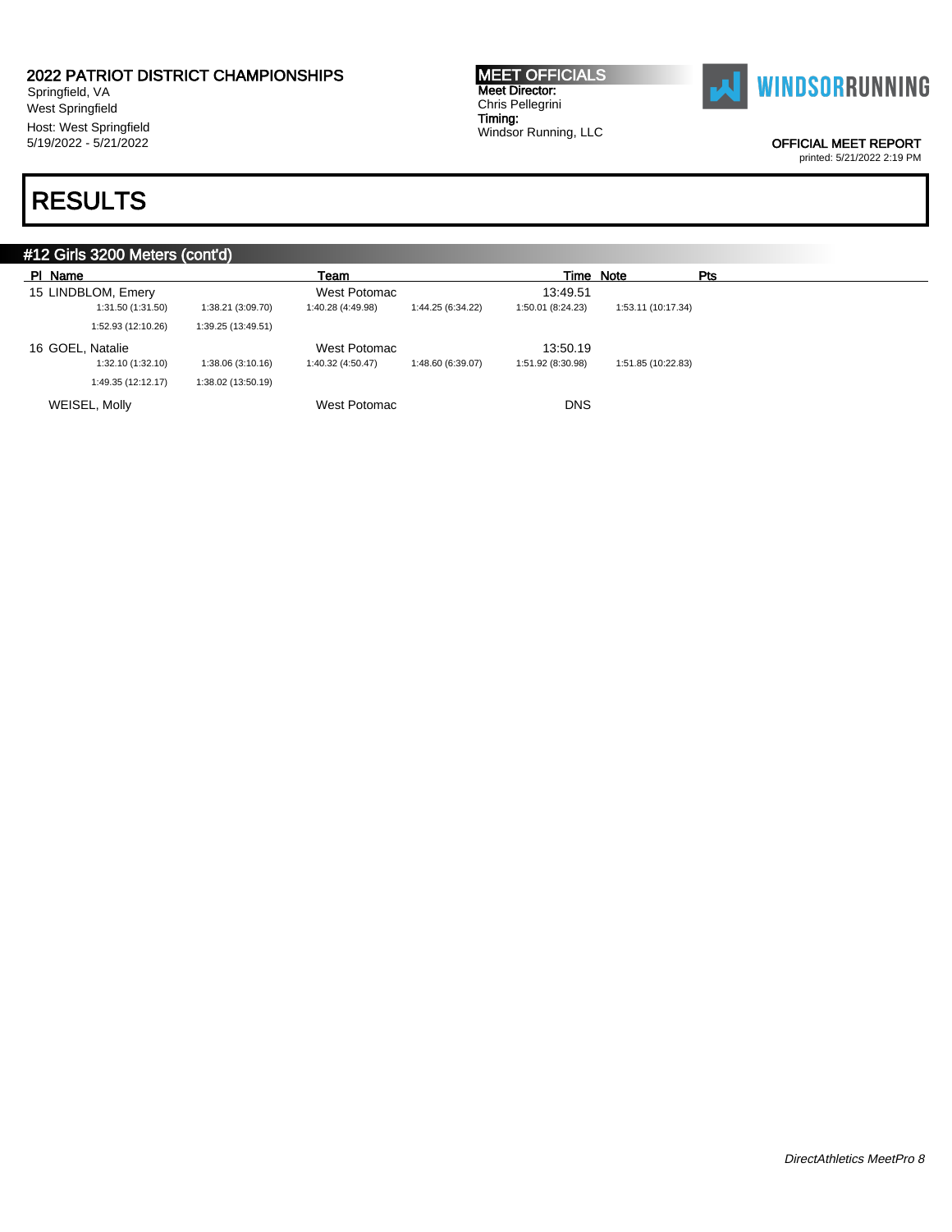# RESULTS

## #12 Girls 3200 Meters (cont'd)

| Pl | Name | Team | Time | Note | Pts |
|---|---|---|---|---|---|
| 15 | LINDBLOM, Emery | West Potomac | 13:49.51 | | |
| | 1:31.50 (1:31.50) 1:38.21 (3:09.70) 1:40.28 (4:49.98) 1:44.25 (6:34.22) 1:50.01 (8:24.23) 1:53.11 (10:17.34) 1:52.93 (12:10.26) 1:39.25 (13:49.51) | | | | |
| 16 | GOEL, Natalie | West Potomac | 13:50.19 | | |
| | 1:32.10 (1:32.10) 1:38.06 (3:10.16) 1:40.32 (4:50.47) 1:48.60 (6:39.07) 1:51.92 (8:30.98) 1:51.85 (10:22.83) 1:49.35 (12:12.17) 1:38.02 (13:50.19) | | | | |
| | WEISEL, Molly | West Potomac | DNS | | |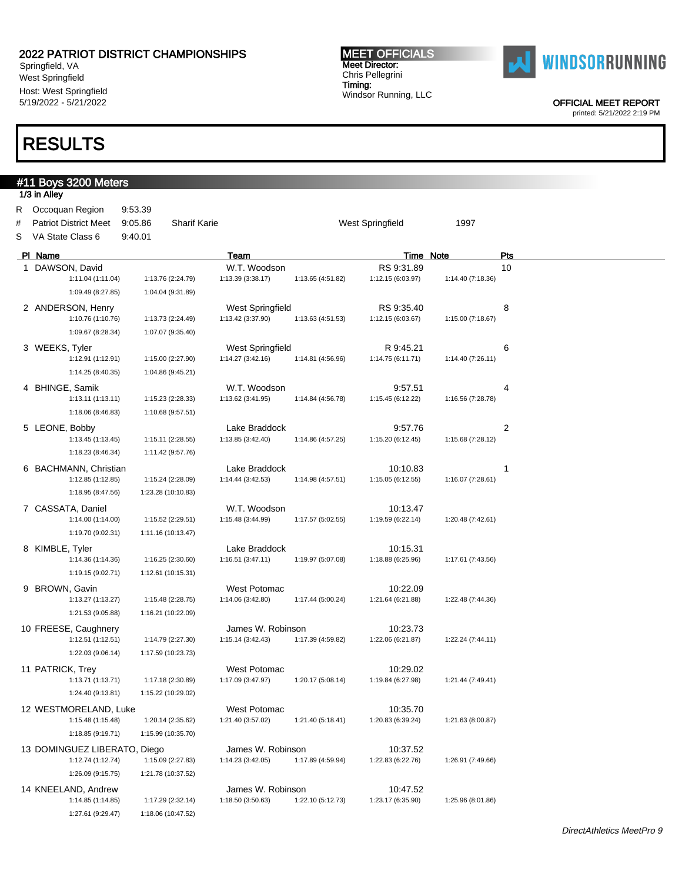# 2022 PATRIOT DISTRICT CHAMPIONSHIPS

Springfield, VA
West Springfield
Host: West Springfield
5/19/2022 - 5/21/2022

**MEET OFFICIALS**
Meet Director:
Chris Pellegrini
Timing:
Windsor Running, LLC

OFFICIAL MEET REPORT
printed: 5/21/2022 2:19 PM

# RESULTS

## #11 Boys 3200 Meters

1/3 in Alley

| | | | | | |
|---|---|---|---|---|---|
| R | Occoquan Region | 9:53.39 | | | |
| # | Patriot District Meet | 9:05.86 | Sharif Karie | West Springfield | 1997 |
| S | VA State Class 6 | 9:40.01 | | | |

| Pl | Name | Team | Time | Note | Pts |
|---|---|---|---|---|---|
| 1 | DAWSON, David | W.T. Woodson | RS 9:31.89 | | 10 |
| | 1:11.04 (1:11.04), 1:13.76 (2:24.79), 1:13.39 (3:38.17), 1:13.65 (4:51.82), 1:12.15 (6:03.97), 1:14.40 (7:18.36), 1:09.49 (8:27.85), 1:04.04 (9:31.89) | | | | |
| 2 | ANDERSON, Henry | West Springfield | RS 9:35.40 | | 8 |
| | 1:10.76 (1:10.76), 1:13.73 (2:24.49), 1:13.42 (3:37.90), 1:13.63 (4:51.53), 1:12.15 (6:03.67), 1:15.00 (7:18.67), 1:09.67 (8:28.34), 1:07.07 (9:35.40) | | | | |
| 3 | WEEKS, Tyler | West Springfield | R 9:45.21 | | 6 |
| | 1:12.91 (1:12.91), 1:15.00 (2:27.90), 1:14.27 (3:42.16), 1:14.81 (4:56.96), 1:14.75 (6:11.71), 1:14.40 (7:26.11), 1:14.25 (8:40.35), 1:04.86 (9:45.21) | | | | |
| 4 | BHINGE, Samik | W.T. Woodson | 9:57.51 | | 4 |
| | 1:13.11 (1:13.11), 1:15.23 (2:28.33), 1:13.62 (3:41.95), 1:14.84 (4:56.78), 1:15.45 (6:12.22), 1:16.56 (7:28.78), 1:18.06 (8:46.83), 1:10.68 (9:57.51) | | | | |
| 5 | LEONE, Bobby | Lake Braddock | 9:57.76 | | 2 |
| | 1:13.45 (1:13.45), 1:15.11 (2:28.55), 1:13.85 (3:42.40), 1:14.86 (4:57.25), 1:15.20 (6:12.45), 1:15.68 (7:28.12), 1:18.23 (8:46.34), 1:11.42 (9:57.76) | | | | |
| 6 | BACHMANN, Christian | Lake Braddock | 10:10.83 | | 1 |
| | 1:12.85 (1:12.85), 1:15.24 (2:28.09), 1:14.44 (3:42.53), 1:14.98 (4:57.51), 1:15.05 (6:12.55), 1:16.07 (7:28.61), 1:18.95 (8:47.56), 1:23.28 (10:10.83) | | | | |
| 7 | CASSATA, Daniel | W.T. Woodson | 10:13.47 | | |
| | 1:14.00 (1:14.00), 1:15.52 (2:29.51), 1:15.48 (3:44.99), 1:17.57 (5:02.55), 1:19.59 (6:22.14), 1:20.48 (7:42.61), 1:19.70 (9:02.31), 1:11.16 (10:13.47) | | | | |
| 8 | KIMBLE, Tyler | Lake Braddock | 10:15.31 | | |
| | 1:14.36 (1:14.36), 1:16.25 (2:30.60), 1:16.51 (3:47.11), 1:19.97 (5:07.08), 1:18.88 (6:25.96), 1:17.61 (7:43.56), 1:19.15 (9:02.71), 1:12.61 (10:15.31) | | | | |
| 9 | BROWN, Gavin | West Potomac | 10:22.09 | | |
| | 1:13.27 (1:13.27), 1:15.48 (2:28.75), 1:14.06 (3:42.80), 1:17.44 (5:00.24), 1:21.64 (6:21.88), 1:22.48 (7:44.36), 1:21.53 (9:05.88), 1:16.21 (10:22.09) | | | | |
| 10 | FREESE, Caughnery | James W. Robinson | 10:23.73 | | |
| | 1:12.51 (1:12.51), 1:14.79 (2:27.30), 1:15.14 (3:42.43), 1:17.39 (4:59.82), 1:22.06 (6:21.87), 1:22.24 (7:44.11), 1:22.03 (9:06.14), 1:17.59 (10:23.73) | | | | |
| 11 | PATRICK, Trey | West Potomac | 10:29.02 | | |
| | 1:13.71 (1:13.71), 1:17.18 (2:30.89), 1:17.09 (3:47.97), 1:20.17 (5:08.14), 1:19.84 (6:27.98), 1:21.44 (7:49.41), 1:24.40 (9:13.81), 1:15.22 (10:29.02) | | | | |
| 12 | WESTMORELAND, Luke | West Potomac | 10:35.70 | | |
| | 1:15.48 (1:15.48), 1:20.14 (2:35.62), 1:21.40 (3:57.02), 1:21.40 (5:18.41), 1:20.83 (6:39.24), 1:21.63 (8:00.87), 1:18.85 (9:19.71), 1:15.99 (10:35.70) | | | | |
| 13 | DOMINGUEZ LIBERATO, Diego | James W. Robinson | 10:37.52 | | |
| | 1:12.74 (1:12.74), 1:15.09 (2:27.83), 1:14.23 (3:42.05), 1:17.89 (4:59.94), 1:22.83 (6:22.76), 1:26.91 (7:49.66), 1:26.09 (9:15.75), 1:21.78 (10:37.52) | | | | |
| 14 | KNEELAND, Andrew | James W. Robinson | 10:47.52 | | |
| | 1:14.85 (1:14.85), 1:17.29 (2:32.14), 1:18.50 (3:50.63), 1:22.10 (5:12.73), 1:23.17 (6:35.90), 1:25.96 (8:01.86), 1:27.61 (9:29.47), 1:18.06 (10:47.52) | | | | |

*DirectAthletics MeetPro 9*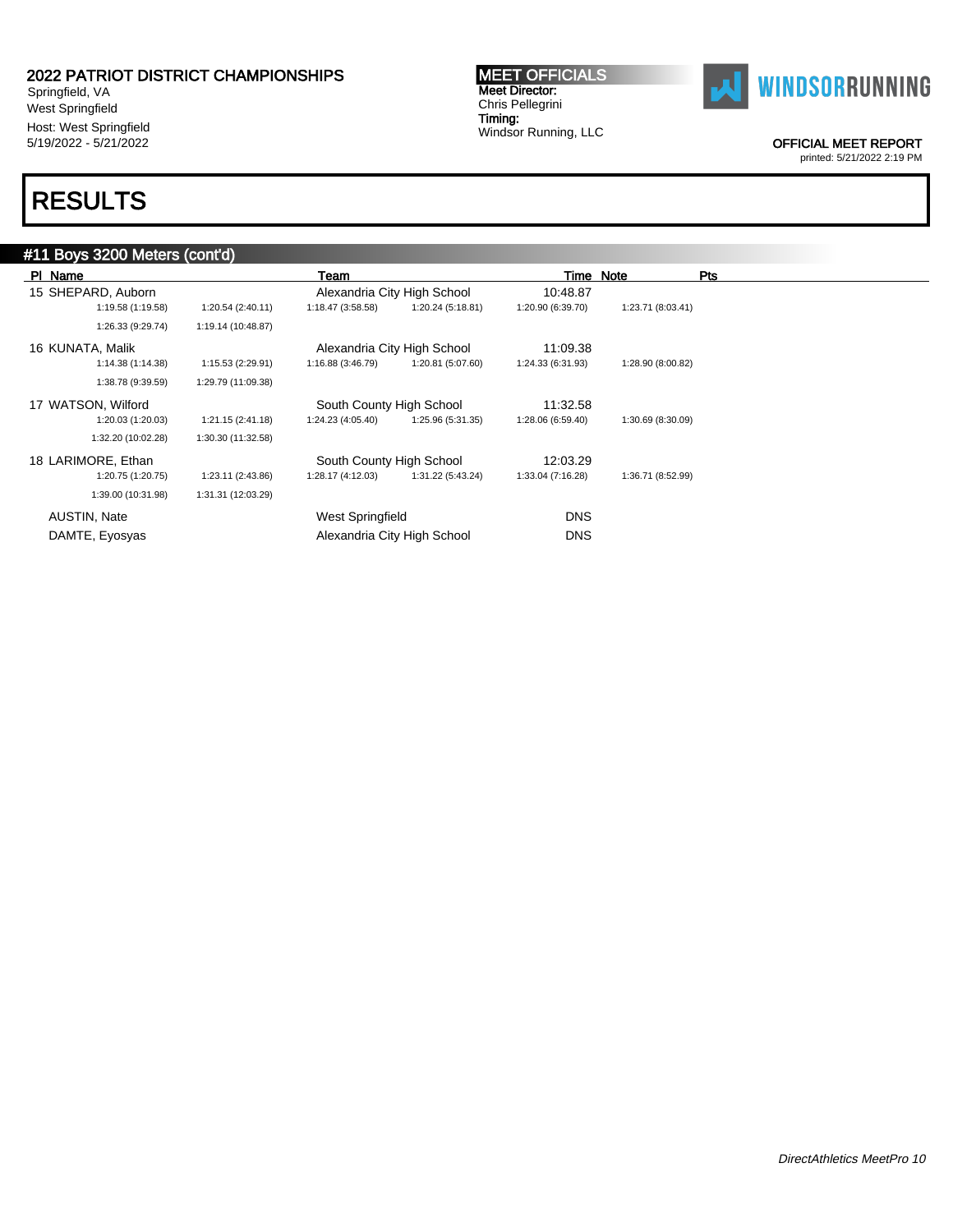# 2022 PATRIOT DISTRICT CHAMPIONSHIPS

Springfield, VA
West Springfield
Host: West Springfield
5/19/2022 - 5/21/2022

**MEET OFFICIALS**
Meet Director:
Chris Pellegrini
Timing:
Windsor Running, LLC

OFFICIAL MEET REPORT
printed: 5/21/2022 2:19 PM

# RESULTS

## #11 Boys 3200 Meters (cont'd)

| Pl | Name | Team | Time | Note | Pts |
|---|---|---|---|---|---|
| 15 | SHEPARD, Auborn | Alexandria City High School | 10:48.87 | | |
| | 1:19.58 (1:19.58) 1:20.54 (2:40.11) 1:18.47 (3:58.58) 1:20.24 (5:18.81) 1:20.90 (6:39.70) 1:23.71 (8:03.41) 1:26.33 (9:29.74) 1:19.14 (10:48.87) | | | | |
| 16 | KUNATA, Malik | Alexandria City High School | 11:09.38 | | |
| | 1:14.38 (1:14.38) 1:15.53 (2:29.91) 1:16.88 (3:46.79) 1:20.81 (5:07.60) 1:24.33 (6:31.93) 1:28.90 (8:00.82) 1:38.78 (9:39.59) 1:29.79 (11:09.38) | | | | |
| 17 | WATSON, Wilford | South County High School | 11:32.58 | | |
| | 1:20.03 (1:20.03) 1:21.15 (2:41.18) 1:24.23 (4:05.40) 1:25.96 (5:31.35) 1:28.06 (6:59.40) 1:30.69 (8:30.09) 1:32.20 (10:02.28) 1:30.30 (11:32.58) | | | | |
| 18 | LARIMORE, Ethan | South County High School | 12:03.29 | | |
| | 1:20.75 (1:20.75) 1:23.11 (2:43.86) 1:28.17 (4:12.03) 1:31.22 (5:43.24) 1:33.04 (7:16.28) 1:36.71 (8:52.99) 1:39.00 (10:31.98) 1:31.31 (12:03.29) | | | | |
| | AUSTIN, Nate | West Springfield | DNS | | |
| | DAMTE, Eyosyas | Alexandria City High School | DNS | | |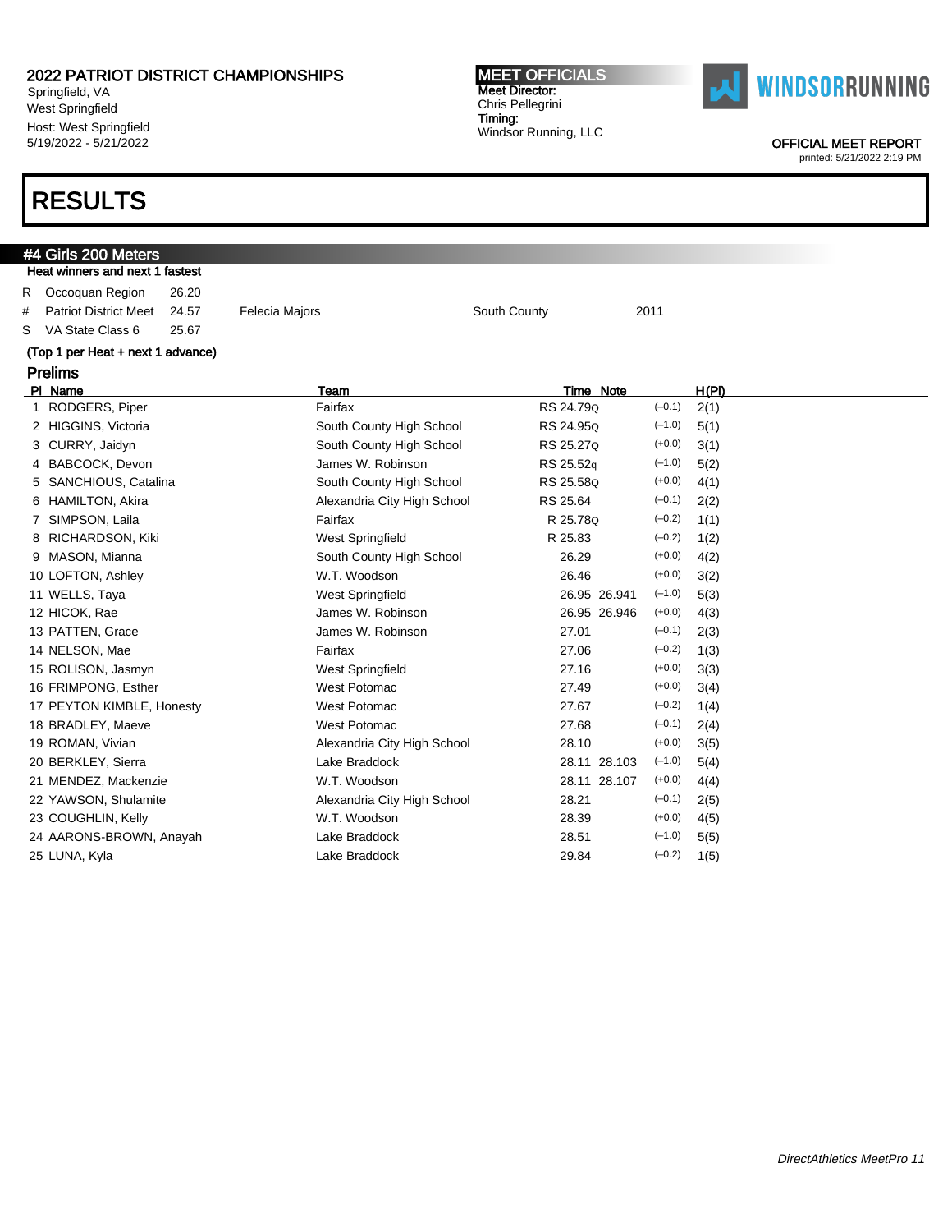# 2022 PATRIOT DISTRICT CHAMPIONSHIPS

Springfield, VA
West Springfield
Host: West Springfield
5/19/2022 - 5/21/2022

**MEET OFFICIALS**
Meet Director:
Chris Pellegrini
Timing:
Windsor Running, LLC

WINDSORRUNNING

OFFICIAL MEET REPORT
printed: 5/21/2022 2:19 PM

# RESULTS

## #4 Girls 200 Meters

**Heat winners and next 1 fastest**

| | | | | | |
|---|---|---|---|---|---|
| R | Occoquan Region | 26.20 | | | |
| # | Patriot District Meet | 24.57 | Felecia Majors | South County | 2011 |
| S | VA State Class 6 | 25.67 | | | |

**(Top 1 per Heat + next 1 advance)**

### Prelims

| Pl | Name | Team | Time | Note | Wind | H(Pl) |
|---|---|---|---|---|---|---|
| 1 | RODGERS, Piper | Fairfax | RS 24.79Q | | (–0.1) | 2(1) |
| 2 | HIGGINS, Victoria | South County High School | RS 24.95Q | | (–1.0) | 5(1) |
| 3 | CURRY, Jaidyn | South County High School | RS 25.27Q | | (+0.0) | 3(1) |
| 4 | BABCOCK, Devon | James W. Robinson | RS 25.52q | | (–1.0) | 5(2) |
| 5 | SANCHIOUS, Catalina | South County High School | RS 25.58Q | | (+0.0) | 4(1) |
| 6 | HAMILTON, Akira | Alexandria City High School | RS 25.64 | | (–0.1) | 2(2) |
| 7 | SIMPSON, Laila | Fairfax | R 25.78Q | | (–0.2) | 1(1) |
| 8 | RICHARDSON, Kiki | West Springfield | R 25.83 | | (–0.2) | 1(2) |
| 9 | MASON, Mianna | South County High School | 26.29 | | (+0.0) | 4(2) |
| 10 | LOFTON, Ashley | W.T. Woodson | 26.46 | | (+0.0) | 3(2) |
| 11 | WELLS, Taya | West Springfield | 26.95 | 26.941 | (–1.0) | 5(3) |
| 12 | HICOK, Rae | James W. Robinson | 26.95 | 26.946 | (+0.0) | 4(3) |
| 13 | PATTEN, Grace | James W. Robinson | 27.01 | | (–0.1) | 2(3) |
| 14 | NELSON, Mae | Fairfax | 27.06 | | (–0.2) | 1(3) |
| 15 | ROLISON, Jasmyn | West Springfield | 27.16 | | (+0.0) | 3(3) |
| 16 | FRIMPONG, Esther | West Potomac | 27.49 | | (+0.0) | 3(4) |
| 17 | PEYTON KIMBLE, Honesty | West Potomac | 27.67 | | (–0.2) | 1(4) |
| 18 | BRADLEY, Maeve | West Potomac | 27.68 | | (–0.1) | 2(4) |
| 19 | ROMAN, Vivian | Alexandria City High School | 28.10 | | (+0.0) | 3(5) |
| 20 | BERKLEY, Sierra | Lake Braddock | 28.11 | 28.103 | (–1.0) | 5(4) |
| 21 | MENDEZ, Mackenzie | W.T. Woodson | 28.11 | 28.107 | (+0.0) | 4(4) |
| 22 | YAWSON, Shulamite | Alexandria City High School | 28.21 | | (–0.1) | 2(5) |
| 23 | COUGHLIN, Kelly | W.T. Woodson | 28.39 | | (+0.0) | 4(5) |
| 24 | AARONS-BROWN, Anayah | Lake Braddock | 28.51 | | (–1.0) | 5(5) |
| 25 | LUNA, Kyla | Lake Braddock | 29.84 | | (–0.2) | 1(5) |

*DirectAthletics MeetPro 11*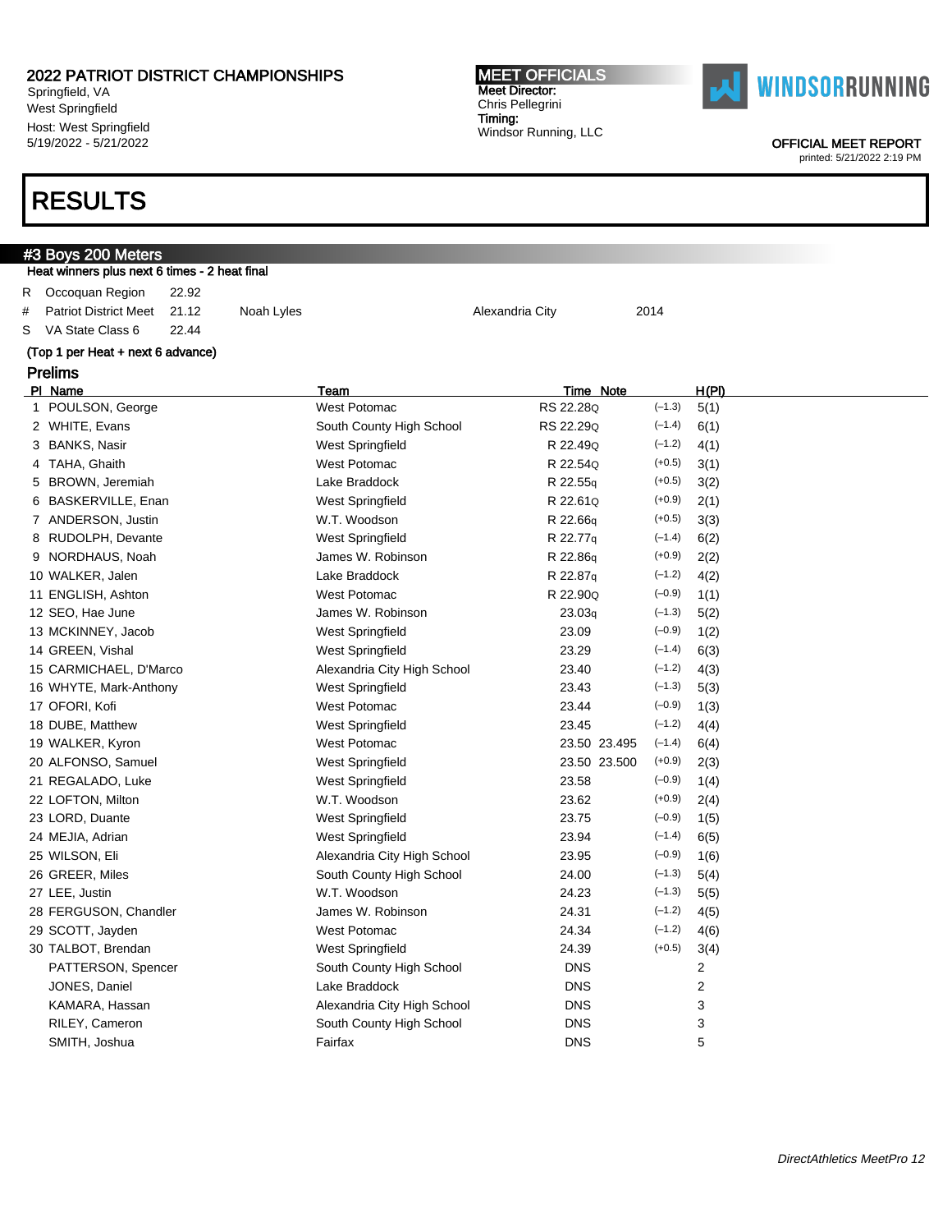2022 PATRIOT DISTRICT CHAMPIONSHIPS
Springfield, VA
West Springfield
Host: West Springfield
5/19/2022 - 5/21/2022

**MEET OFFICIALS**
Meet Director:
Chris Pellegrini
Timing:
Windsor Running, LLC

OFFICIAL MEET REPORT
printed: 5/21/2022 2:19 PM

# RESULTS

## #3 Boys 200 Meters

Heat winners plus next 6 times - 2 heat final

| | | | | | |
|---|---|---|---|---|---|
| R | Occoquan Region | 22.92 | | | |
| # | Patriot District Meet | 21.12 | Noah Lyles | Alexandria City | 2014 |
| S | VA State Class 6 | 22.44 | | | |

(Top 1 per Heat + next 6 advance)

### Prelims

| Pl | Name | Team | Time | Note | Wind | H(Pl) |
|---|---|---|---|---|---|---|
| 1 | POULSON, George | West Potomac | RS 22.28Q | | (-1.3) | 5(1) |
| 2 | WHITE, Evans | South County High School | RS 22.29Q | | (-1.4) | 6(1) |
| 3 | BANKS, Nasir | West Springfield | R 22.49Q | | (-1.2) | 4(1) |
| 4 | TAHA, Ghaith | West Potomac | R 22.54Q | | (+0.5) | 3(1) |
| 5 | BROWN, Jeremiah | Lake Braddock | R 22.55q | | (+0.5) | 3(2) |
| 6 | BASKERVILLE, Enan | West Springfield | R 22.61Q | | (+0.9) | 2(1) |
| 7 | ANDERSON, Justin | W.T. Woodson | R 22.66q | | (+0.5) | 3(3) |
| 8 | RUDOLPH, Devante | West Springfield | R 22.77q | | (-1.4) | 6(2) |
| 9 | NORDHAUS, Noah | James W. Robinson | R 22.86q | | (+0.9) | 2(2) |
| 10 | WALKER, Jalen | Lake Braddock | R 22.87q | | (-1.2) | 4(2) |
| 11 | ENGLISH, Ashton | West Potomac | R 22.90Q | | (-0.9) | 1(1) |
| 12 | SEO, Hae June | James W. Robinson | 23.03q | | (-1.3) | 5(2) |
| 13 | MCKINNEY, Jacob | West Springfield | 23.09 | | (-0.9) | 1(2) |
| 14 | GREEN, Vishal | West Springfield | 23.29 | | (-1.4) | 6(3) |
| 15 | CARMICHAEL, D'Marco | Alexandria City High School | 23.40 | | (-1.2) | 4(3) |
| 16 | WHYTE, Mark-Anthony | West Springfield | 23.43 | | (-1.3) | 5(3) |
| 17 | OFORI, Kofi | West Potomac | 23.44 | | (-0.9) | 1(3) |
| 18 | DUBE, Matthew | West Springfield | 23.45 | | (-1.2) | 4(4) |
| 19 | WALKER, Kyron | West Potomac | 23.50 | 23.495 | (-1.4) | 6(4) |
| 20 | ALFONSO, Samuel | West Springfield | 23.50 | 23.500 | (+0.9) | 2(3) |
| 21 | REGALADO, Luke | West Springfield | 23.58 | | (-0.9) | 1(4) |
| 22 | LOFTON, Milton | W.T. Woodson | 23.62 | | (+0.9) | 2(4) |
| 23 | LORD, Duante | West Springfield | 23.75 | | (-0.9) | 1(5) |
| 24 | MEJIA, Adrian | West Springfield | 23.94 | | (-1.4) | 6(5) |
| 25 | WILSON, Eli | Alexandria City High School | 23.95 | | (-0.9) | 1(6) |
| 26 | GREER, Miles | South County High School | 24.00 | | (-1.3) | 5(4) |
| 27 | LEE, Justin | W.T. Woodson | 24.23 | | (-1.3) | 5(5) |
| 28 | FERGUSON, Chandler | James W. Robinson | 24.31 | | (-1.2) | 4(5) |
| 29 | SCOTT, Jayden | West Potomac | 24.34 | | (-1.2) | 4(6) |
| 30 | TALBOT, Brendan | West Springfield | 24.39 | | (+0.5) | 3(4) |
| | PATTERSON, Spencer | South County High School | DNS | | | 2 |
| | JONES, Daniel | Lake Braddock | DNS | | | 2 |
| | KAMARA, Hassan | Alexandria City High School | DNS | | | 3 |
| | RILEY, Cameron | South County High School | DNS | | | 3 |
| | SMITH, Joshua | Fairfax | DNS | | | 5 |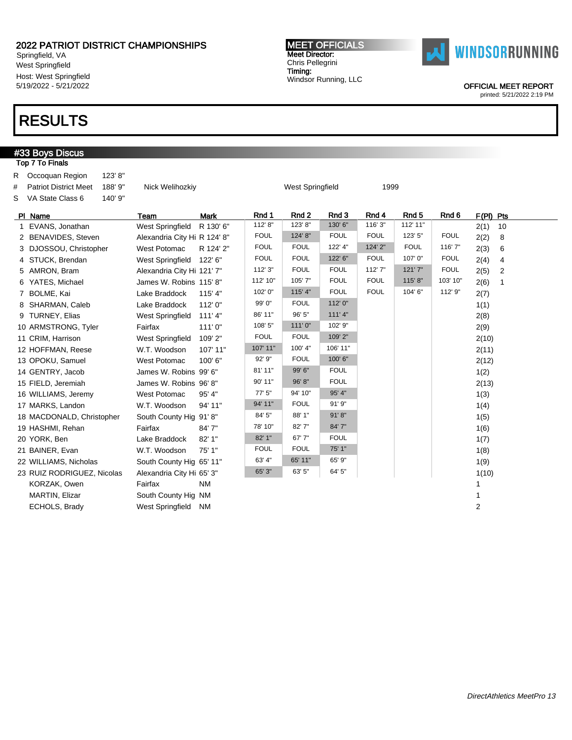# 2022 PATRIOT DISTRICT CHAMPIONSHIPS

Springfield, VA
West Springfield
Host: West Springfield
5/19/2022 - 5/21/2022

**MEET OFFICIALS**
Meet Director:
Chris Pellegrini
Timing:
Windsor Running, LLC

WINDSORRUNNING

OFFICIAL MEET REPORT
printed: 5/21/2022 2:19 PM

# RESULTS

## #33 Boys Discus

Top 7 To Finals

| | | | | | |
|---|---|---|---|---|---|
| R | Occoquan Region | 123' 8" | | | |
| # | Patriot District Meet | 188' 9" | Nick Welihozkiy | West Springfield | 1999 |
| S | VA State Class 6 | 140' 9" | | | |

| Pl | Name | Team | Mark | Rnd 1 | Rnd 2 | Rnd 3 | Rnd 4 | Rnd 5 | Rnd 6 | F(Pl) | Pts |
|---|---|---|---|---|---|---|---|---|---|---|---|
| 1 | EVANS, Jonathan | West Springfield | R 130' 6" | 112' 8" | 123' 8" | 130' 6" | 116' 3" | 112' 11" | | 2(1) | 10 |
| 2 | BENAVIDES, Steven | Alexandria City Hi | R 124' 8" | FOUL | 124' 8" | FOUL | FOUL | 123' 5" | FOUL | 2(2) | 8 |
| 3 | DJOSSOU, Christopher | West Potomac | R 124' 2" | FOUL | FOUL | 122' 4" | 124' 2" | FOUL | 116' 7" | 2(3) | 6 |
| 4 | STUCK, Brendan | West Springfield | 122' 6" | FOUL | FOUL | 122' 6" | FOUL | 107' 0" | FOUL | 2(4) | 4 |
| 5 | AMRON, Bram | Alexandria City Hi | 121' 7" | 112' 3" | FOUL | FOUL | 112' 7" | 121' 7" | FOUL | 2(5) | 2 |
| 6 | YATES, Michael | James W. Robins | 115' 8" | 112' 10" | 105' 7" | FOUL | FOUL | 115' 8" | 103' 10" | 2(6) | 1 |
| 7 | BOLME, Kai | Lake Braddock | 115' 4" | 102' 0" | 115' 4" | FOUL | FOUL | 104' 6" | 112' 9" | 2(7) | |
| 8 | SHARMAN, Caleb | Lake Braddock | 112' 0" | 99' 0" | FOUL | 112' 0" | | | | 1(1) | |
| 9 | TURNEY, Elias | West Springfield | 111' 4" | 86' 11" | 96' 5" | 111' 4" | | | | 2(8) | |
| 10 | ARMSTRONG, Tyler | Fairfax | 111' 0" | 108' 5" | 111' 0" | 102' 9" | | | | 2(9) | |
| 11 | CRIM, Harrison | West Springfield | 109' 2" | FOUL | FOUL | 109' 2" | | | | 2(10) | |
| 12 | HOFFMAN, Reese | W.T. Woodson | 107' 11" | 107' 11" | 100' 4" | 106' 11" | | | | 2(11) | |
| 13 | OPOKU, Samuel | West Potomac | 100' 6" | 92' 9" | FOUL | 100' 6" | | | | 2(12) | |
| 14 | GENTRY, Jacob | James W. Robins | 99' 6" | 81' 11" | 99' 6" | FOUL | | | | 1(2) | |
| 15 | FIELD, Jeremiah | James W. Robins | 96' 8" | 90' 11" | 96' 8" | FOUL | | | | 2(13) | |
| 16 | WILLIAMS, Jeremy | West Potomac | 95' 4" | 77' 5" | 94' 10" | 95' 4" | | | | 1(3) | |
| 17 | MARKS, Landon | W.T. Woodson | 94' 11" | 94' 11" | FOUL | 91' 9" | | | | 1(4) | |
| 18 | MACDONALD, Christopher | South County Hig | 91' 8" | 84' 5" | 88' 1" | 91' 8" | | | | 1(5) | |
| 19 | HASHMI, Rehan | Fairfax | 84' 7" | 78' 10" | 82' 7" | 84' 7" | | | | 1(6) | |
| 20 | YORK, Ben | Lake Braddock | 82' 1" | 82' 1" | 67' 7" | FOUL | | | | 1(7) | |
| 21 | BAINER, Evan | W.T. Woodson | 75' 1" | FOUL | FOUL | 75' 1" | | | | 1(8) | |
| 22 | WILLIAMS, Nicholas | South County Hig | 65' 11" | 63' 4" | 65' 11" | 65' 9" | | | | 1(9) | |
| 23 | RUIZ RODRIGUEZ, Nicolas | Alexandria City Hi | 65' 3" | 65' 3" | 63' 5" | 64' 5" | | | | 1(10) | |
| | KORZAK, Owen | Fairfax | NM | | | | | | | 1 | |
| | MARTIN, Elizar | South County Hig | NM | | | | | | | 1 | |
| | ECHOLS, Brady | West Springfield | NM | | | | | | | 2 | |

*DirectAthletics MeetPro 13*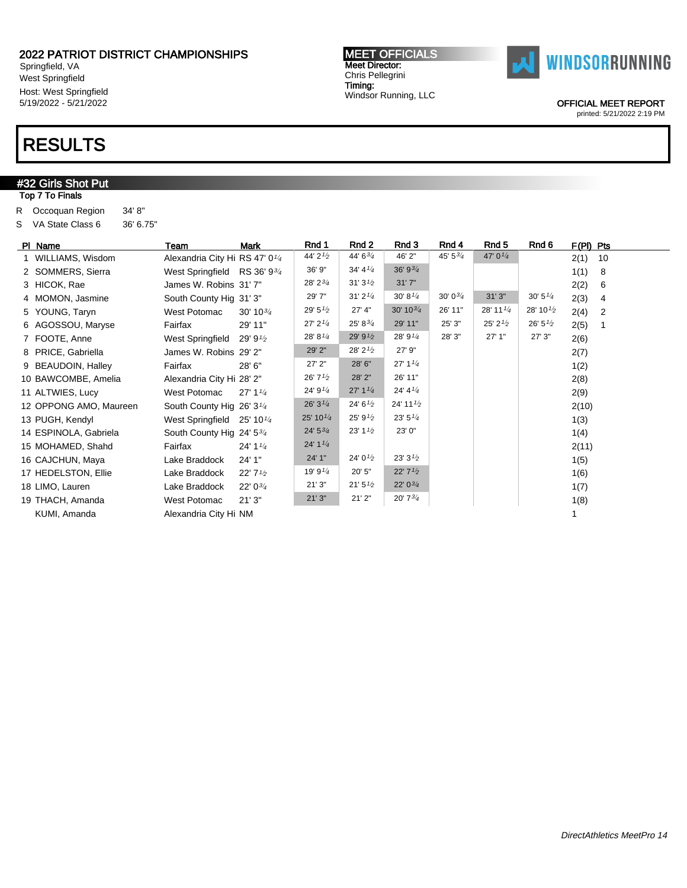2022 PATRIOT DISTRICT CHAMPIONSHIPS
Springfield, VA
West Springfield
Host: West Springfield
5/19/2022 - 5/21/2022

MEET OFFICIALS
Meet Director:
Chris Pellegrini
Timing:
Windsor Running, LLC

WINDSORRUNNING

OFFICIAL MEET REPORT
printed: 5/21/2022 2:19 PM

# RESULTS

## #32 Girls Shot Put

Top 7 To Finals

R Occoquan Region 34' 8"
S VA State Class 6 36' 6.75"

| Pl | Name | Team | Mark | Rnd 1 | Rnd 2 | Rnd 3 | Rnd 4 | Rnd 5 | Rnd 6 | F(Pl) | Pts |
|---|---|---|---|---|---|---|---|---|---|---|---|
| 1 | WILLIAMS, Wisdom | Alexandria City Hi | RS 47' 0¼ | 44' 2½ | 44' 6¾ | 46' 2" | 45' 5¾ | 47' 0¼ | | 2(1) | 10 |
| 2 | SOMMERS, Sierra | West Springfield | RS 36' 9¾ | 36' 9" | 34' 4¼ | 36' 9¾ | | | | 1(1) | 8 |
| 3 | HICOK, Rae | James W. Robins | 31' 7" | 28' 2¾ | 31' 3½ | 31' 7" | | | | 2(2) | 6 |
| 4 | MOMON, Jasmine | South County Hig | 31' 3" | 29' 7" | 31' 2¼ | 30' 8¼ | 30' 0¾ | 31' 3" | 30' 5¼ | 2(3) | 4 |
| 5 | YOUNG, Taryn | West Potomac | 30' 10¾ | 29' 5½ | 27' 4" | 30' 10¾ | 26' 11" | 28' 11¼ | 28' 10½ | 2(4) | 2 |
| 6 | AGOSSOU, Maryse | Fairfax | 29' 11" | 27' 2¼ | 25' 8¾ | 29' 11" | 25' 3" | 25' 2½ | 26' 5½ | 2(5) | 1 |
| 7 | FOOTE, Anne | West Springfield | 29' 9½ | 28' 8¼ | 29' 9½ | 28' 9¼ | 28' 3" | 27' 1" | 27' 3" | 2(6) | |
| 8 | PRICE, Gabriella | James W. Robins | 29' 2" | 29' 2" | 28' 2½ | 27' 9" | | | | 2(7) | |
| 9 | BEAUDOIN, Halley | Fairfax | 28' 6" | 27' 2" | 28' 6" | 27' 1¼ | | | | 1(2) | |
| 10 | BAWCOMBE, Amelia | Alexandria City Hi | 28' 2" | 26' 7½ | 28' 2" | 26' 11" | | | | 2(8) | |
| 11 | ALTWIES, Lucy | West Potomac | 27' 1¼ | 24' 9¼ | 27' 1¼ | 24' 4¼ | | | | 2(9) | |
| 12 | OPPONG AMO, Maureen | South County Hig | 26' 3¼ | 26' 3¼ | 24' 6½ | 24' 11½ | | | | 2(10) | |
| 13 | PUGH, Kendyl | West Springfield | 25' 10¼ | 25' 10¼ | 25' 9½ | 23' 5¼ | | | | 1(3) | |
| 14 | ESPINOLA, Gabriela | South County Hig | 24' 5¾ | 24' 5¾ | 23' 1½ | 23' 0" | | | | 1(4) | |
| 15 | MOHAMED, Shahd | Fairfax | 24' 1¼ | 24' 1¼ | | | | | | 2(11) | |
| 16 | CAJCHUN, Maya | Lake Braddock | 24' 1" | 24' 1" | 24' 0½ | 23' 3½ | | | | 1(5) | |
| 17 | HEDELSTON, Ellie | Lake Braddock | 22' 7½ | 19' 9¼ | 20' 5" | 22' 7½ | | | | 1(6) | |
| 18 | LIMO, Lauren | Lake Braddock | 22' 0¾ | 21' 3" | 21' 5½ | 22' 0¾ | | | | 1(7) | |
| 19 | THACH, Amanda | West Potomac | 21' 3" | 21' 3" | 21' 2" | 20' 7¾ | | | | 1(8) | |
| | KUMI, Amanda | Alexandria City Hi | NM | | | | | | | 1 | |

DirectAthletics MeetPro 14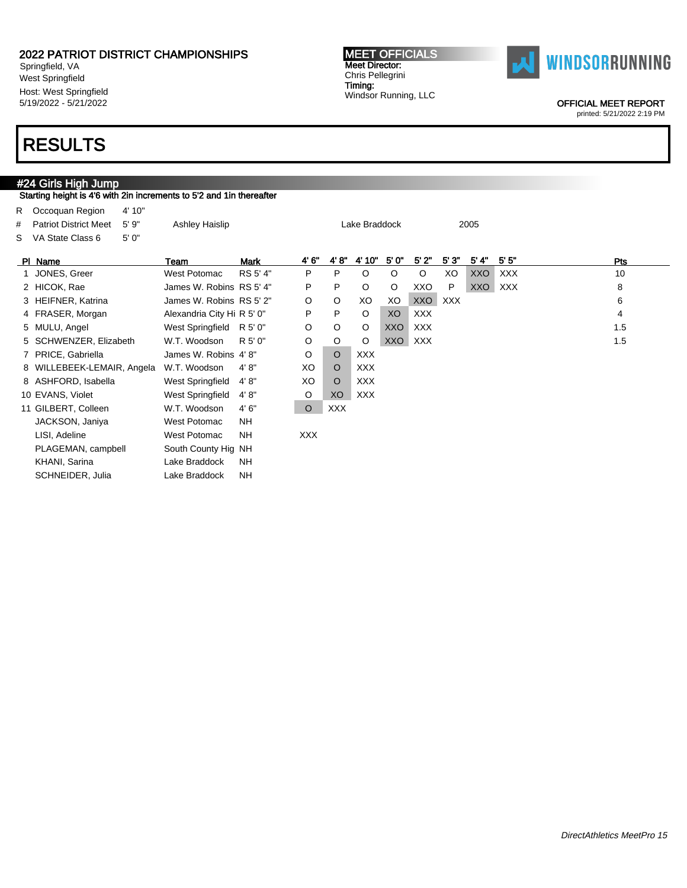2022 PATRIOT DISTRICT CHAMPIONSHIPS
Springfield, VA
West Springfield
Host: West Springfield
5/19/2022 - 5/21/2022

**MEET OFFICIALS**
Meet Director:
Chris Pellegrini
Timing:
Windsor Running, LLC

WINDSORRUNNING

OFFICIAL MEET REPORT
printed: 5/21/2022 2:19 PM

# RESULTS

## #24 Girls High Jump

Starting height is 4'6 with 2in increments to 5'2 and 1in thereafter

| | | | | | |
|---|---|---|---|---|---|
| R | Occoquan Region | 4' 10" | | | |
| # | Patriot District Meet | 5' 9" | Ashley Haislip | Lake Braddock | 2005 |
| S | VA State Class 6 | 5' 0" | | | |

| Pl | Name | Team | Mark | 4' 6" | 4' 8" | 4' 10" | 5' 0" | 5' 2" | 5' 3" | 5' 4" | 5' 5" | Pts |
|---|---|---|---|---|---|---|---|---|---|---|---|---|
| 1 | JONES, Greer | West Potomac | RS 5' 4" | P | P | O | O | O | XO | XXO | XXX | 10 |
| 2 | HICOK, Rae | James W. Robins | RS 5' 4" | P | P | O | O | XXO | P | XXO | XXX | 8 |
| 3 | HEIFNER, Katrina | James W. Robins | RS 5' 2" | O | O | XO | XO | XXO | XXX | | | 6 |
| 4 | FRASER, Morgan | Alexandria City Hi | R 5' 0" | P | P | O | XO | XXX | | | | 4 |
| 5 | MULU, Angel | West Springfield | R 5' 0" | O | O | O | XXO | XXX | | | | 1.5 |
| 5 | SCHWENZER, Elizabeth | W.T. Woodson | R 5' 0" | O | O | O | XXO | XXX | | | | 1.5 |
| 7 | PRICE, Gabriella | James W. Robins | 4' 8" | O | O | XXX | | | | | | |
| 8 | WILLEBEEK-LEMAIR, Angela | W.T. Woodson | 4' 8" | XO | O | XXX | | | | | | |
| 8 | ASHFORD, Isabella | West Springfield | 4' 8" | XO | O | XXX | | | | | | |
| 10 | EVANS, Violet | West Springfield | 4' 8" | O | XO | XXX | | | | | | |
| 11 | GILBERT, Colleen | W.T. Woodson | 4' 6" | O | XXX | | | | | | | |
| | JACKSON, Janiya | West Potomac | NH | | | | | | | | | |
| | LISI, Adeline | West Potomac | NH | XXX | | | | | | | | |
| | PLAGEMAN, campbell | South County Hig | NH | | | | | | | | | |
| | KHANI, Sarina | Lake Braddock | NH | | | | | | | | | |
| | SCHNEIDER, Julia | Lake Braddock | NH | | | | | | | | | |

*DirectAthletics MeetPro 15*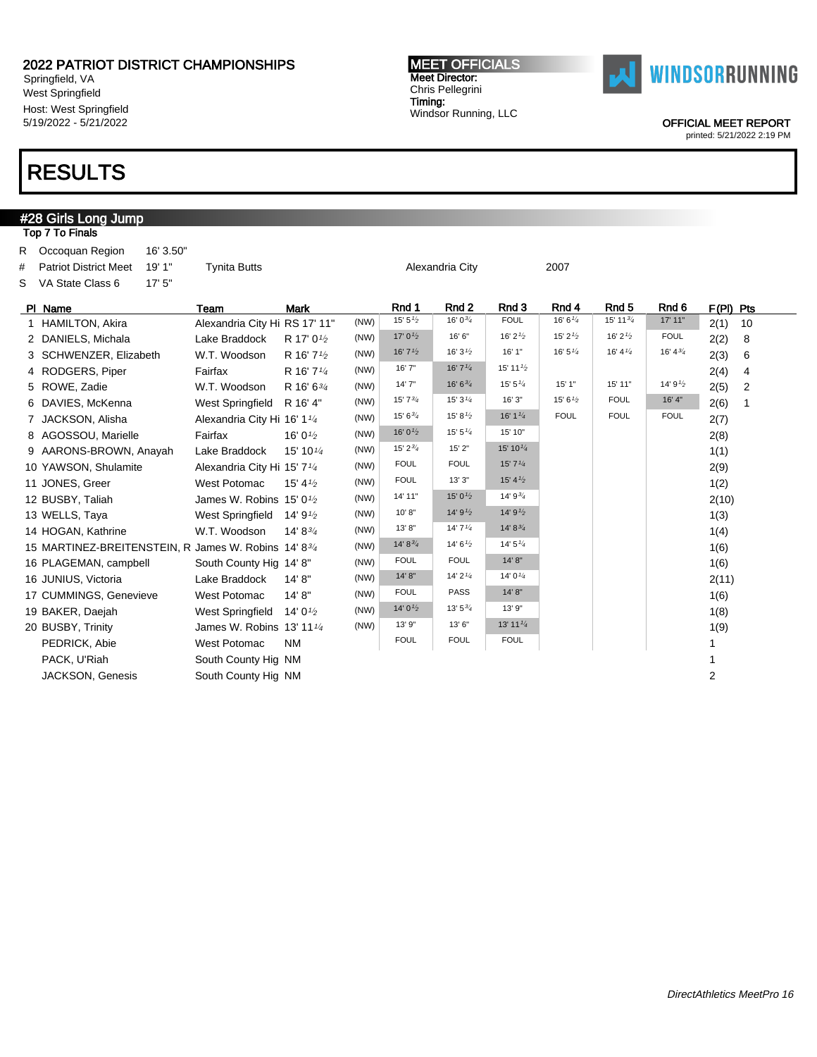# 2022 PATRIOT DISTRICT CHAMPIONSHIPS

Springfield, VA
West Springfield
Host: West Springfield
5/19/2022 - 5/21/2022

**MEET OFFICIALS**
Meet Director:
Chris Pellegrini
Timing:
Windsor Running, LLC

WINDSORRUNNING

OFFICIAL MEET REPORT
printed: 5/21/2022 2:19 PM

# RESULTS

## #28 Girls Long Jump

Top 7 To Finals

| | | | | | |
|---|---|---|---|---|---|
| R | Occoquan Region | 16' 3.50" | | | |
| # | Patriot District Meet | 19' 1" | Tynita Butts | Alexandria City | 2007 |
| S | VA State Class 6 | 17' 5" | | | |

| Pl | Name | Team | Mark | | Rnd 1 | Rnd 2 | Rnd 3 | Rnd 4 | Rnd 5 | Rnd 6 | F(Pl) | Pts |
|---|---|---|---|---|---|---|---|---|---|---|---|---|
| 1 | HAMILTON, Akira | Alexandria City Hi | RS 17' 11" | (NW) | 15' 5½ | 16' 0¾ | FOUL | 16' 6¼ | 15' 11¾ | 17' 11" | 2(1) | 10 |
| 2 | DANIELS, Michala | Lake Braddock | R 17' 0½ | (NW) | 17' 0½ | 16' 6" | 16' 2½ | 15' 2½ | 16' 2½ | FOUL | 2(2) | 8 |
| 3 | SCHWENZER, Elizabeth | W.T. Woodson | R 16' 7½ | (NW) | 16' 7½ | 16' 3½ | 16' 1" | 16' 5¼ | 16' 4¼ | 16' 4¾ | 2(3) | 6 |
| 4 | RODGERS, Piper | Fairfax | R 16' 7¼ | (NW) | 16' 7" | 16' 7¼ | 15' 11½ | | | | 2(4) | 4 |
| 5 | ROWE, Zadie | W.T. Woodson | R 16' 6¾ | (NW) | 14' 7" | 16' 6¾ | 15' 5¼ | 15' 1" | 15' 11" | 14' 9½ | 2(5) | 2 |
| 6 | DAVIES, McKenna | West Springfield | R 16' 4" | (NW) | 15' 7¾ | 15' 3¼ | 16' 3" | 15' 6½ | FOUL | 16' 4" | 2(6) | 1 |
| 7 | JACKSON, Alisha | Alexandria City Hi | 16' 1¼ | (NW) | 15' 6¾ | 15' 8½ | 16' 1¼ | FOUL | FOUL | FOUL | 2(7) | |
| 8 | AGOSSOU, Marielle | Fairfax | 16' 0½ | (NW) | 16' 0½ | 15' 5¼ | 15' 10" | | | | 2(8) | |
| 9 | AARONS-BROWN, Anayah | Lake Braddock | 15' 10¼ | (NW) | 15' 2¾ | 15' 2" | 15' 10¼ | | | | 1(1) | |
| 10 | YAWSON, Shulamite | Alexandria City Hi | 15' 7¼ | (NW) | FOUL | FOUL | 15' 7¼ | | | | 2(9) | |
| 11 | JONES, Greer | West Potomac | 15' 4½ | (NW) | FOUL | 13' 3" | 15' 4½ | | | | 1(2) | |
| 12 | BUSBY, Taliah | James W. Robins | 15' 0½ | (NW) | 14' 11" | 15' 0½ | 14' 9¾ | | | | 2(10) | |
| 13 | WELLS, Taya | West Springfield | 14' 9½ | (NW) | 10' 8" | 14' 9½ | 14' 9½ | | | | 1(3) | |
| 14 | HOGAN, Kathrine | W.T. Woodson | 14' 8¾ | (NW) | 13' 8" | 14' 7¼ | 14' 8¾ | | | | 1(4) | |
| 15 | MARTINEZ-BREITENSTEIN, R | James W. Robins | 14' 8¾ | (NW) | 14' 8¾ | 14' 6½ | 14' 5¼ | | | | 1(6) | |
| 16 | PLAGEMAN, campbell | South County Hig | 14' 8" | (NW) | FOUL | FOUL | 14' 8" | | | | 1(6) | |
| 16 | JUNIUS, Victoria | Lake Braddock | 14' 8" | (NW) | 14' 8" | 14' 2¼ | 14' 0¼ | | | | 2(11) | |
| 17 | CUMMINGS, Genevieve | West Potomac | 14' 8" | (NW) | FOUL | PASS | 14' 8" | | | | 1(6) | |
| 19 | BAKER, Daejah | West Springfield | 14' 0½ | (NW) | 14' 0½ | 13' 5¾ | 13' 9" | | | | 1(8) | |
| 20 | BUSBY, Trinity | James W. Robins | 13' 11¼ | (NW) | 13' 9" | 13' 6" | 13' 11¼ | | | | 1(9) | |
| | PEDRICK, Abie | West Potomac | NM | | FOUL | FOUL | FOUL | | | | 1 | |
| | PACK, U'Riah | South County Hig | NM | | | | | | | | 1 | |
| | JACKSON, Genesis | South County Hig | NM | | | | | | | | 2 | |

DirectAthletics MeetPro 16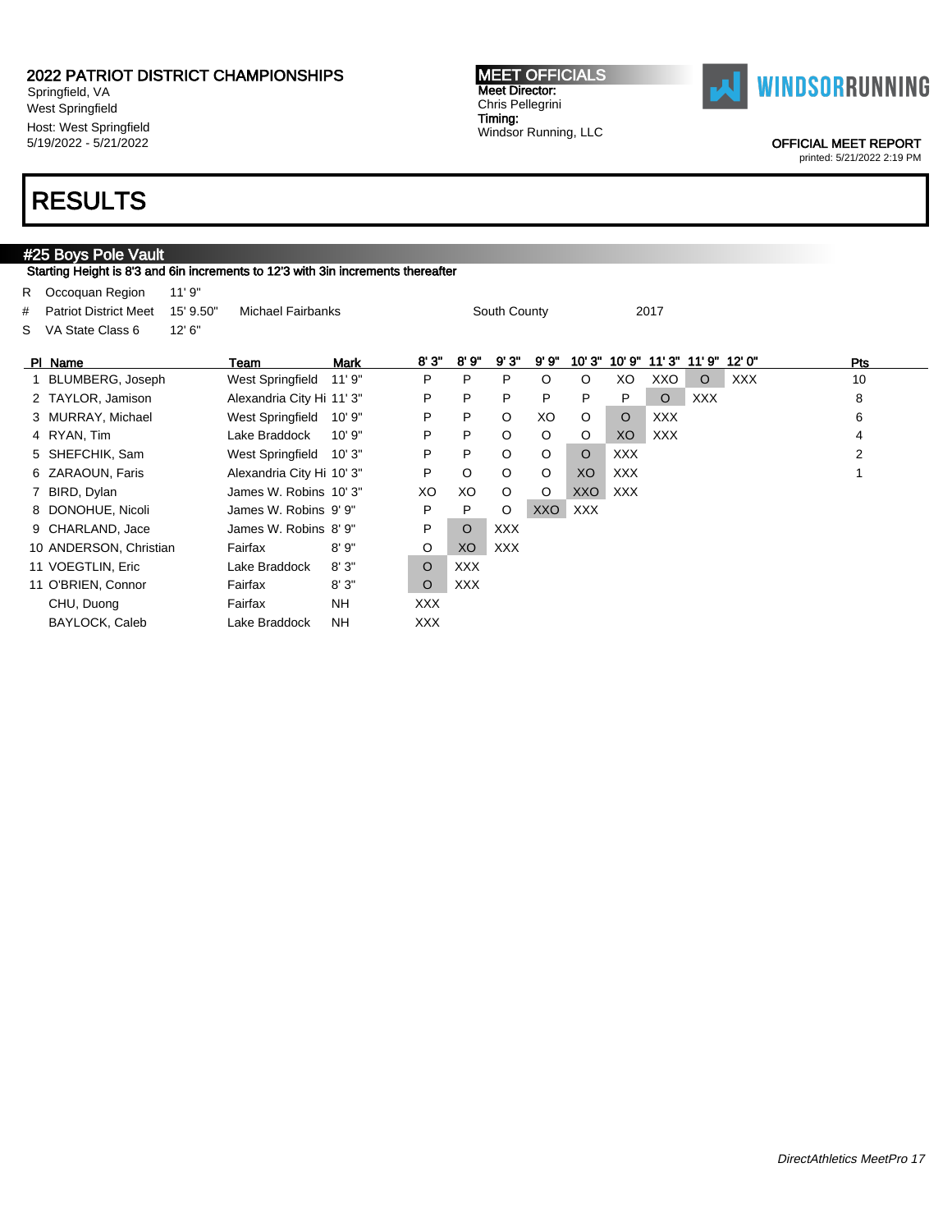## 2022 PATRIOT DISTRICT CHAMPIONSHIPS

Springfield, VA
West Springfield
Host: West Springfield
5/19/2022 - 5/21/2022

**MEET OFFICIALS**
Meet Director:
Chris Pellegrini
Timing:
Windsor Running, LLC

WINDSORRUNNING

OFFICIAL MEET REPORT
printed: 5/21/2022 2:19 PM

# RESULTS

## #25 Boys Pole Vault

Starting Height is 8'3 and 6in increments to 12'3 with 3in increments thereafter

| | | | | | |
|---|---|---|---|---|---|
| R | Occoquan Region | 11' 9" | | | |
| # | Patriot District Meet | 15' 9.50" | Michael Fairbanks | South County | 2017 |
| S | VA State Class 6 | 12' 6" | | | |

| Pl | Name | Team | Mark | 8' 3" | 8' 9" | 9' 3" | 9' 9" | 10' 3" | 10' 9" | 11' 3" | 11' 9" | 12' 0" | Pts |
|---|---|---|---|---|---|---|---|---|---|---|---|---|---|
| 1 | BLUMBERG, Joseph | West Springfield | 11' 9" | P | P | P | O | O | XO | XXO | O | XXX | 10 |
| 2 | TAYLOR, Jamison | Alexandria City Hi | 11' 3" | P | P | P | P | P | P | O | XXX | | 8 |
| 3 | MURRAY, Michael | West Springfield | 10' 9" | P | P | O | XO | O | O | XXX | | | 6 |
| 4 | RYAN, Tim | Lake Braddock | 10' 9" | P | P | O | O | O | XO | XXX | | | 4 |
| 5 | SHEFCHIK, Sam | West Springfield | 10' 3" | P | P | O | O | O | XXX | | | | 2 |
| 6 | ZARAOUN, Faris | Alexandria City Hi | 10' 3" | P | O | O | O | XO | XXX | | | | 1 |
| 7 | BIRD, Dylan | James W. Robins | 10' 3" | XO | XO | O | O | XXO | XXX | | | | |
| 8 | DONOHUE, Nicoli | James W. Robins | 9' 9" | P | P | O | XXO | XXX | | | | | |
| 9 | CHARLAND, Jace | James W. Robins | 8' 9" | P | O | XXX | | | | | | | |
| 10 | ANDERSON, Christian | Fairfax | 8' 9" | O | XO | XXX | | | | | | | |
| 11 | VOEGTLIN, Eric | Lake Braddock | 8' 3" | O | XXX | | | | | | | | |
| 11 | O'BRIEN, Connor | Fairfax | 8' 3" | O | XXX | | | | | | | | |
| | CHU, Duong | Fairfax | NH | XXX | | | | | | | | | |
| | BAYLOCK, Caleb | Lake Braddock | NH | XXX | | | | | | | | | |

*DirectAthletics MeetPro 17*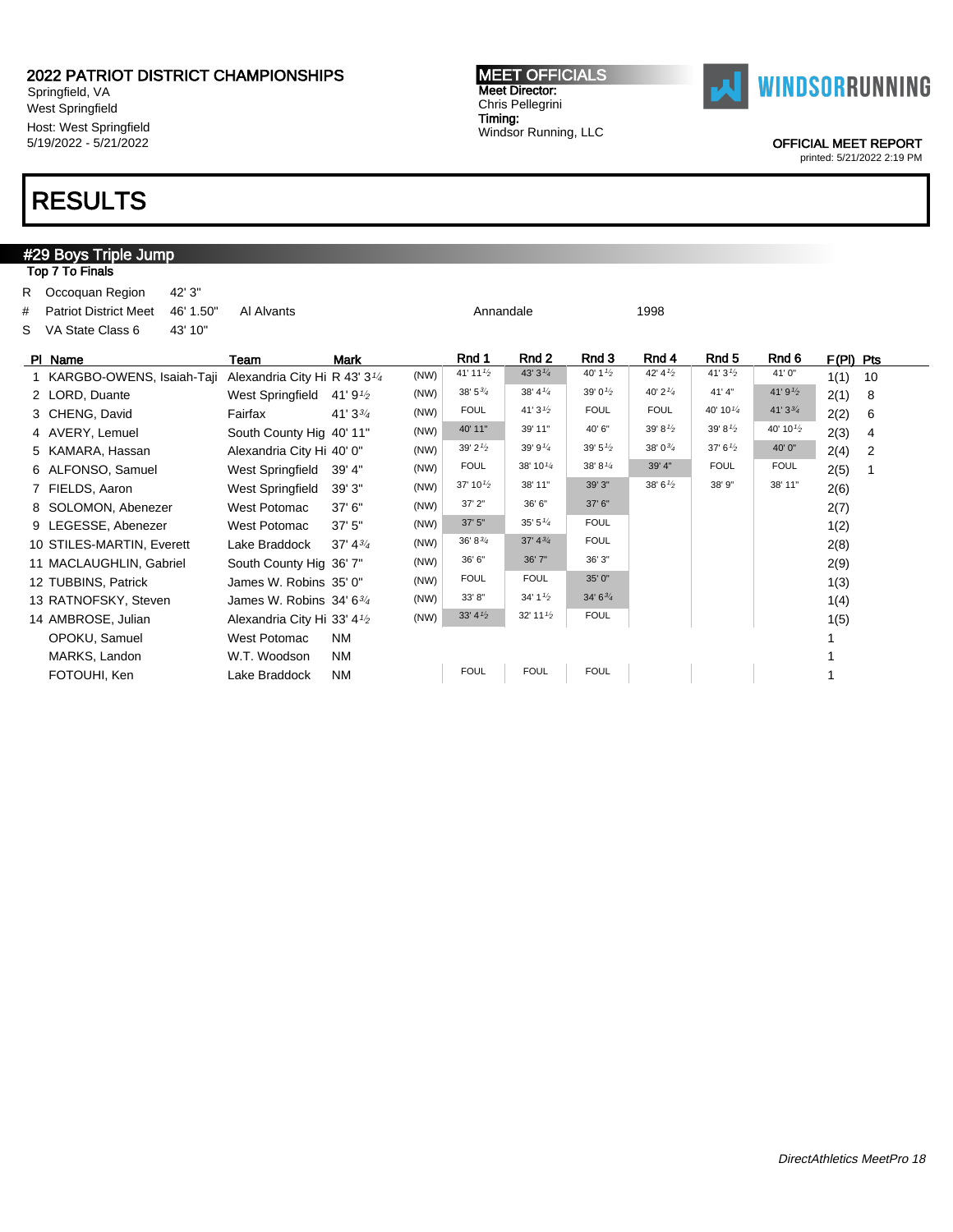2022 PATRIOT DISTRICT CHAMPIONSHIPS
Springfield, VA
West Springfield
Host: West Springfield
5/19/2022 - 5/21/2022

MEET OFFICIALS
Meet Director:
Chris Pellegrini
Timing:
Windsor Running, LLC

WINDSORRUNNING

OFFICIAL MEET REPORT
printed: 5/21/2022 2:19 PM

# RESULTS

## #29 Boys Triple Jump

Top 7 To Finals

| | | | | | |
|---|---|---|---|---|---|
| R | Occoquan Region | 42' 3" | | | |
| # | Patriot District Meet | 46' 1.50" | Al Alvants | Annandale | 1998 |
| S | VA State Class 6 | 43' 10" | | | |

| Pl | Name | Team | Mark | | Rnd 1 | Rnd 2 | Rnd 3 | Rnd 4 | Rnd 5 | Rnd 6 | F(Pl) | Pts |
|---|---|---|---|---|---|---|---|---|---|---|---|---|
| 1 | KARGBO-OWENS, Isaiah-Taji | Alexandria City Hi | R 43' 3¼ | (NW) | 41' 11½ | 43' 3¼ | 40' 1½ | 42' 4½ | 41' 3½ | 41' 0" | 1(1) | 10 |
| 2 | LORD, Duante | West Springfield | 41' 9½ | (NW) | 38' 5¾ | 38' 4¼ | 39' 0½ | 40' 2¼ | 41' 4" | 41' 9½ | 2(1) | 8 |
| 3 | CHENG, David | Fairfax | 41' 3¾ | (NW) | FOUL | 41' 3½ | FOUL | FOUL | 40' 10¼ | 41' 3¾ | 2(2) | 6 |
| 4 | AVERY, Lemuel | South County Hig | 40' 11" | (NW) | 40' 11" | 39' 11" | 40' 6" | 39' 8½ | 39' 8½ | 40' 10½ | 2(3) | 4 |
| 5 | KAMARA, Hassan | Alexandria City Hi | 40' 0" | (NW) | 39' 2½ | 39' 9¼ | 39' 5½ | 38' 0¾ | 37' 6½ | 40' 0" | 2(4) | 2 |
| 6 | ALFONSO, Samuel | West Springfield | 39' 4" | (NW) | FOUL | 38' 10¼ | 38' 8¼ | 39' 4" | FOUL | FOUL | 2(5) | 1 |
| 7 | FIELDS, Aaron | West Springfield | 39' 3" | (NW) | 37' 10½ | 38' 11" | 39' 3" | 38' 6½ | 38' 9" | 38' 11" | 2(6) | |
| 8 | SOLOMON, Abenezer | West Potomac | 37' 6" | (NW) | 37' 2" | 36' 6" | 37' 6" | | | | 2(7) | |
| 9 | LEGESSE, Abenezer | West Potomac | 37' 5" | (NW) | 37' 5" | 35' 5¼ | FOUL | | | | 1(2) | |
| 10 | STILES-MARTIN, Everett | Lake Braddock | 37' 4¾ | (NW) | 36' 8¾ | 37' 4¾ | FOUL | | | | 2(8) | |
| 11 | MACLAUGHLIN, Gabriel | South County Hig | 36' 7" | (NW) | 36' 6" | 36' 7" | 36' 3" | | | | 2(9) | |
| 12 | TUBBINS, Patrick | James W. Robins | 35' 0" | (NW) | FOUL | FOUL | 35' 0" | | | | 1(3) | |
| 13 | RATNOFSKY, Steven | James W. Robins | 34' 6¾ | (NW) | 33' 8" | 34' 1½ | 34' 6¾ | | | | 1(4) | |
| 14 | AMBROSE, Julian | Alexandria City Hi | 33' 4½ | (NW) | 33' 4½ | 32' 11½ | FOUL | | | | 1(5) | |
| | OPOKU, Samuel | West Potomac | NM | | | | | | | | 1 | |
| | MARKS, Landon | W.T. Woodson | NM | | | | | | | | 1 | |
| | FOTOUHI, Ken | Lake Braddock | NM | | FOUL | FOUL | FOUL | | | | 1 | |

*DirectAthletics MeetPro 18*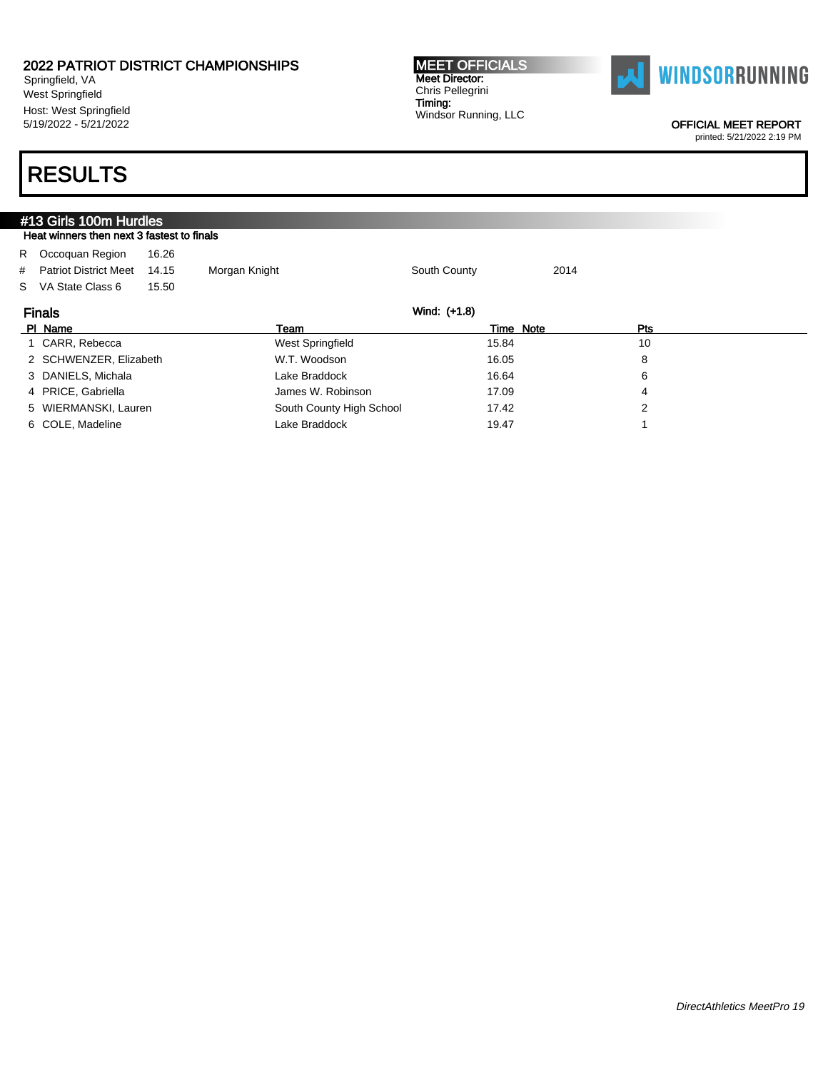2022 PATRIOT DISTRICT CHAMPIONSHIPS
Springfield, VA
West Springfield
Host: West Springfield
5/19/2022 - 5/21/2022

**MEET OFFICIALS**
Meet Director:
Chris Pellegrini
Timing:
Windsor Running, LLC

OFFICIAL MEET REPORT
printed: 5/21/2022 2:19 PM

# RESULTS

## #13 Girls 100m Hurdles

Heat winners then next 3 fastest to finals

| | | | | | |
|---|---|---|---|---|---|
| R | Occoquan Region | 16.26 | | | |
| # | Patriot District Meet | 14.15 | Morgan Knight | South County | 2014 |
| S | VA State Class 6 | 15.50 | | | |

### Finals

Wind: (+1.8)

| Pl | Name | Team | Time | Note | Pts |
|---|---|---|---|---|---|
| 1 | CARR, Rebecca | West Springfield | 15.84 | | 10 |
| 2 | SCHWENZER, Elizabeth | W.T. Woodson | 16.05 | | 8 |
| 3 | DANIELS, Michala | Lake Braddock | 16.64 | | 6 |
| 4 | PRICE, Gabriella | James W. Robinson | 17.09 | | 4 |
| 5 | WIERMANSKI, Lauren | South County High School | 17.42 | | 2 |
| 6 | COLE, Madeline | Lake Braddock | 19.47 | | 1 |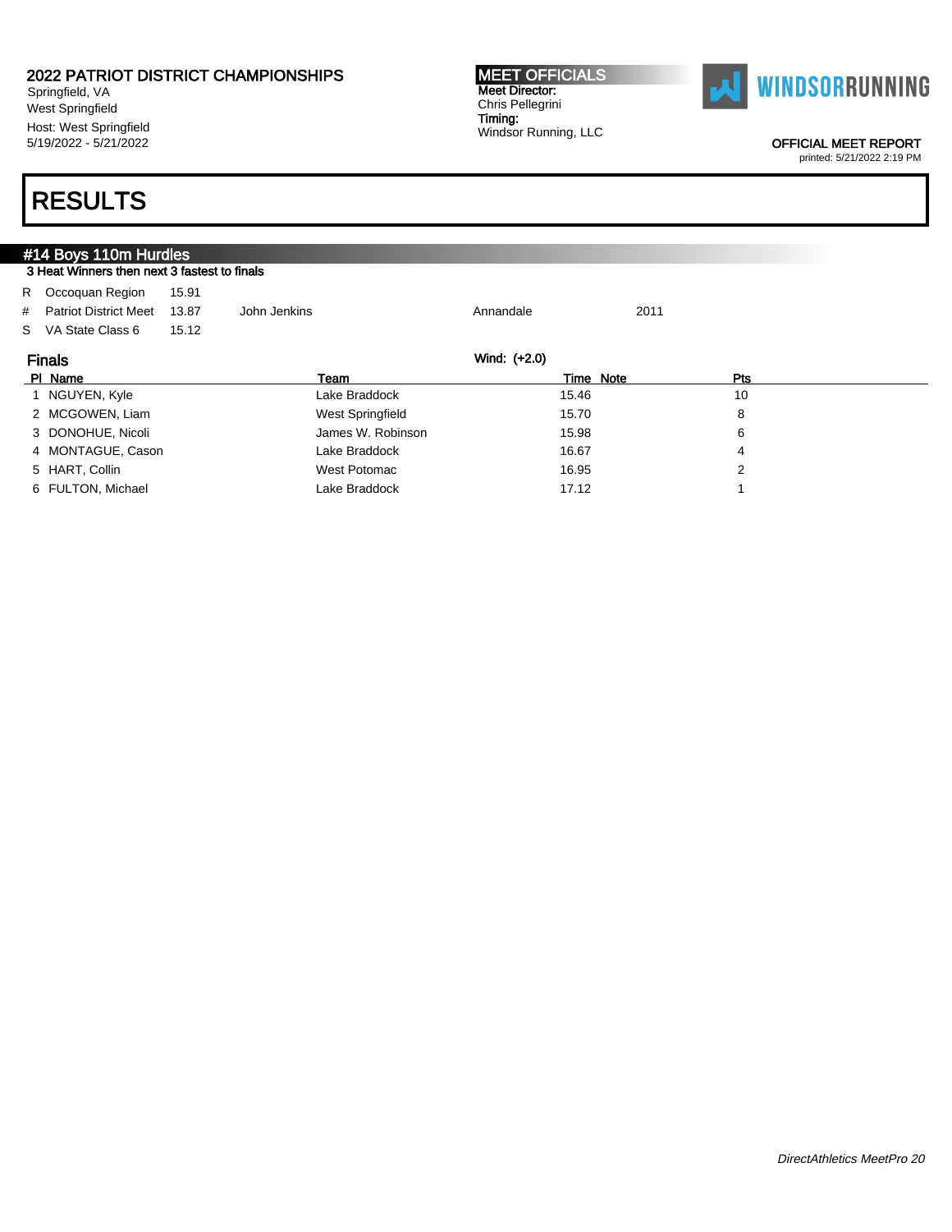2022 PATRIOT DISTRICT CHAMPIONSHIPS
Springfield, VA
West Springfield
Host: West Springfield
5/19/2022 - 5/21/2022

**MEET OFFICIALS**
**Meet Director:**
Chris Pellegrini
**Timing:**
Windsor Running, LLC

WINDSORRUNNING

OFFICIAL MEET REPORT
printed: 5/21/2022 2:19 PM

# RESULTS

## #14 Boys 110m Hurdles

3 Heat Winners then next 3 fastest to finals

| | | | | | |
|---|---|---|---|---|---|
| R | Occoquan Region | 15.91 | | | |
| # | Patriot District Meet | 13.87 | John Jenkins | Annandale | 2011 |
| S | VA State Class 6 | 15.12 | | | |

### Finals

Wind: (+2.0)

| Pl | Name | Team | Time | Note | Pts |
|---|---|---|---|---|---|
| 1 | NGUYEN, Kyle | Lake Braddock | 15.46 | | 10 |
| 2 | MCGOWEN, Liam | West Springfield | 15.70 | | 8 |
| 3 | DONOHUE, Nicoli | James W. Robinson | 15.98 | | 6 |
| 4 | MONTAGUE, Cason | Lake Braddock | 16.67 | | 4 |
| 5 | HART, Collin | West Potomac | 16.95 | | 2 |
| 6 | FULTON, Michael | Lake Braddock | 17.12 | | 1 |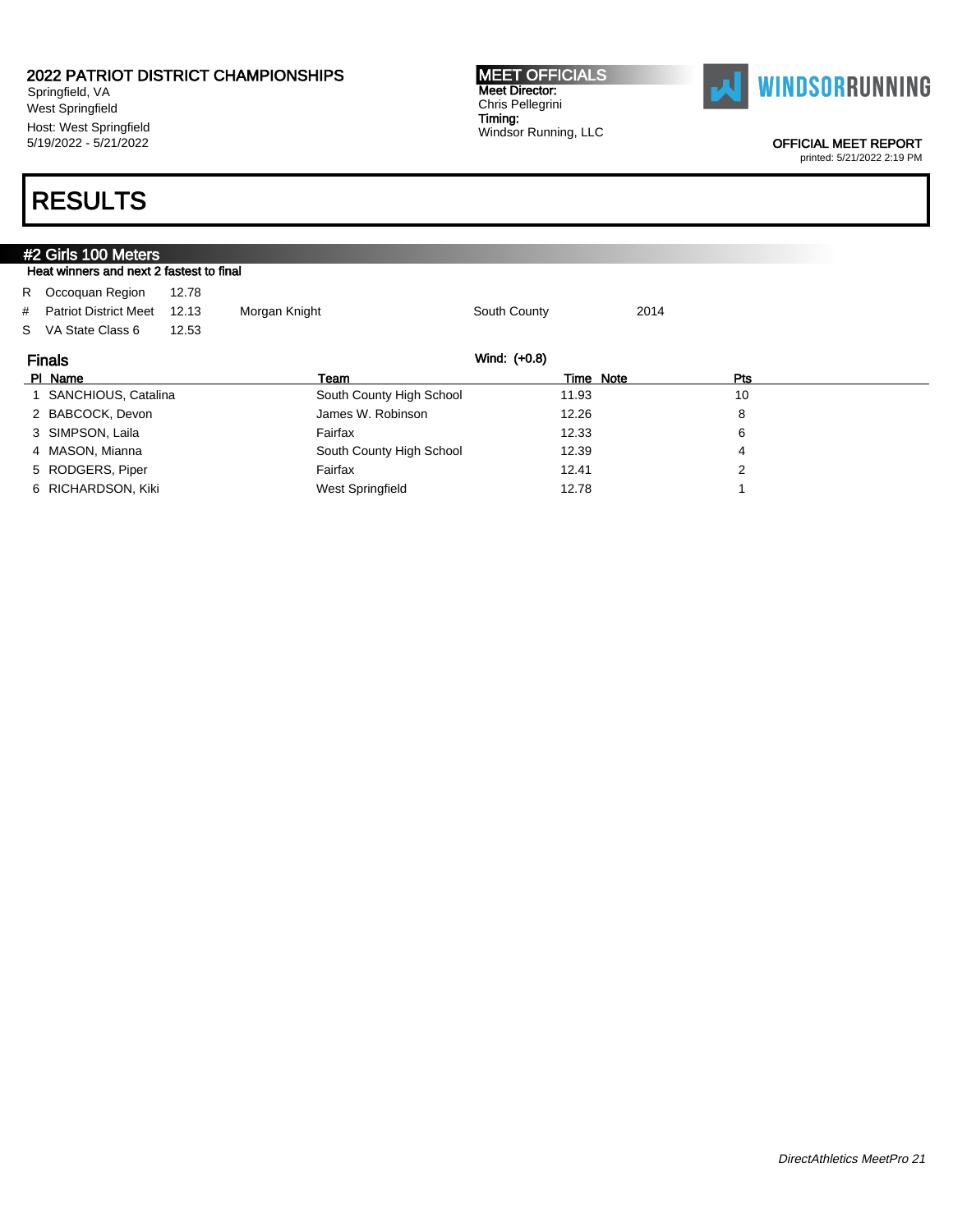2022 PATRIOT DISTRICT CHAMPIONSHIPS
Springfield, VA
West Springfield
Host: West Springfield
5/19/2022 - 5/21/2022

**MEET OFFICIALS**
**Meet Director:**
Chris Pellegrini
**Timing:**
Windsor Running, LLC

WINDSORRUNNING

OFFICIAL MEET REPORT
printed: 5/21/2022 2:19 PM

# RESULTS

## #2 Girls 100 Meters

Heat winners and next 2 fastest to final

| | | | | | |
|---|---|---|---|---|---|
| R | Occoquan Region | 12.78 | | | |
| # | Patriot District Meet | 12.13 | Morgan Knight | South County | 2014 |
| S | VA State Class 6 | 12.53 | | | |

### Finals

Wind: (+0.8)

| Pl | Name | Team | Time | Note | Pts |
|---|---|---|---|---|---|
| 1 | SANCHIOUS, Catalina | South County High School | 11.93 | | 10 |
| 2 | BABCOCK, Devon | James W. Robinson | 12.26 | | 8 |
| 3 | SIMPSON, Laila | Fairfax | 12.33 | | 6 |
| 4 | MASON, Mianna | South County High School | 12.39 | | 4 |
| 5 | RODGERS, Piper | Fairfax | 12.41 | | 2 |
| 6 | RICHARDSON, Kiki | West Springfield | 12.78 | | 1 |

*DirectAthletics MeetPro 21*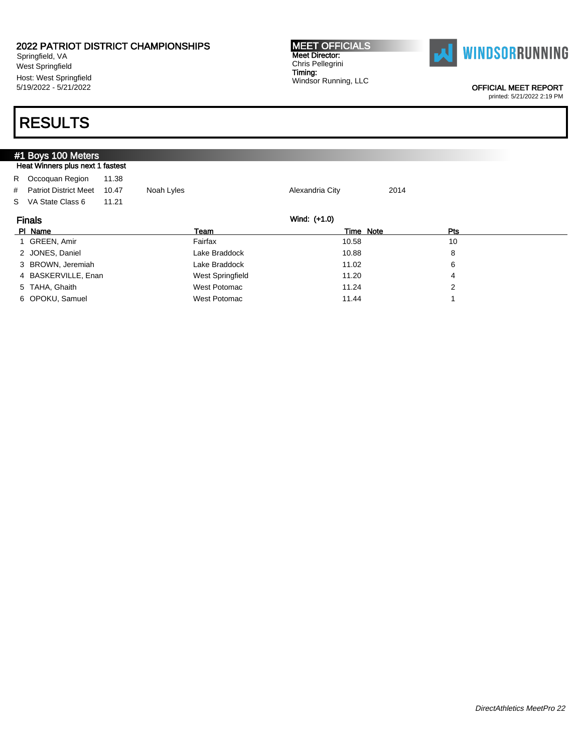2022 PATRIOT DISTRICT CHAMPIONSHIPS
Springfield, VA
West Springfield
Host: West Springfield
5/19/2022 - 5/21/2022

**MEET OFFICIALS**
Meet Director:
Chris Pellegrini
Timing:
Windsor Running, LLC

WINDSORRUNNING

OFFICIAL MEET REPORT
printed: 5/21/2022 2:19 PM

# RESULTS

## #1 Boys 100 Meters

Heat Winners plus next 1 fastest

| | | | | | |
|---|---|---|---|---|---|
| R | Occoquan Region | 11.38 | | | |
| # | Patriot District Meet | 10.47 | Noah Lyles | Alexandria City | 2014 |
| S | VA State Class 6 | 11.21 | | | |

### Finals

Wind: (+1.0)

| Pl | Name | Team | Time | Note | Pts |
|---|---|---|---|---|---|
| 1 | GREEN, Amir | Fairfax | 10.58 | | 10 |
| 2 | JONES, Daniel | Lake Braddock | 10.88 | | 8 |
| 3 | BROWN, Jeremiah | Lake Braddock | 11.02 | | 6 |
| 4 | BASKERVILLE, Enan | West Springfield | 11.20 | | 4 |
| 5 | TAHA, Ghaith | West Potomac | 11.24 | | 2 |
| 6 | OPOKU, Samuel | West Potomac | 11.44 | | 1 |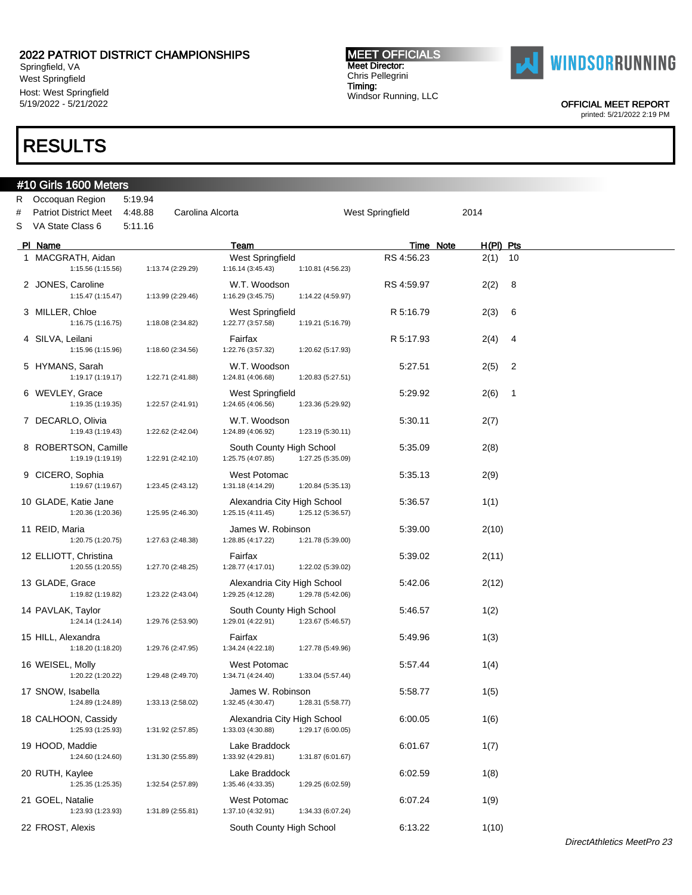2022 PATRIOT DISTRICT CHAMPIONSHIPS
Springfield, VA
West Springfield
Host: West Springfield
5/19/2022 - 5/21/2022

**MEET OFFICIALS**
Meet Director:
Chris Pellegrini
Timing:
Windsor Running, LLC

OFFICIAL MEET REPORT
printed: 5/21/2022 2:19 PM

# RESULTS

## #10 Girls 1600 Meters

| | | | | | |
|---|---|---|---|---|---|
| R | Occoquan Region | 5:19.94 | | | |
| # | Patriot District Meet | 4:48.88 | Carolina Alcorta | West Springfield | 2014 |
| S | VA State Class 6 | 5:11.16 | | | |

| Pl | Name | Team | Time | Note | H(Pl) | Pts |
|---|---|---|---|---|---|---|
| 1 | MACGRATH, Aidan<br>1:15.56 (1:15.56) 1:13.74 (2:29.29) 1:16.14 (3:45.43) 1:10.81 (4:56.23) | West Springfield | RS 4:56.23 | | 2(1) | 10 |
| 2 | JONES, Caroline<br>1:15.47 (1:15.47) 1:13.99 (2:29.46) 1:16.29 (3:45.75) 1:14.22 (4:59.97) | W.T. Woodson | RS 4:59.97 | | 2(2) | 8 |
| 3 | MILLER, Chloe<br>1:16.75 (1:16.75) 1:18.08 (2:34.82) 1:22.77 (3:57.58) 1:19.21 (5:16.79) | West Springfield | R 5:16.79 | | 2(3) | 6 |
| 4 | SILVA, Leilani<br>1:15.96 (1:15.96) 1:18.60 (2:34.56) 1:22.76 (3:57.32) 1:20.62 (5:17.93) | Fairfax | R 5:17.93 | | 2(4) | 4 |
| 5 | HYMANS, Sarah<br>1:19.17 (1:19.17) 1:22.71 (2:41.88) 1:24.81 (4:06.68) 1:20.83 (5:27.51) | W.T. Woodson | 5:27.51 | | 2(5) | 2 |
| 6 | WEVLEY, Grace<br>1:19.35 (1:19.35) 1:22.57 (2:41.91) 1:24.65 (4:06.56) 1:23.36 (5:29.92) | West Springfield | 5:29.92 | | 2(6) | 1 |
| 7 | DECARLO, Olivia<br>1:19.43 (1:19.43) 1:22.62 (2:42.04) 1:24.89 (4:06.92) 1:23.19 (5:30.11) | W.T. Woodson | 5:30.11 | | 2(7) | |
| 8 | ROBERTSON, Camille<br>1:19.19 (1:19.19) 1:22.91 (2:42.10) 1:25.75 (4:07.85) 1:27.25 (5:35.09) | South County High School | 5:35.09 | | 2(8) | |
| 9 | CICERO, Sophia<br>1:19.67 (1:19.67) 1:23.45 (2:43.12) 1:31.18 (4:14.29) 1:20.84 (5:35.13) | West Potomac | 5:35.13 | | 2(9) | |
| 10 | GLADE, Katie Jane<br>1:20.36 (1:20.36) 1:25.95 (2:46.30) 1:25.15 (4:11.45) 1:25.12 (5:36.57) | Alexandria City High School | 5:36.57 | | 1(1) | |
| 11 | REID, Maria<br>1:20.75 (1:20.75) 1:27.63 (2:48.38) 1:28.85 (4:17.22) 1:21.78 (5:39.00) | James W. Robinson | 5:39.00 | | 2(10) | |
| 12 | ELLIOTT, Christina<br>1:20.55 (1:20.55) 1:27.70 (2:48.25) 1:28.77 (4:17.01) 1:22.02 (5:39.02) | Fairfax | 5:39.02 | | 2(11) | |
| 13 | GLADE, Grace<br>1:19.82 (1:19.82) 1:23.22 (2:43.04) 1:29.25 (4:12.28) 1:29.78 (5:42.06) | Alexandria City High School | 5:42.06 | | 2(12) | |
| 14 | PAVLAK, Taylor<br>1:24.14 (1:24.14) 1:29.76 (2:53.90) 1:29.01 (4:22.91) 1:23.67 (5:46.57) | South County High School | 5:46.57 | | 1(2) | |
| 15 | HILL, Alexandra<br>1:18.20 (1:18.20) 1:29.76 (2:47.95) 1:34.24 (4:22.18) 1:27.78 (5:49.96) | Fairfax | 5:49.96 | | 1(3) | |
| 16 | WEISEL, Molly<br>1:20.22 (1:20.22) 1:29.48 (2:49.70) 1:34.71 (4:24.40) 1:33.04 (5:57.44) | West Potomac | 5:57.44 | | 1(4) | |
| 17 | SNOW, Isabella<br>1:24.89 (1:24.89) 1:33.13 (2:58.02) 1:32.45 (4:30.47) 1:28.31 (5:58.77) | James W. Robinson | 5:58.77 | | 1(5) | |
| 18 | CALHOON, Cassidy<br>1:25.93 (1:25.93) 1:31.92 (2:57.85) 1:33.03 (4:30.88) 1:29.17 (6:00.05) | Alexandria City High School | 6:00.05 | | 1(6) | |
| 19 | HOOD, Maddie<br>1:24.60 (1:24.60) 1:31.30 (2:55.89) 1:33.92 (4:29.81) 1:31.87 (6:01.67) | Lake Braddock | 6:01.67 | | 1(7) | |
| 20 | RUTH, Kaylee<br>1:25.35 (1:25.35) 1:32.54 (2:57.89) 1:35.46 (4:33.35) 1:29.25 (6:02.59) | Lake Braddock | 6:02.59 | | 1(8) | |
| 21 | GOEL, Natalie<br>1:23.93 (1:23.93) 1:31.89 (2:55.81) 1:37.10 (4:32.91) 1:34.33 (6:07.24) | West Potomac | 6:07.24 | | 1(9) | |
| 22 | FROST, Alexis | South County High School | 6:13.22 | | 1(10) | |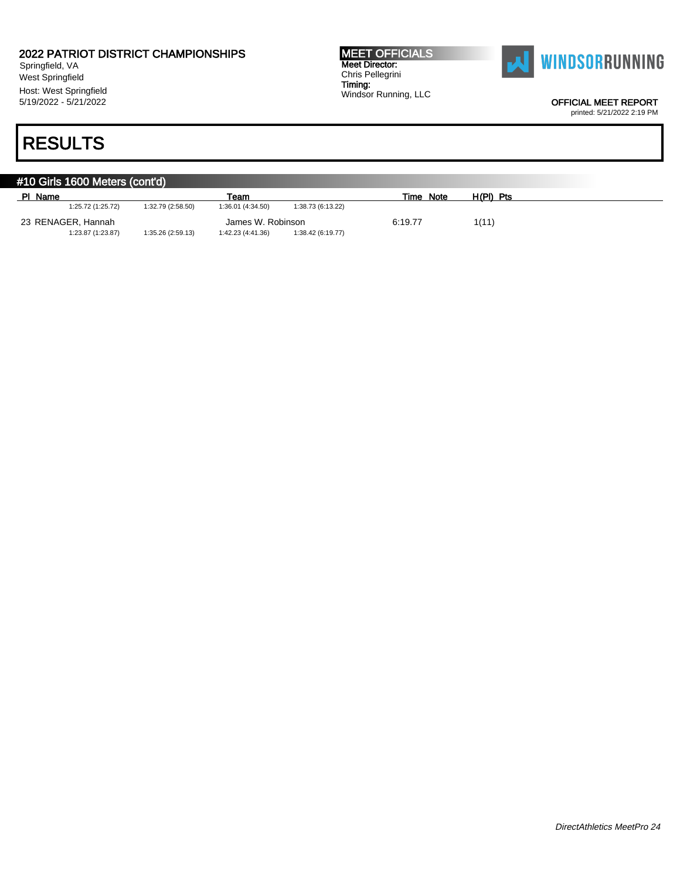# 2022 PATRIOT DISTRICT CHAMPIONSHIPS

Springfield, VA
West Springfield
Host: West Springfield
5/19/2022 - 5/21/2022

**MEET OFFICIALS**
**Meet Director:**
Chris Pellegrini
**Timing:**
Windsor Running, LLC

OFFICIAL MEET REPORT
printed: 5/21/2022 2:19 PM

# RESULTS

## #10 Girls 1600 Meters (cont'd)

| Pl | Name | Team | Time | Note | H(Pl) | Pts |
|---|---|---|---|---|---|---|
| | 1:25.72 (1:25.72) 1:32.79 (2:58.50) 1:36.01 (4:34.50) 1:38.73 (6:13.22) | | | | | |
| 23 | RENAGER, Hannah | James W. Robinson | 6:19.77 | | 1(11) | |
| | 1:23.87 (1:23.87) 1:35.26 (2:59.13) 1:42.23 (4:41.36) 1:38.42 (6:19.77) | | | | | |

*DirectAthletics MeetPro 24*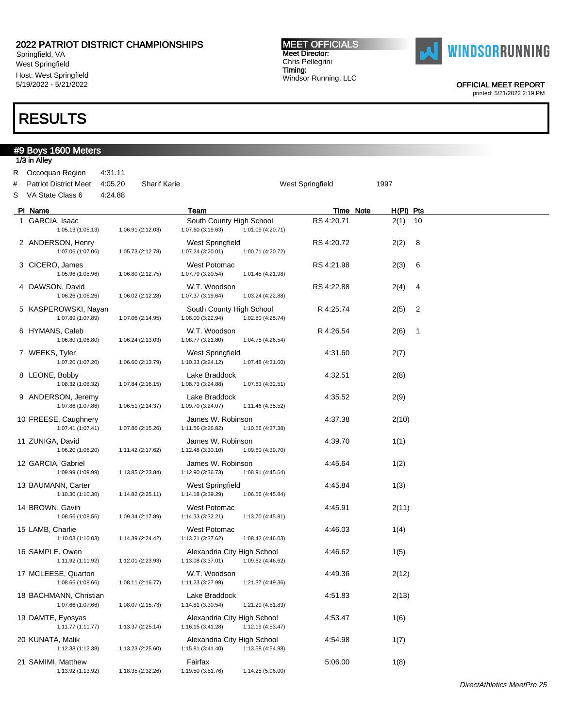# 2022 PATRIOT DISTRICT CHAMPIONSHIPS

Springfield, VA
West Springfield
Host: West Springfield
5/19/2022 - 5/21/2022

**MEET OFFICIALS**
Meet Director:
Chris Pellegrini
Timing:
Windsor Running, LLC

OFFICIAL MEET REPORT
printed: 5/21/2022 2:19 PM

# RESULTS

## #9 Boys 1600 Meters

1/3 in Alley

| | | | | | |
|---|---|---|---|---|---|
| R | Occoquan Region | 4:31.11 | | | |
| # | Patriot District Meet | 4:05.20 | Sharif Karie | West Springfield | 1997 |
| S | VA State Class 6 | 4:24.88 | | | |

| Pl | Name | Team | Time | Note | H(Pl) | Pts |
|---|---|---|---|---|---|---|
| 1 | GARCIA, Isaac<br>1:05.13 (1:05.13) 1:06.91 (2:12.03) 1:07.60 (3:19.63) 1:01.09 (4:20.71) | South County High School | RS 4:20.71 | | 2(1) | 10 |
| 2 | ANDERSON, Henry<br>1:07.06 (1:07.06) 1:05.73 (2:12.78) 1:07.24 (3:20.01) 1:00.71 (4:20.72) | West Springfield | RS 4:20.72 | | 2(2) | 8 |
| 3 | CICERO, James<br>1:05.96 (1:05.96) 1:06.80 (2:12.75) 1:07.79 (3:20.54) 1:01.45 (4:21.98) | West Potomac | RS 4:21.98 | | 2(3) | 6 |
| 4 | DAWSON, David<br>1:06.26 (1:06.26) 1:06.02 (2:12.28) 1:07.37 (3:19.64) 1:03.24 (4:22.88) | W.T. Woodson | RS 4:22.88 | | 2(4) | 4 |
| 5 | KASPEROWSKI, Nayan<br>1:07.89 (1:07.89) 1:07.06 (2:14.95) 1:08.00 (3:22.94) 1:02.80 (4:25.74) | South County High School | R 4:25.74 | | 2(5) | 2 |
| 6 | HYMANS, Caleb<br>1:06.80 (1:06.80) 1:06.24 (2:13.03) 1:08.77 (3:21.80) 1:04.75 (4:26.54) | W.T. Woodson | R 4:26.54 | | 2(6) | 1 |
| 7 | WEEKS, Tyler<br>1:07.20 (1:07.20) 1:06.60 (2:13.79) 1:10.33 (3:24.12) 1:07.48 (4:31.60) | West Springfield | 4:31.60 | | 2(7) | |
| 8 | LEONE, Bobby<br>1:08.32 (1:08.32) 1:07.84 (2:16.15) 1:08.73 (3:24.88) 1:07.63 (4:32.51) | Lake Braddock | 4:32.51 | | 2(8) | |
| 9 | ANDERSON, Jeremy<br>1:07.86 (1:07.86) 1:06.51 (2:14.37) 1:09.70 (3:24.07) 1:11.46 (4:35.52) | Lake Braddock | 4:35.52 | | 2(9) | |
| 10 | FREESE, Caughnery<br>1:07.41 (1:07.41) 1:07.86 (2:15.26) 1:11.56 (3:26.82) 1:10.56 (4:37.38) | James W. Robinson | 4:37.38 | | 2(10) | |
| 11 | ZUNIGA, David<br>1:06.20 (1:06.20) 1:11.42 (2:17.62) 1:12.48 (3:30.10) 1:09.60 (4:39.70) | James W. Robinson | 4:39.70 | | 1(1) | |
| 12 | GARCIA, Gabriel<br>1:09.99 (1:09.99) 1:13.85 (2:23.84) 1:12.90 (3:36.73) 1:08.91 (4:45.64) | James W. Robinson | 4:45.64 | | 1(2) | |
| 13 | BAUMANN, Carter<br>1:10.30 (1:10.30) 1:14.82 (2:25.11) 1:14.18 (3:39.29) 1:06.56 (4:45.84) | West Springfield | 4:45.84 | | 1(3) | |
| 14 | BROWN, Gavin<br>1:08.56 (1:08.56) 1:09.34 (2:17.89) 1:14.33 (3:32.21) 1:13.70 (4:45.91) | West Potomac | 4:45.91 | | 2(11) | |
| 15 | LAMB, Charlie<br>1:10.03 (1:10.03) 1:14.39 (2:24.42) 1:13.21 (3:37.62) 1:08.42 (4:46.03) | West Potomac | 4:46.03 | | 1(4) | |
| 16 | SAMPLE, Owen<br>1:11.92 (1:11.92) 1:12.01 (2:23.93) 1:13.08 (3:37.01) 1:09.62 (4:46.62) | Alexandria City High School | 4:46.62 | | 1(5) | |
| 17 | MCLEESE, Quarton<br>1:08.66 (1:08.66) 1:08.11 (2:16.77) 1:11.23 (3:27.99) 1:21.37 (4:49.36) | W.T. Woodson | 4:49.36 | | 2(12) | |
| 18 | BACHMANN, Christian<br>1:07.66 (1:07.66) 1:08.07 (2:15.73) 1:14.81 (3:30.54) 1:21.29 (4:51.83) | Lake Braddock | 4:51.83 | | 2(13) | |
| 19 | DAMTE, Eyosyas<br>1:11.77 (1:11.77) 1:13.37 (2:25.14) 1:16.15 (3:41.28) 1:12.19 (4:53.47) | Alexandria City High School | 4:53.47 | | 1(6) | |
| 20 | KUNATA, Malik<br>1:12.38 (1:12.38) 1:13.23 (2:25.60) 1:15.81 (3:41.40) 1:13.58 (4:54.98) | Alexandria City High School | 4:54.98 | | 1(7) | |
| 21 | SAMIMI, Matthew<br>1:13.92 (1:13.92) 1:18.35 (2:32.26) 1:19.50 (3:51.76) 1:14.25 (5:06.00) | Fairfax | 5:06.00 | | 1(8) | |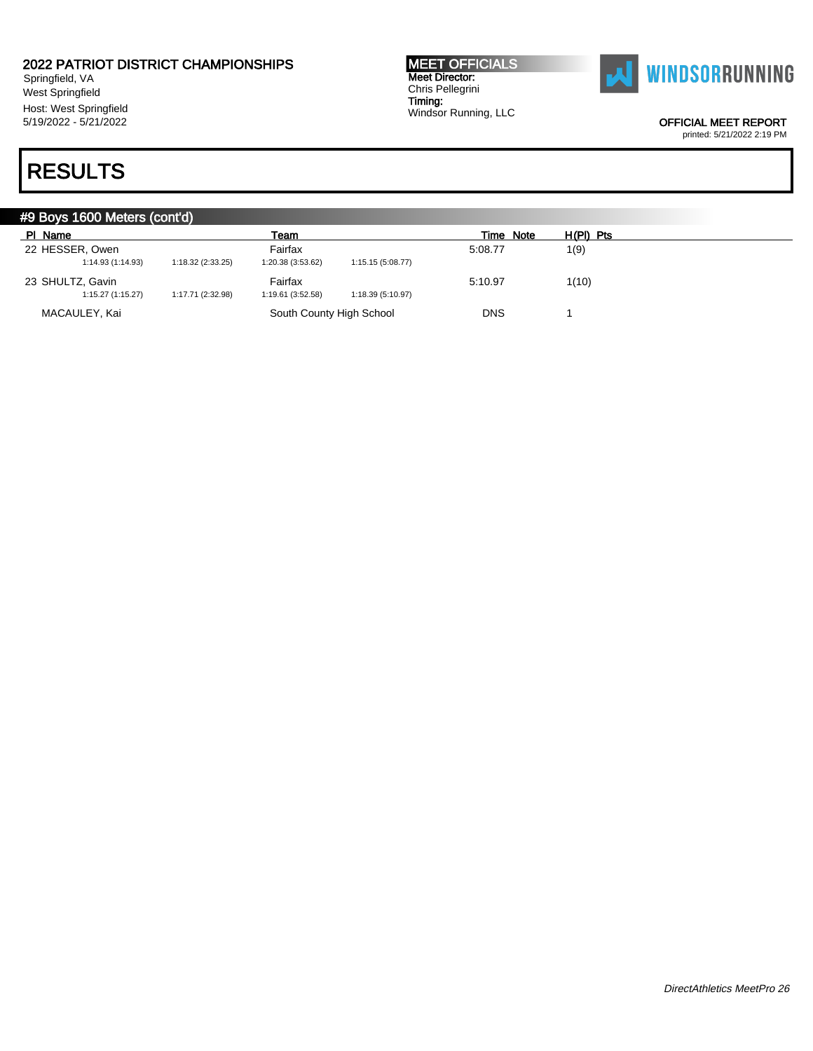# RESULTS

## #9 Boys 1600 Meters (cont'd)

| Pl | Name | Team | Time | Note | H(Pl) | Pts |
|---|---|---|---|---|---|---|
| 22 | HESSER, Owen | Fairfax | 5:08.77 | | 1(9) | |
| | 1:14.93 (1:14.93) 1:18.32 (2:33.25) 1:20.38 (3:53.62) 1:15.15 (5:08.77) | | | | | |
| 23 | SHULTZ, Gavin | Fairfax | 5:10.97 | | 1(10) | |
| | 1:15.27 (1:15.27) 1:17.71 (2:32.98) 1:19.61 (3:52.58) 1:18.39 (5:10.97) | | | | | |
| | MACAULEY, Kai | South County High School | DNS | | 1 | |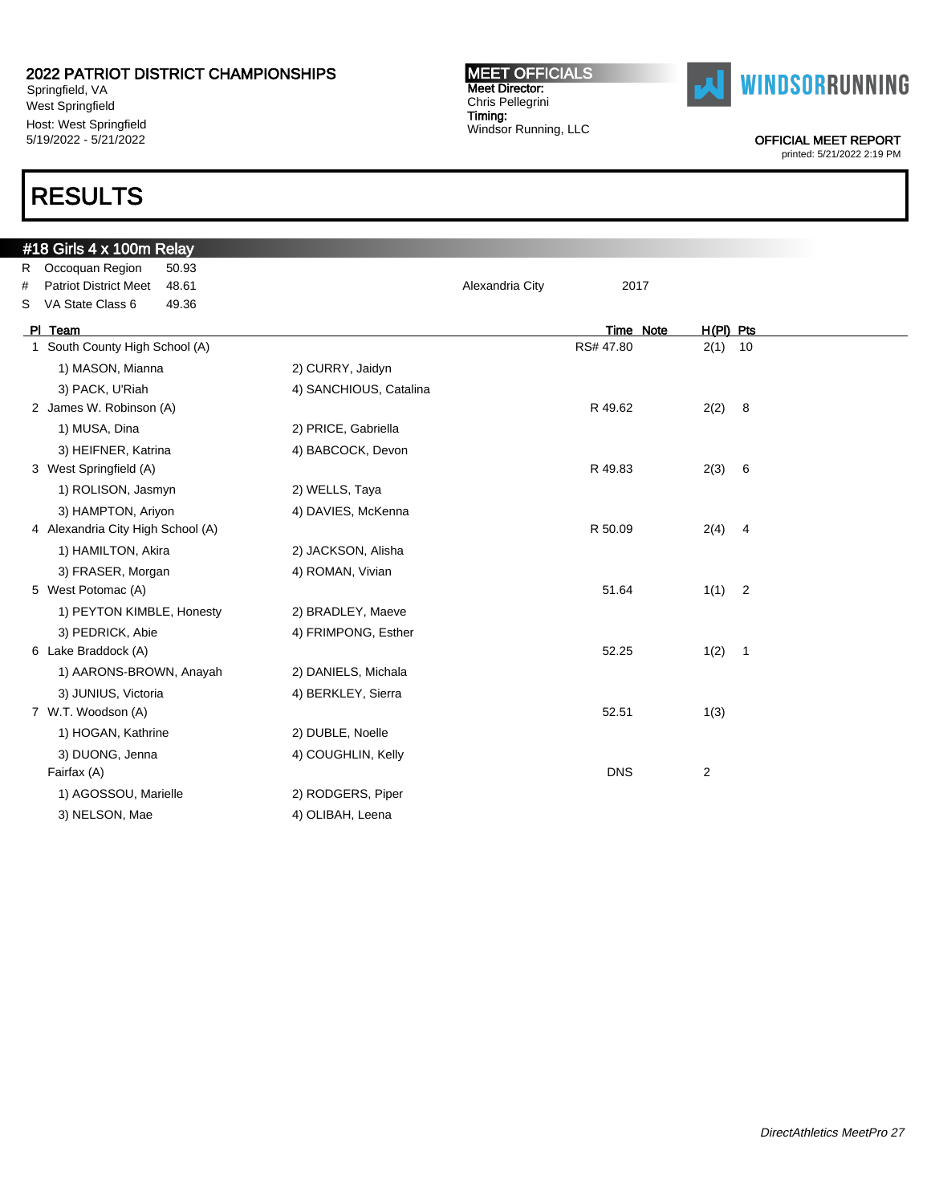2022 PATRIOT DISTRICT CHAMPIONSHIPS
Springfield, VA
West Springfield
Host: West Springfield
5/19/2022 - 5/21/2022

MEET OFFICIALS
Meet Director:
Chris Pellegrini
Timing:
Windsor Running, LLC

WINDSORRUNNING

OFFICIAL MEET REPORT
printed: 5/21/2022 2:19 PM

# RESULTS

## #18 Girls 4 x 100m Relay

| | | | | |
|---|---|---|---|---|
| R | Occoquan Region | 50.93 | | |
| # | Patriot District Meet | 48.61 | Alexandria City | 2017 |
| S | VA State Class 6 | 49.36 | | |

| Pl | Team | | Time | Note | H(Pl) | Pts |
|---|---|---|---|---|---|---|
| 1 | South County High School (A) | | RS# 47.80 | | 2(1) | 10 |
| | 1) MASON, Mianna | 2) CURRY, Jaidyn | | | | |
| | 3) PACK, U'Riah | 4) SANCHIOUS, Catalina | | | | |
| 2 | James W. Robinson (A) | | R 49.62 | | 2(2) | 8 |
| | 1) MUSA, Dina | 2) PRICE, Gabriella | | | | |
| | 3) HEIFNER, Katrina | 4) BABCOCK, Devon | | | | |
| 3 | West Springfield (A) | | R 49.83 | | 2(3) | 6 |
| | 1) ROLISON, Jasmyn | 2) WELLS, Taya | | | | |
| | 3) HAMPTON, Ariyon | 4) DAVIES, McKenna | | | | |
| 4 | Alexandria City High School (A) | | R 50.09 | | 2(4) | 4 |
| | 1) HAMILTON, Akira | 2) JACKSON, Alisha | | | | |
| | 3) FRASER, Morgan | 4) ROMAN, Vivian | | | | |
| 5 | West Potomac (A) | | 51.64 | | 1(1) | 2 |
| | 1) PEYTON KIMBLE, Honesty | 2) BRADLEY, Maeve | | | | |
| | 3) PEDRICK, Abie | 4) FRIMPONG, Esther | | | | |
| 6 | Lake Braddock (A) | | 52.25 | | 1(2) | 1 |
| | 1) AARONS-BROWN, Anayah | 2) DANIELS, Michala | | | | |
| | 3) JUNIUS, Victoria | 4) BERKLEY, Sierra | | | | |
| 7 | W.T. Woodson (A) | | 52.51 | | 1(3) | |
| | 1) HOGAN, Kathrine | 2) DUBLE, Noelle | | | | |
| | 3) DUONG, Jenna | 4) COUGHLIN, Kelly | | | | |
| | Fairfax (A) | | DNS | | 2 | |
| | 1) AGOSSOU, Marielle | 2) RODGERS, Piper | | | | |
| | 3) NELSON, Mae | 4) OLIBAH, Leena | | | | |

*DirectAthletics MeetPro 27*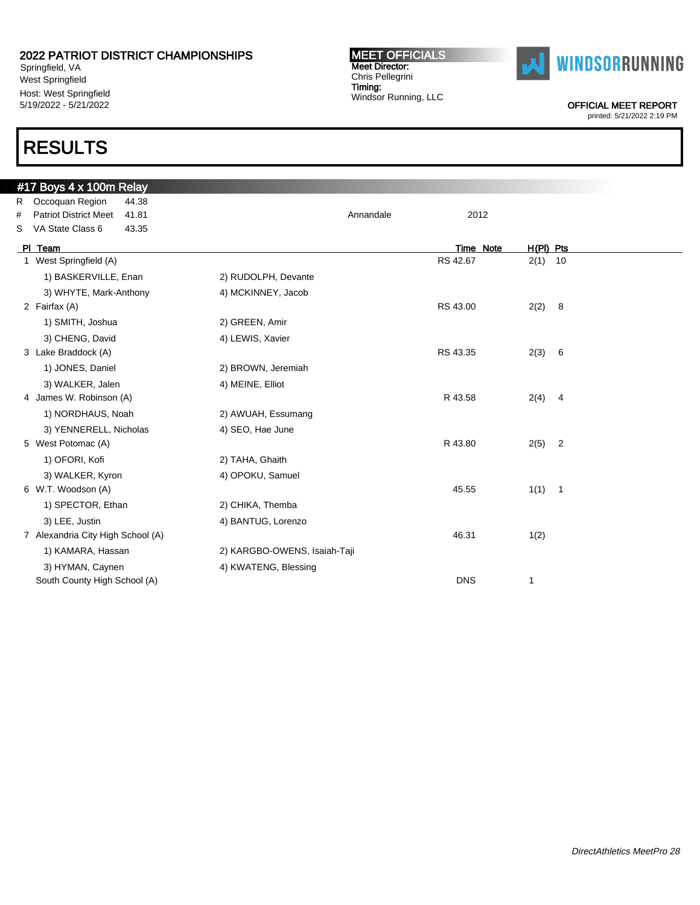2022 PATRIOT DISTRICT CHAMPIONSHIPS
Springfield, VA
West Springfield
Host: West Springfield
5/19/2022 - 5/21/2022

**MEET OFFICIALS**
Meet Director:
Chris Pellegrini
Timing:
Windsor Running, LLC

OFFICIAL MEET REPORT
printed: 5/21/2022 2:19 PM

# RESULTS

## #17 Boys 4 x 100m Relay

| | | | | |
|---|---|---|---|---|
| R | Occoquan Region | 44.38 | | |
| # | Patriot District Meet | 41.81 | Annandale | 2012 |
| S | VA State Class 6 | 43.35 | | |

| Pl | Team | | Time | Note | H(Pl) | Pts |
|---|---|---|---|---|---|---|
| 1 | West Springfield (A) | | RS 42.67 | | 2(1) | 10 |
| | 1) BASKERVILLE, Enan | 2) RUDOLPH, Devante | | | | |
| | 3) WHYTE, Mark-Anthony | 4) MCKINNEY, Jacob | | | | |
| 2 | Fairfax (A) | | RS 43.00 | | 2(2) | 8 |
| | 1) SMITH, Joshua | 2) GREEN, Amir | | | | |
| | 3) CHENG, David | 4) LEWIS, Xavier | | | | |
| 3 | Lake Braddock (A) | | RS 43.35 | | 2(3) | 6 |
| | 1) JONES, Daniel | 2) BROWN, Jeremiah | | | | |
| | 3) WALKER, Jalen | 4) MEINE, Elliot | | | | |
| 4 | James W. Robinson (A) | | R 43.58 | | 2(4) | 4 |
| | 1) NORDHAUS, Noah | 2) AWUAH, Essumang | | | | |
| | 3) YENNERELL, Nicholas | 4) SEO, Hae June | | | | |
| 5 | West Potomac (A) | | R 43.80 | | 2(5) | 2 |
| | 1) OFORI, Kofi | 2) TAHA, Ghaith | | | | |
| | 3) WALKER, Kyron | 4) OPOKU, Samuel | | | | |
| 6 | W.T. Woodson (A) | | 45.55 | | 1(1) | 1 |
| | 1) SPECTOR, Ethan | 2) CHIKA, Themba | | | | |
| | 3) LEE, Justin | 4) BANTUG, Lorenzo | | | | |
| 7 | Alexandria City High School (A) | | 46.31 | | 1(2) | |
| | 1) KAMARA, Hassan | 2) KARGBO-OWENS, Isaiah-Taji | | | | |
| | 3) HYMAN, Caynen | 4) KWATENG, Blessing | | | | |
| | South County High School (A) | | DNS | | 1 | |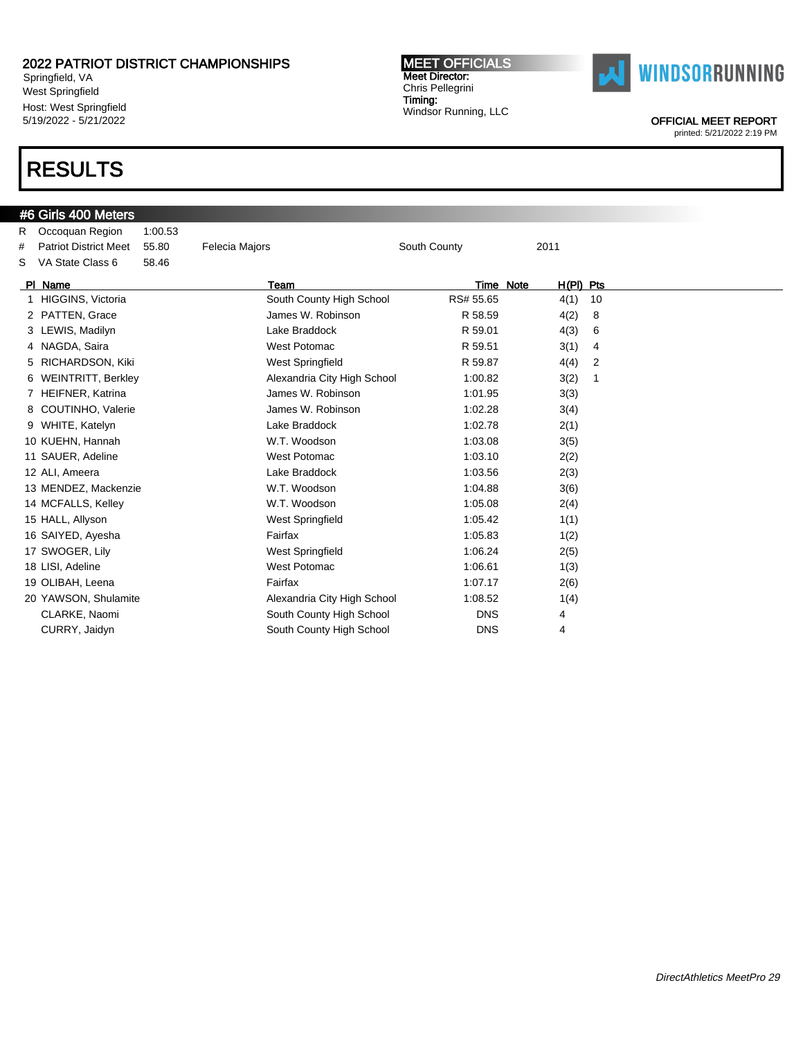2022 PATRIOT DISTRICT CHAMPIONSHIPS
Springfield, VA
West Springfield
Host: West Springfield
5/19/2022 - 5/21/2022

**MEET OFFICIALS**
Meet Director:
Chris Pellegrini
Timing:
Windsor Running, LLC

WINDSORRUNNING

OFFICIAL MEET REPORT
printed: 5/21/2022 2:19 PM

# RESULTS

## #6 Girls 400 Meters

| | | | | | |
|---|---|---|---|---|---|
| R | Occoquan Region | 1:00.53 | | | |
| # | Patriot District Meet | 55.80 | Felecia Majors | South County | 2011 |
| S | VA State Class 6 | 58.46 | | | |

| Pl | Name | Team | Time | Note | H(Pl) | Pts |
|---|---|---|---|---|---|---|
| 1 | HIGGINS, Victoria | South County High School | RS# 55.65 | | 4(1) | 10 |
| 2 | PATTEN, Grace | James W. Robinson | R 58.59 | | 4(2) | 8 |
| 3 | LEWIS, Madilyn | Lake Braddock | R 59.01 | | 4(3) | 6 |
| 4 | NAGDA, Saira | West Potomac | R 59.51 | | 3(1) | 4 |
| 5 | RICHARDSON, Kiki | West Springfield | R 59.87 | | 4(4) | 2 |
| 6 | WEINTRITT, Berkley | Alexandria City High School | 1:00.82 | | 3(2) | 1 |
| 7 | HEIFNER, Katrina | James W. Robinson | 1:01.95 | | 3(3) | |
| 8 | COUTINHO, Valerie | James W. Robinson | 1:02.28 | | 3(4) | |
| 9 | WHITE, Katelyn | Lake Braddock | 1:02.78 | | 2(1) | |
| 10 | KUEHN, Hannah | W.T. Woodson | 1:03.08 | | 3(5) | |
| 11 | SAUER, Adeline | West Potomac | 1:03.10 | | 2(2) | |
| 12 | ALI, Ameera | Lake Braddock | 1:03.56 | | 2(3) | |
| 13 | MENDEZ, Mackenzie | W.T. Woodson | 1:04.88 | | 3(6) | |
| 14 | MCFALLS, Kelley | W.T. Woodson | 1:05.08 | | 2(4) | |
| 15 | HALL, Allyson | West Springfield | 1:05.42 | | 1(1) | |
| 16 | SAIYED, Ayesha | Fairfax | 1:05.83 | | 1(2) | |
| 17 | SWOGER, Lily | West Springfield | 1:06.24 | | 2(5) | |
| 18 | LISI, Adeline | West Potomac | 1:06.61 | | 1(3) | |
| 19 | OLIBAH, Leena | Fairfax | 1:07.17 | | 2(6) | |
| 20 | YAWSON, Shulamite | Alexandria City High School | 1:08.52 | | 1(4) | |
| | CLARKE, Naomi | South County High School | DNS | | 4 | |
| | CURRY, Jaidyn | South County High School | DNS | | 4 | |

DirectAthletics MeetPro 29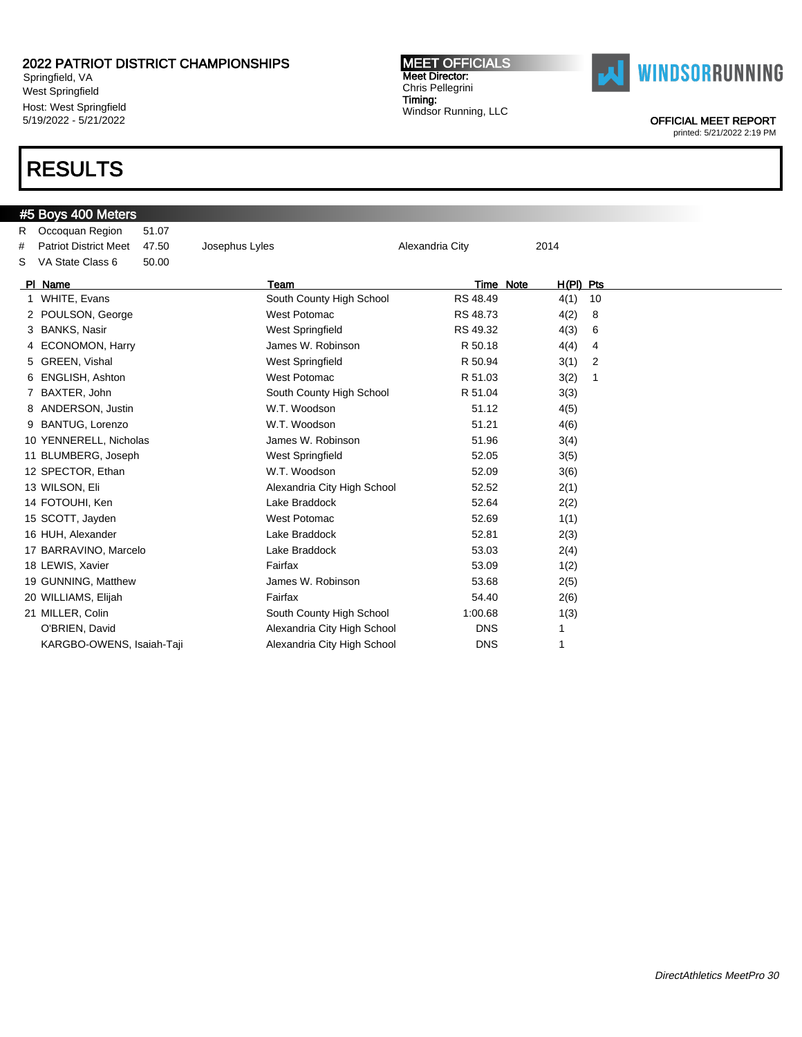2022 PATRIOT DISTRICT CHAMPIONSHIPS
Springfield, VA
West Springfield
Host: West Springfield
5/19/2022 - 5/21/2022

**MEET OFFICIALS**
Meet Director:
Chris Pellegrini
Timing:
Windsor Running, LLC

WINDSORRUNNING

OFFICIAL MEET REPORT
printed: 5/21/2022 2:19 PM

# RESULTS

## #5 Boys 400 Meters

| | | | | | |
|---|---|---|---|---|---|
| R | Occoquan Region | 51.07 | | | |
| # | Patriot District Meet | 47.50 | Josephus Lyles | Alexandria City | 2014 |
| S | VA State Class 6 | 50.00 | | | |

| Pl | Name | Team | Time | Note | H(Pl) | Pts |
|---|---|---|---|---|---|---|
| 1 | WHITE, Evans | South County High School | RS 48.49 | | 4(1) | 10 |
| 2 | POULSON, George | West Potomac | RS 48.73 | | 4(2) | 8 |
| 3 | BANKS, Nasir | West Springfield | RS 49.32 | | 4(3) | 6 |
| 4 | ECONOMON, Harry | James W. Robinson | R 50.18 | | 4(4) | 4 |
| 5 | GREEN, Vishal | West Springfield | R 50.94 | | 3(1) | 2 |
| 6 | ENGLISH, Ashton | West Potomac | R 51.03 | | 3(2) | 1 |
| 7 | BAXTER, John | South County High School | R 51.04 | | 3(3) | |
| 8 | ANDERSON, Justin | W.T. Woodson | 51.12 | | 4(5) | |
| 9 | BANTUG, Lorenzo | W.T. Woodson | 51.21 | | 4(6) | |
| 10 | YENNERELL, Nicholas | James W. Robinson | 51.96 | | 3(4) | |
| 11 | BLUMBERG, Joseph | West Springfield | 52.05 | | 3(5) | |
| 12 | SPECTOR, Ethan | W.T. Woodson | 52.09 | | 3(6) | |
| 13 | WILSON, Eli | Alexandria City High School | 52.52 | | 2(1) | |
| 14 | FOTOUHI, Ken | Lake Braddock | 52.64 | | 2(2) | |
| 15 | SCOTT, Jayden | West Potomac | 52.69 | | 1(1) | |
| 16 | HUH, Alexander | Lake Braddock | 52.81 | | 2(3) | |
| 17 | BARRAVINO, Marcelo | Lake Braddock | 53.03 | | 2(4) | |
| 18 | LEWIS, Xavier | Fairfax | 53.09 | | 1(2) | |
| 19 | GUNNING, Matthew | James W. Robinson | 53.68 | | 2(5) | |
| 20 | WILLIAMS, Elijah | Fairfax | 54.40 | | 2(6) | |
| 21 | MILLER, Colin | South County High School | 1:00.68 | | 1(3) | |
| | O'BRIEN, David | Alexandria City High School | DNS | | 1 | |
| | KARGBO-OWENS, Isaiah-Taji | Alexandria City High School | DNS | | 1 | |

*DirectAthletics MeetPro 30*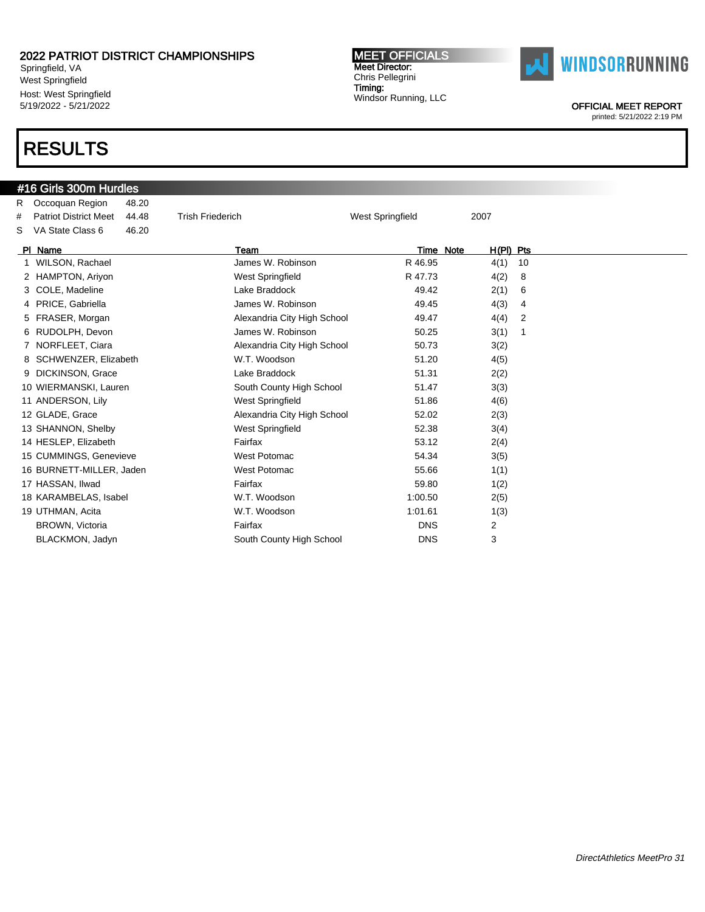2022 PATRIOT DISTRICT CHAMPIONSHIPS
Springfield, VA
West Springfield
Host: West Springfield
5/19/2022 - 5/21/2022

**MEET OFFICIALS**
Meet Director:
Chris Pellegrini
Timing:
Windsor Running, LLC

WINDSORRUNNING

OFFICIAL MEET REPORT
printed: 5/21/2022 2:19 PM

# RESULTS

## #16 Girls 300m Hurdles

| | | | | | |
|---|---|---|---|---|---|
| R | Occoquan Region | 48.20 | | | |
| # | Patriot District Meet | 44.48 | Trish Friederich | West Springfield | 2007 |
| S | VA State Class 6 | 46.20 | | | |

| Pl | Name | Team | Time | Note | H(Pl) | Pts |
|---|---|---|---|---|---|---|
| 1 | WILSON, Rachael | James W. Robinson | R 46.95 | | 4(1) | 10 |
| 2 | HAMPTON, Ariyon | West Springfield | R 47.73 | | 4(2) | 8 |
| 3 | COLE, Madeline | Lake Braddock | 49.42 | | 2(1) | 6 |
| 4 | PRICE, Gabriella | James W. Robinson | 49.45 | | 4(3) | 4 |
| 5 | FRASER, Morgan | Alexandria City High School | 49.47 | | 4(4) | 2 |
| 6 | RUDOLPH, Devon | James W. Robinson | 50.25 | | 3(1) | 1 |
| 7 | NORFLEET, Ciara | Alexandria City High School | 50.73 | | 3(2) | |
| 8 | SCHWENZER, Elizabeth | W.T. Woodson | 51.20 | | 4(5) | |
| 9 | DICKINSON, Grace | Lake Braddock | 51.31 | | 2(2) | |
| 10 | WIERMANSKI, Lauren | South County High School | 51.47 | | 3(3) | |
| 11 | ANDERSON, Lily | West Springfield | 51.86 | | 4(6) | |
| 12 | GLADE, Grace | Alexandria City High School | 52.02 | | 2(3) | |
| 13 | SHANNON, Shelby | West Springfield | 52.38 | | 3(4) | |
| 14 | HESLEP, Elizabeth | Fairfax | 53.12 | | 2(4) | |
| 15 | CUMMINGS, Genevieve | West Potomac | 54.34 | | 3(5) | |
| 16 | BURNETT-MILLER, Jaden | West Potomac | 55.66 | | 1(1) | |
| 17 | HASSAN, Ilwad | Fairfax | 59.80 | | 1(2) | |
| 18 | KARAMBELAS, Isabel | W.T. Woodson | 1:00.50 | | 2(5) | |
| 19 | UTHMAN, Acita | W.T. Woodson | 1:01.61 | | 1(3) | |
| | BROWN, Victoria | Fairfax | DNS | | 2 | |
| | BLACKMON, Jadyn | South County High School | DNS | | 3 | |

*DirectAthletics MeetPro 31*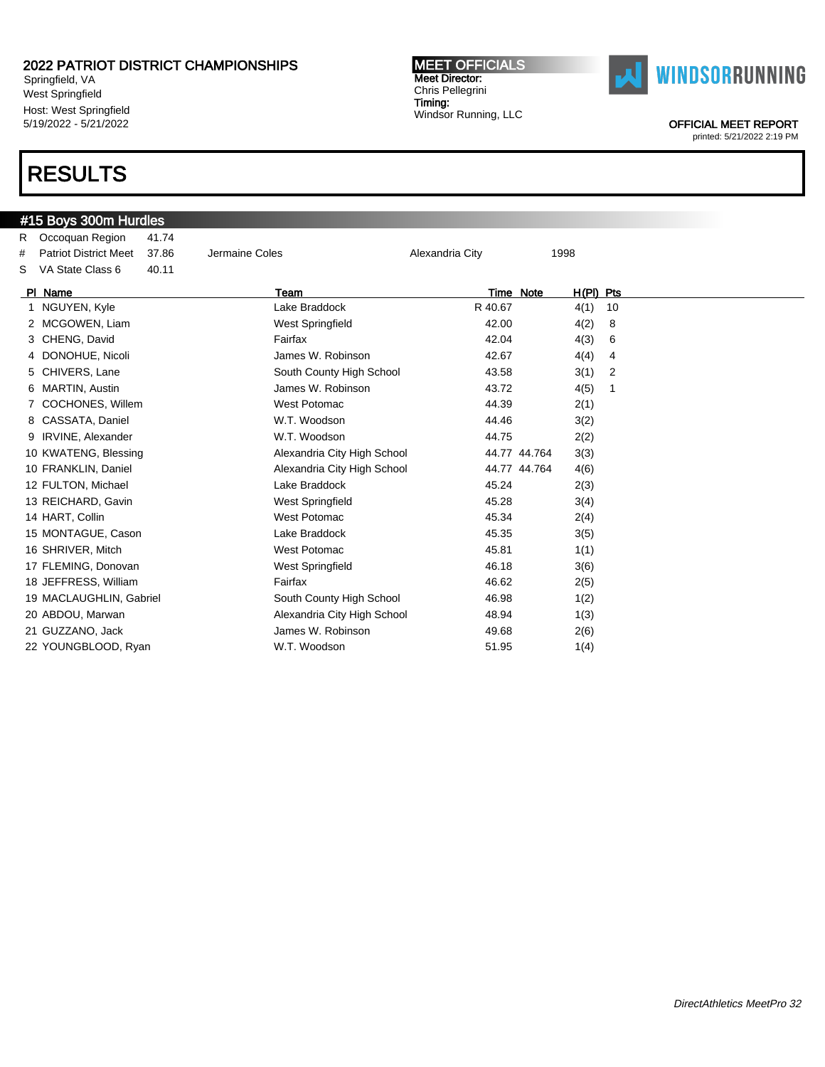# 2022 PATRIOT DISTRICT CHAMPIONSHIPS

Springfield, VA
West Springfield
Host: West Springfield
5/19/2022 - 5/21/2022

**MEET OFFICIALS**
Meet Director:
Chris Pellegrini
Timing:
Windsor Running, LLC

WINDSORRUNNING

OFFICIAL MEET REPORT
printed: 5/21/2022 2:19 PM

# RESULTS

## #15 Boys 300m Hurdles

| | | | | | |
|---|---|---|---|---|---|
| R | Occoquan Region | 41.74 | | | |
| # | Patriot District Meet | 37.86 | Jermaine Coles | Alexandria City | 1998 |
| S | VA State Class 6 | 40.11 | | | |

| Pl | Name | Team | Time | Note | H(Pl) | Pts |
|---|---|---|---|---|---|---|
| 1 | NGUYEN, Kyle | Lake Braddock | R 40.67 | | 4(1) | 10 |
| 2 | MCGOWEN, Liam | West Springfield | 42.00 | | 4(2) | 8 |
| 3 | CHENG, David | Fairfax | 42.04 | | 4(3) | 6 |
| 4 | DONOHUE, Nicoli | James W. Robinson | 42.67 | | 4(4) | 4 |
| 5 | CHIVERS, Lane | South County High School | 43.58 | | 3(1) | 2 |
| 6 | MARTIN, Austin | James W. Robinson | 43.72 | | 4(5) | 1 |
| 7 | COCHONES, Willem | West Potomac | 44.39 | | 2(1) | |
| 8 | CASSATA, Daniel | W.T. Woodson | 44.46 | | 3(2) | |
| 9 | IRVINE, Alexander | W.T. Woodson | 44.75 | | 2(2) | |
| 10 | KWATENG, Blessing | Alexandria City High School | 44.77 | 44.764 | 3(3) | |
| 10 | FRANKLIN, Daniel | Alexandria City High School | 44.77 | 44.764 | 4(6) | |
| 12 | FULTON, Michael | Lake Braddock | 45.24 | | 2(3) | |
| 13 | REICHARD, Gavin | West Springfield | 45.28 | | 3(4) | |
| 14 | HART, Collin | West Potomac | 45.34 | | 2(4) | |
| 15 | MONTAGUE, Cason | Lake Braddock | 45.35 | | 3(5) | |
| 16 | SHRIVER, Mitch | West Potomac | 45.81 | | 1(1) | |
| 17 | FLEMING, Donovan | West Springfield | 46.18 | | 3(6) | |
| 18 | JEFFRESS, William | Fairfax | 46.62 | | 2(5) | |
| 19 | MACLAUGHLIN, Gabriel | South County High School | 46.98 | | 1(2) | |
| 20 | ABDOU, Marwan | Alexandria City High School | 48.94 | | 1(3) | |
| 21 | GUZZANO, Jack | James W. Robinson | 49.68 | | 2(6) | |
| 22 | YOUNGBLOOD, Ryan | W.T. Woodson | 51.95 | | 1(4) | |

*DirectAthletics MeetPro 32*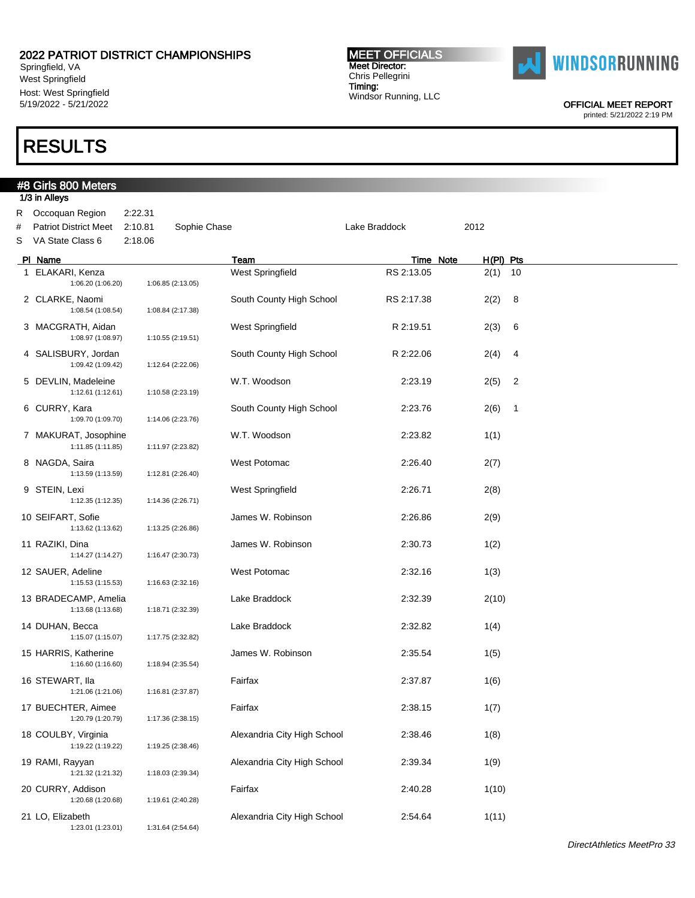2022 PATRIOT DISTRICT CHAMPIONSHIPS
Springfield, VA
West Springfield
Host: West Springfield
5/19/2022 - 5/21/2022

**MEET OFFICIALS**
Meet Director:
Chris Pellegrini
Timing:
Windsor Running, LLC

OFFICIAL MEET REPORT
printed: 5/21/2022 2:19 PM

# RESULTS

## #8 Girls 800 Meters

1/3 in Alleys

| | | | | | |
|---|---|---|---|---|---|
| R | Occoquan Region | 2:22.31 | | | |
| # | Patriot District Meet | 2:10.81 | Sophie Chase | Lake Braddock | 2012 |
| S | VA State Class 6 | 2:18.06 | | | |

| Pl | Name | Splits | Team | Time | Note | H(Pl) | Pts |
|---|---|---|---|---|---|---|---|
| 1 | ELAKARI, Kenza | 1:06.20 (1:06.20) 1:06.85 (2:13.05) | West Springfield | RS 2:13.05 | | 2(1) | 10 |
| 2 | CLARKE, Naomi | 1:08.54 (1:08.54) 1:08.84 (2:17.38) | South County High School | RS 2:17.38 | | 2(2) | 8 |
| 3 | MACGRATH, Aidan | 1:08.97 (1:08.97) 1:10.55 (2:19.51) | West Springfield | R 2:19.51 | | 2(3) | 6 |
| 4 | SALISBURY, Jordan | 1:09.42 (1:09.42) 1:12.64 (2:22.06) | South County High School | R 2:22.06 | | 2(4) | 4 |
| 5 | DEVLIN, Madeleine | 1:12.61 (1:12.61) 1:10.58 (2:23.19) | W.T. Woodson | 2:23.19 | | 2(5) | 2 |
| 6 | CURRY, Kara | 1:09.70 (1:09.70) 1:14.06 (2:23.76) | South County High School | 2:23.76 | | 2(6) | 1 |
| 7 | MAKURAT, Josophine | 1:11.85 (1:11.85) 1:11.97 (2:23.82) | W.T. Woodson | 2:23.82 | | 1(1) | |
| 8 | NAGDA, Saira | 1:13.59 (1:13.59) 1:12.81 (2:26.40) | West Potomac | 2:26.40 | | 2(7) | |
| 9 | STEIN, Lexi | 1:12.35 (1:12.35) 1:14.36 (2:26.71) | West Springfield | 2:26.71 | | 2(8) | |
| 10 | SEIFART, Sofie | 1:13.62 (1:13.62) 1:13.25 (2:26.86) | James W. Robinson | 2:26.86 | | 2(9) | |
| 11 | RAZIKI, Dina | 1:14.27 (1:14.27) 1:16.47 (2:30.73) | James W. Robinson | 2:30.73 | | 1(2) | |
| 12 | SAUER, Adeline | 1:15.53 (1:15.53) 1:16.63 (2:32.16) | West Potomac | 2:32.16 | | 1(3) | |
| 13 | BRADECAMP, Amelia | 1:13.68 (1:13.68) 1:18.71 (2:32.39) | Lake Braddock | 2:32.39 | | 2(10) | |
| 14 | DUHAN, Becca | 1:15.07 (1:15.07) 1:17.75 (2:32.82) | Lake Braddock | 2:32.82 | | 1(4) | |
| 15 | HARRIS, Katherine | 1:16.60 (1:16.60) 1:18.94 (2:35.54) | James W. Robinson | 2:35.54 | | 1(5) | |
| 16 | STEWART, Ila | 1:21.06 (1:21.06) 1:16.81 (2:37.87) | Fairfax | 2:37.87 | | 1(6) | |
| 17 | BUECHTER, Aimee | 1:20.79 (1:20.79) 1:17.36 (2:38.15) | Fairfax | 2:38.15 | | 1(7) | |
| 18 | COULBY, Virginia | 1:19.22 (1:19.22) 1:19.25 (2:38.46) | Alexandria City High School | 2:38.46 | | 1(8) | |
| 19 | RAMI, Rayyan | 1:21.32 (1:21.32) 1:18.03 (2:39.34) | Alexandria City High School | 2:39.34 | | 1(9) | |
| 20 | CURRY, Addison | 1:20.68 (1:20.68) 1:19.61 (2:40.28) | Fairfax | 2:40.28 | | 1(10) | |
| 21 | LO, Elizabeth | 1:23.01 (1:23.01) 1:31.64 (2:54.64) | Alexandria City High School | 2:54.64 | | 1(11) | |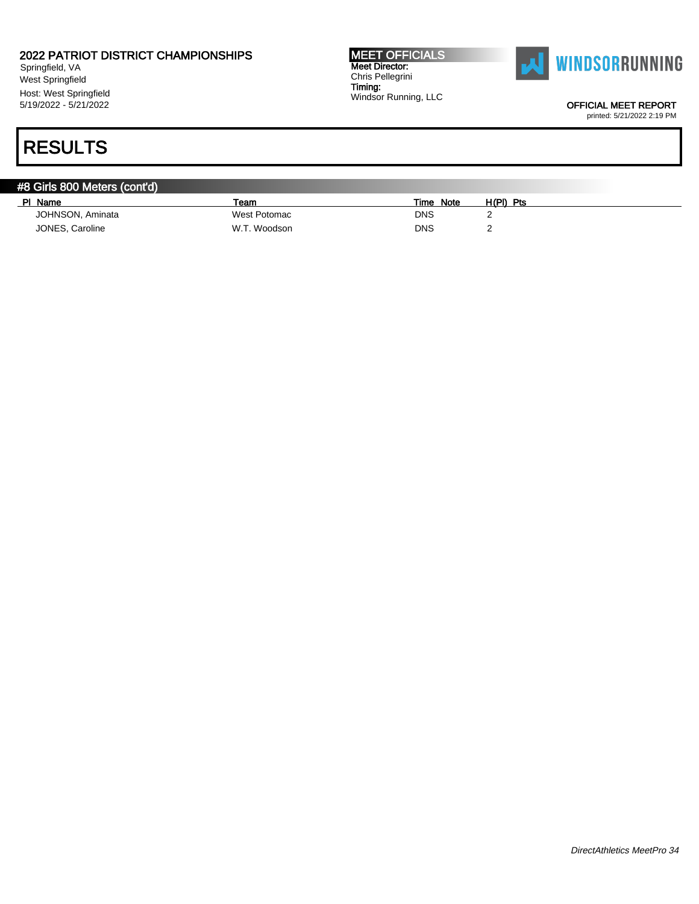2022 PATRIOT DISTRICT CHAMPIONSHIPS
Springfield, VA
West Springfield
Host: West Springfield
5/19/2022 - 5/21/2022

**MEET OFFICIALS**
Meet Director:
Chris Pellegrini
Timing:
Windsor Running, LLC

OFFICIAL MEET REPORT
printed: 5/21/2022 2:19 PM

# RESULTS

## #8 Girls 800 Meters (cont'd)

| Pl | Name | Team | Time | Note | H(Pl) | Pts |
|---|---|---|---|---|---|---|
| | JOHNSON, Aminata | West Potomac | DNS | | 2 | |
| | JONES, Caroline | W.T. Woodson | DNS | | 2 | |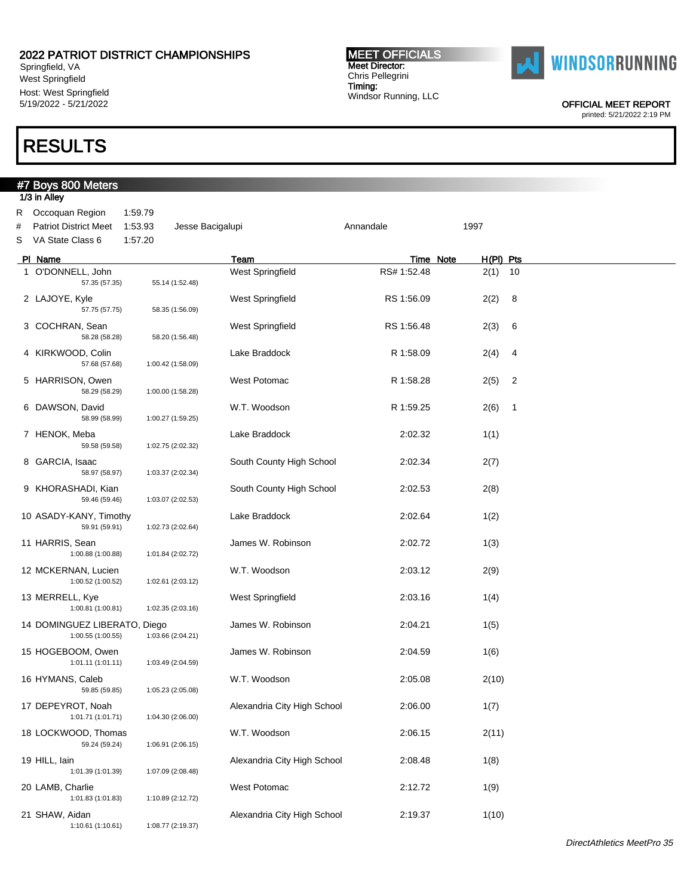2022 PATRIOT DISTRICT CHAMPIONSHIPS
Springfield, VA
West Springfield
Host: West Springfield
5/19/2022 - 5/21/2022

**MEET OFFICIALS**
Meet Director:
Chris Pellegrini
Timing:
Windsor Running, LLC

WINDSORRUNNING

OFFICIAL MEET REPORT
printed: 5/21/2022 2:19 PM

# RESULTS

## #7 Boys 800 Meters

1/3 in Alley

| | | | | | |
|---|---|---|---|---|---|
| R | Occoquan Region | 1:59.79 | | | |
| # | Patriot District Meet | 1:53.93 | Jesse Bacigalupi | Annandale | 1997 |
| S | VA State Class 6 | 1:57.20 | | | |

| Pl | Name | Splits | Team | Time | Note | H(Pl) | Pts |
|---|---|---|---|---|---|---|---|
| 1 | O'DONNELL, John | 57.35 (57.35) 55.14 (1:52.48) | West Springfield | RS# 1:52.48 | | 2(1) | 10 |
| 2 | LAJOYE, Kyle | 57.75 (57.75) 58.35 (1:56.09) | West Springfield | RS 1:56.09 | | 2(2) | 8 |
| 3 | COCHRAN, Sean | 58.28 (58.28) 58.20 (1:56.48) | West Springfield | RS 1:56.48 | | 2(3) | 6 |
| 4 | KIRKWOOD, Colin | 57.68 (57.68) 1:00.42 (1:58.09) | Lake Braddock | R 1:58.09 | | 2(4) | 4 |
| 5 | HARRISON, Owen | 58.29 (58.29) 1:00.00 (1:58.28) | West Potomac | R 1:58.28 | | 2(5) | 2 |
| 6 | DAWSON, David | 58.99 (58.99) 1:00.27 (1:59.25) | W.T. Woodson | R 1:59.25 | | 2(6) | 1 |
| 7 | HENOK, Meba | 59.58 (59.58) 1:02.75 (2:02.32) | Lake Braddock | 2:02.32 | | 1(1) | |
| 8 | GARCIA, Isaac | 58.97 (58.97) 1:03.37 (2:02.34) | South County High School | 2:02.34 | | 2(7) | |
| 9 | KHORASHADI, Kian | 59.46 (59.46) 1:03.07 (2:02.53) | South County High School | 2:02.53 | | 2(8) | |
| 10 | ASADY-KANY, Timothy | 59.91 (59.91) 1:02.73 (2:02.64) | Lake Braddock | 2:02.64 | | 1(2) | |
| 11 | HARRIS, Sean | 1:00.88 (1:00.88) 1:01.84 (2:02.72) | James W. Robinson | 2:02.72 | | 1(3) | |
| 12 | MCKERNAN, Lucien | 1:00.52 (1:00.52) 1:02.61 (2:03.12) | W.T. Woodson | 2:03.12 | | 2(9) | |
| 13 | MERRELL, Kye | 1:00.81 (1:00.81) 1:02.35 (2:03.16) | West Springfield | 2:03.16 | | 1(4) | |
| 14 | DOMINGUEZ LIBERATO, Diego | 1:00.55 (1:00.55) 1:03.66 (2:04.21) | James W. Robinson | 2:04.21 | | 1(5) | |
| 15 | HOGEBOOM, Owen | 1:01.11 (1:01.11) 1:03.49 (2:04.59) | James W. Robinson | 2:04.59 | | 1(6) | |
| 16 | HYMANS, Caleb | 59.85 (59.85) 1:05.23 (2:05.08) | W.T. Woodson | 2:05.08 | | 2(10) | |
| 17 | DEPEYROT, Noah | 1:01.71 (1:01.71) 1:04.30 (2:06.00) | Alexandria City High School | 2:06.00 | | 1(7) | |
| 18 | LOCKWOOD, Thomas | 59.24 (59.24) 1:06.91 (2:06.15) | W.T. Woodson | 2:06.15 | | 2(11) | |
| 19 | HILL, Iain | 1:01.39 (1:01.39) 1:07.09 (2:08.48) | Alexandria City High School | 2:08.48 | | 1(8) | |
| 20 | LAMB, Charlie | 1:01.83 (1:01.83) 1:10.89 (2:12.72) | West Potomac | 2:12.72 | | 1(9) | |
| 21 | SHAW, Aidan | 1:10.61 (1:10.61) 1:08.77 (2:19.37) | Alexandria City High School | 2:19.37 | | 1(10) | |

*DirectAthletics MeetPro 35*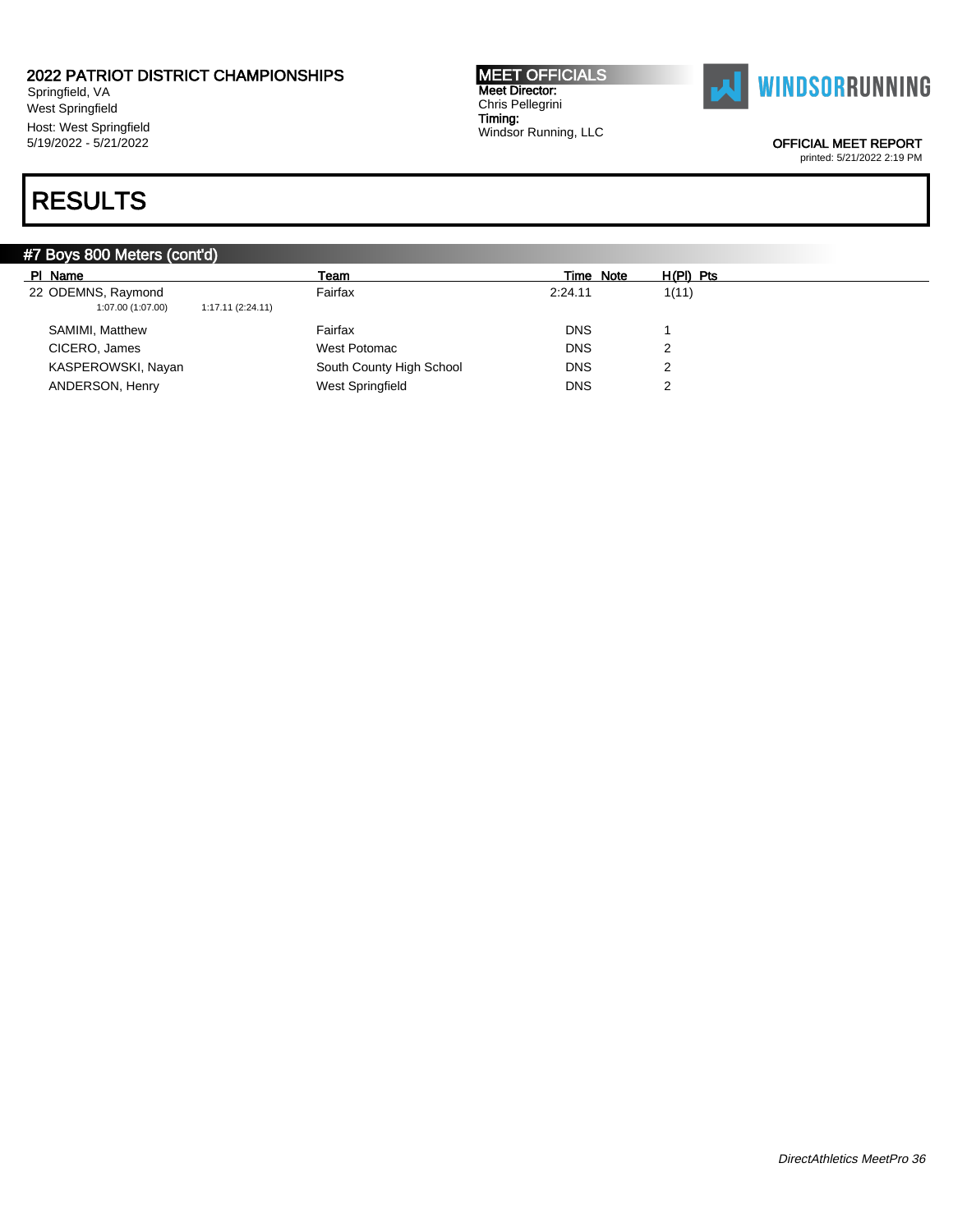2022 PATRIOT DISTRICT CHAMPIONSHIPS
Springfield, VA
West Springfield
Host: West Springfield
5/19/2022 - 5/21/2022

**MEET OFFICIALS**
Meet Director:
Chris Pellegrini
Timing:
Windsor Running, LLC

OFFICIAL MEET REPORT
printed: 5/21/2022 2:19 PM

# RESULTS

## #7 Boys 800 Meters (cont'd)

| Pl | Name | Team | Time | Note | H(Pl) | Pts |
|---|---|---|---|---|---|---|
| 22 | ODEMNS, Raymond | Fairfax | 2:24.11 | | 1(11) | |
| | 1:07.00 (1:07.00) 1:17.11 (2:24.11) | | | | | |
| | SAMIMI, Matthew | Fairfax | DNS | | 1 | |
| | CICERO, James | West Potomac | DNS | | 2 | |
| | KASPEROWSKI, Nayan | South County High School | DNS | | 2 | |
| | ANDERSON, Henry | West Springfield | DNS | | 2 | |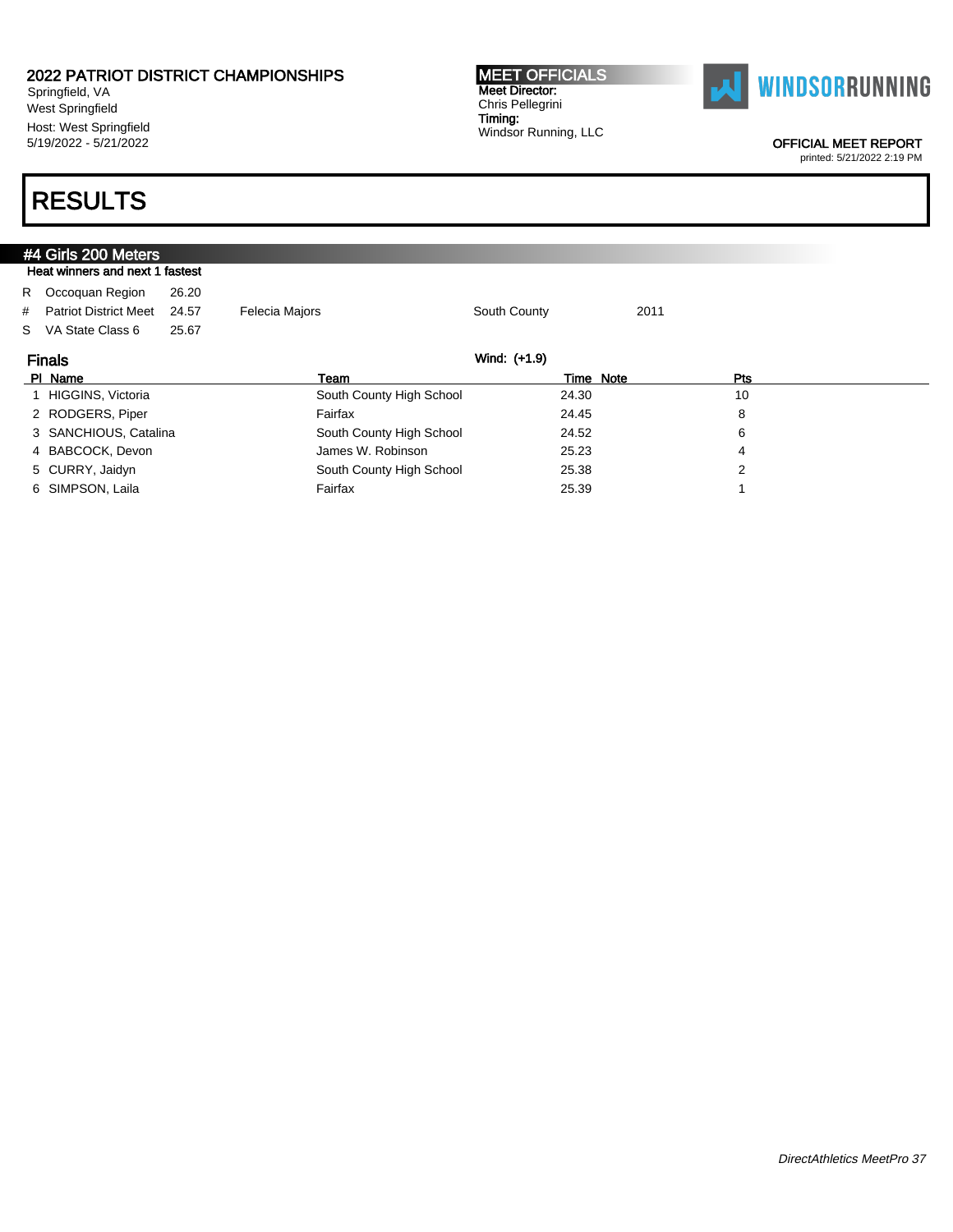2022 PATRIOT DISTRICT CHAMPIONSHIPS
Springfield, VA
West Springfield
Host: West Springfield
5/19/2022 - 5/21/2022

**MEET OFFICIALS**
**Meet Director:**
Chris Pellegrini
**Timing:**
Windsor Running, LLC

OFFICIAL MEET REPORT
printed: 5/21/2022 2:19 PM

# RESULTS

## #4 Girls 200 Meters

Heat winners and next 1 fastest

| | | | | | |
|---|---|---|---|---|---|
| R | Occoquan Region | 26.20 | | | |
| # | Patriot District Meet | 24.57 | Felecia Majors | South County | 2011 |
| S | VA State Class 6 | 25.67 | | | |

### Finals

Wind: (+1.9)

| Pl | Name | Team | Time | Note | Pts |
|---|---|---|---|---|---|
| 1 | HIGGINS, Victoria | South County High School | 24.30 | | 10 |
| 2 | RODGERS, Piper | Fairfax | 24.45 | | 8 |
| 3 | SANCHIOUS, Catalina | South County High School | 24.52 | | 6 |
| 4 | BABCOCK, Devon | James W. Robinson | 25.23 | | 4 |
| 5 | CURRY, Jaidyn | South County High School | 25.38 | | 2 |
| 6 | SIMPSON, Laila | Fairfax | 25.39 | | 1 |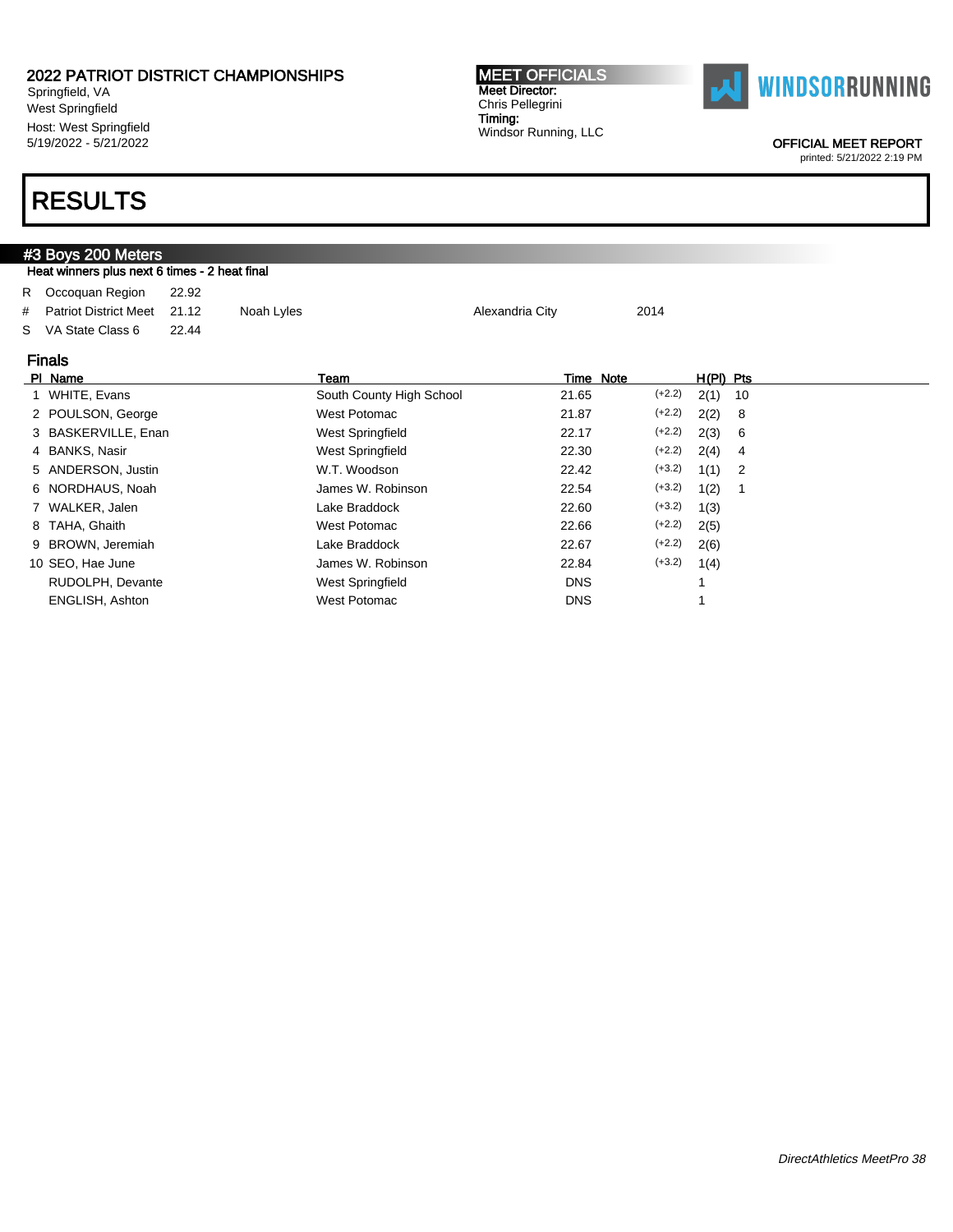2022 PATRIOT DISTRICT CHAMPIONSHIPS
Springfield, VA
West Springfield
Host: West Springfield
5/19/2022 - 5/21/2022

**MEET OFFICIALS**
**Meet Director:**
Chris Pellegrini
**Timing:**
Windsor Running, LLC

WINDSORRUNNING

OFFICIAL MEET REPORT
printed: 5/21/2022 2:19 PM

# RESULTS

## #3 Boys 200 Meters

Heat winners plus next 6 times - 2 heat final

| | | | | | |
|---|---|---|---|---|---|
| R | Occoquan Region | 22.92 | | | |
| # | Patriot District Meet | 21.12 | Noah Lyles | Alexandria City | 2014 |
| S | VA State Class 6 | 22.44 | | | |

### Finals

| Pl | Name | Team | Time | Note | | H(Pl) | Pts |
|---|---|---|---|---|---|---|---|
| 1 | WHITE, Evans | South County High School | 21.65 | | (+2.2) | 2(1) | 10 |
| 2 | POULSON, George | West Potomac | 21.87 | | (+2.2) | 2(2) | 8 |
| 3 | BASKERVILLE, Enan | West Springfield | 22.17 | | (+2.2) | 2(3) | 6 |
| 4 | BANKS, Nasir | West Springfield | 22.30 | | (+2.2) | 2(4) | 4 |
| 5 | ANDERSON, Justin | W.T. Woodson | 22.42 | | (+3.2) | 1(1) | 2 |
| 6 | NORDHAUS, Noah | James W. Robinson | 22.54 | | (+3.2) | 1(2) | 1 |
| 7 | WALKER, Jalen | Lake Braddock | 22.60 | | (+3.2) | 1(3) | |
| 8 | TAHA, Ghaith | West Potomac | 22.66 | | (+2.2) | 2(5) | |
| 9 | BROWN, Jeremiah | Lake Braddock | 22.67 | | (+2.2) | 2(6) | |
| 10 | SEO, Hae June | James W. Robinson | 22.84 | | (+3.2) | 1(4) | |
| | RUDOLPH, Devante | West Springfield | DNS | | | 1 | |
| | ENGLISH, Ashton | West Potomac | DNS | | | 1 | |

*DirectAthletics MeetPro 38*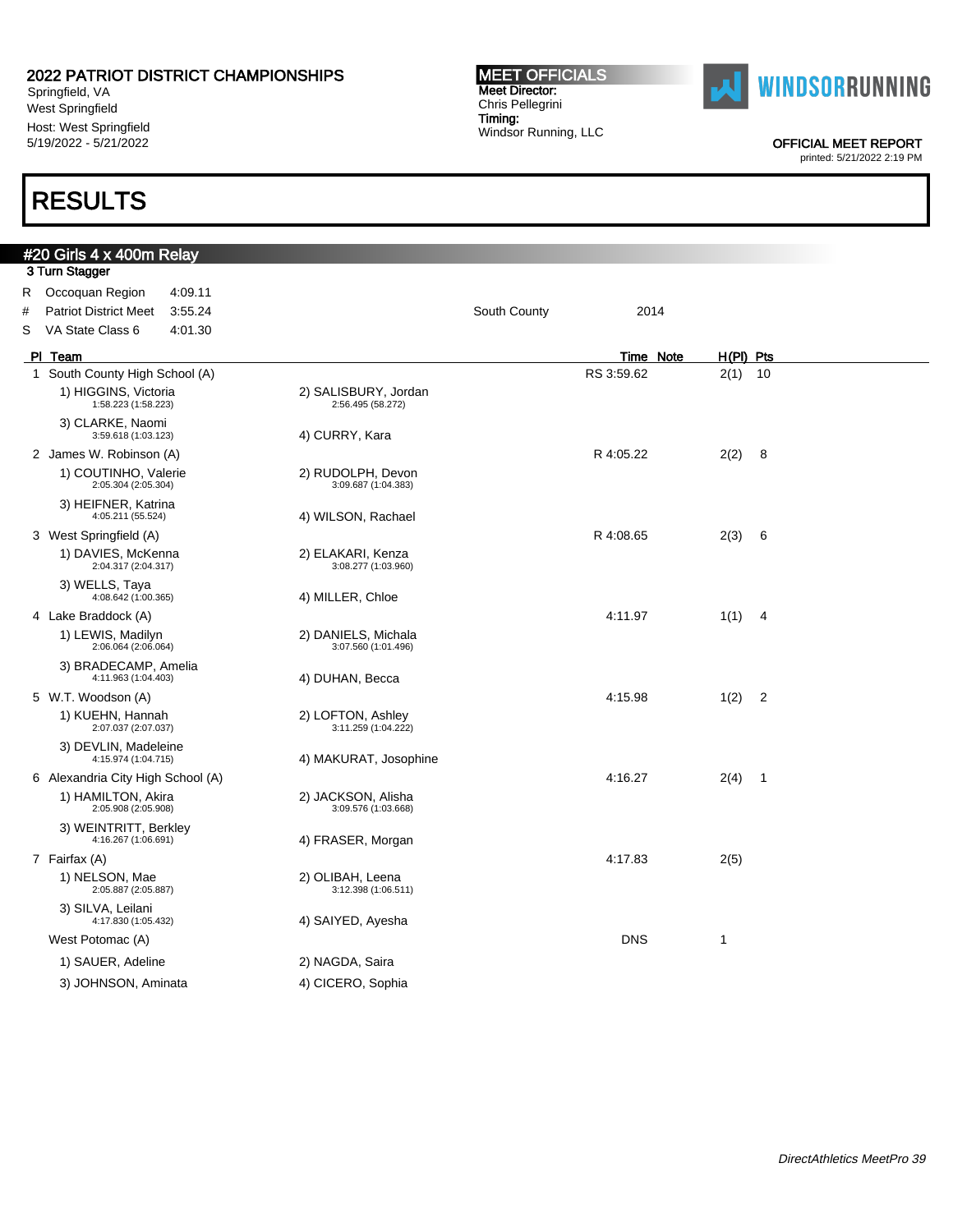# 2022 PATRIOT DISTRICT CHAMPIONSHIPS

Springfield, VA
West Springfield
Host: West Springfield
5/19/2022 - 5/21/2022

**MEET OFFICIALS**
Meet Director:
Chris Pellegrini
Timing:
Windsor Running, LLC

OFFICIAL MEET REPORT
printed: 5/21/2022 2:19 PM

# RESULTS

## #20 Girls 4 x 400m Relay

3 Turn Stagger

| | | | | |
|---|---|---|---|---|
| R | Occoquan Region | 4:09.11 | | |
| # | Patriot District Meet | 3:55.24 | South County | 2014 |
| S | VA State Class 6 | 4:01.30 | | |

| Pl | Team | | Time | Note | H(Pl) | Pts |
|---|---|---|---|---|---|---|
| 1 | South County High School (A) | | RS 3:59.62 | | 2(1) | 10 |
| | 1) HIGGINS, Victoria 1:58.223 (1:58.223) | 2) SALISBURY, Jordan 2:56.495 (58.272) | | | | |
| | 3) CLARKE, Naomi 3:59.618 (1:03.123) | 4) CURRY, Kara | | | | |
| 2 | James W. Robinson (A) | | R 4:05.22 | | 2(2) | 8 |
| | 1) COUTINHO, Valerie 2:05.304 (2:05.304) | 2) RUDOLPH, Devon 3:09.687 (1:04.383) | | | | |
| | 3) HEIFNER, Katrina 4:05.211 (55.524) | 4) WILSON, Rachael | | | | |
| 3 | West Springfield (A) | | R 4:08.65 | | 2(3) | 6 |
| | 1) DAVIES, McKenna 2:04.317 (2:04.317) | 2) ELAKARI, Kenza 3:08.277 (1:03.960) | | | | |
| | 3) WELLS, Taya 4:08.642 (1:00.365) | 4) MILLER, Chloe | | | | |
| 4 | Lake Braddock (A) | | 4:11.97 | | 1(1) | 4 |
| | 1) LEWIS, Madilyn 2:06.064 (2:06.064) | 2) DANIELS, Michala 3:07.560 (1:01.496) | | | | |
| | 3) BRADECAMP, Amelia 4:11.963 (1:04.403) | 4) DUHAN, Becca | | | | |
| 5 | W.T. Woodson (A) | | 4:15.98 | | 1(2) | 2 |
| | 1) KUEHN, Hannah 2:07.037 (2:07.037) | 2) LOFTON, Ashley 3:11.259 (1:04.222) | | | | |
| | 3) DEVLIN, Madeleine 4:15.974 (1:04.715) | 4) MAKURAT, Josophine | | | | |
| 6 | Alexandria City High School (A) | | 4:16.27 | | 2(4) | 1 |
| | 1) HAMILTON, Akira 2:05.908 (2:05.908) | 2) JACKSON, Alisha 3:09.576 (1:03.668) | | | | |
| | 3) WEINTRITT, Berkley 4:16.267 (1:06.691) | 4) FRASER, Morgan | | | | |
| 7 | Fairfax (A) | | 4:17.83 | | 2(5) | |
| | 1) NELSON, Mae 2:05.887 (2:05.887) | 2) OLIBAH, Leena 3:12.398 (1:06.511) | | | | |
| | 3) SILVA, Leilani 4:17.830 (1:05.432) | 4) SAIYED, Ayesha | | | | |
| | West Potomac (A) | | DNS | | 1 | |
| | 1) SAUER, Adeline | 2) NAGDA, Saira | | | | |
| | 3) JOHNSON, Aminata | 4) CICERO, Sophia | | | | |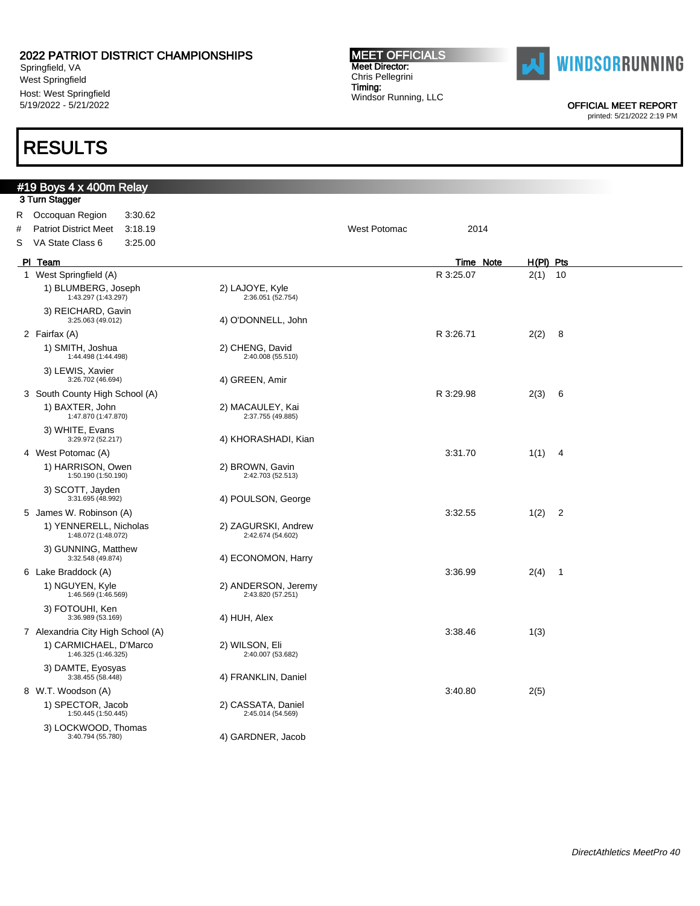# 2022 PATRIOT DISTRICT CHAMPIONSHIPS

Springfield, VA
West Springfield
Host: West Springfield
5/19/2022 - 5/21/2022

**MEET OFFICIALS**
**Meet Director:**
Chris Pellegrini
**Timing:**
Windsor Running, LLC

OFFICIAL MEET REPORT
printed: 5/21/2022 2:19 PM

# RESULTS

## #19 Boys 4 x 400m Relay

**3 Turn Stagger**

| | | | | |
|---|---|---|---|---|
| R | Occoquan Region | 3:30.62 | | |
| # | Patriot District Meet | 3:18.19 | West Potomac | 2014 |
| S | VA State Class 6 | 3:25.00 | | |

| Pl | Team | | Time | Note | H(Pl) | Pts |
|---|---|---|---|---|---|---|
| 1 | West Springfield (A) | | R 3:25.07 | | 2(1) | 10 |
| | 1) BLUMBERG, Joseph 1:43.297 (1:43.297) | 2) LAJOYE, Kyle 2:36.051 (52.754) | | | | |
| | 3) REICHARD, Gavin 3:25.063 (49.012) | 4) O'DONNELL, John | | | | |
| 2 | Fairfax (A) | | R 3:26.71 | | 2(2) | 8 |
| | 1) SMITH, Joshua 1:44.498 (1:44.498) | 2) CHENG, David 2:40.008 (55.510) | | | | |
| | 3) LEWIS, Xavier 3:26.702 (46.694) | 4) GREEN, Amir | | | | |
| 3 | South County High School (A) | | R 3:29.98 | | 2(3) | 6 |
| | 1) BAXTER, John 1:47.870 (1:47.870) | 2) MACAULEY, Kai 2:37.755 (49.885) | | | | |
| | 3) WHITE, Evans 3:29.972 (52.217) | 4) KHORASHADI, Kian | | | | |
| 4 | West Potomac (A) | | 3:31.70 | | 1(1) | 4 |
| | 1) HARRISON, Owen 1:50.190 (1:50.190) | 2) BROWN, Gavin 2:42.703 (52.513) | | | | |
| | 3) SCOTT, Jayden 3:31.695 (48.992) | 4) POULSON, George | | | | |
| 5 | James W. Robinson (A) | | 3:32.55 | | 1(2) | 2 |
| | 1) YENNERELL, Nicholas 1:48.072 (1:48.072) | 2) ZAGURSKI, Andrew 2:42.674 (54.602) | | | | |
| | 3) GUNNING, Matthew 3:32.548 (49.874) | 4) ECONOMON, Harry | | | | |
| 6 | Lake Braddock (A) | | 3:36.99 | | 2(4) | 1 |
| | 1) NGUYEN, Kyle 1:46.569 (1:46.569) | 2) ANDERSON, Jeremy 2:43.820 (57.251) | | | | |
| | 3) FOTOUHI, Ken 3:36.989 (53.169) | 4) HUH, Alex | | | | |
| 7 | Alexandria City High School (A) | | 3:38.46 | | 1(3) | |
| | 1) CARMICHAEL, D'Marco 1:46.325 (1:46.325) | 2) WILSON, Eli 2:40.007 (53.682) | | | | |
| | 3) DAMTE, Eyosyas 3:38.455 (58.448) | 4) FRANKLIN, Daniel | | | | |
| 8 | W.T. Woodson (A) | | 3:40.80 | | 2(5) | |
| | 1) SPECTOR, Jacob 1:50.445 (1:50.445) | 2) CASSATA, Daniel 2:45.014 (54.569) | | | | |
| | 3) LOCKWOOD, Thomas 3:40.794 (55.780) | 4) GARDNER, Jacob | | | | |

*DirectAthletics MeetPro 40*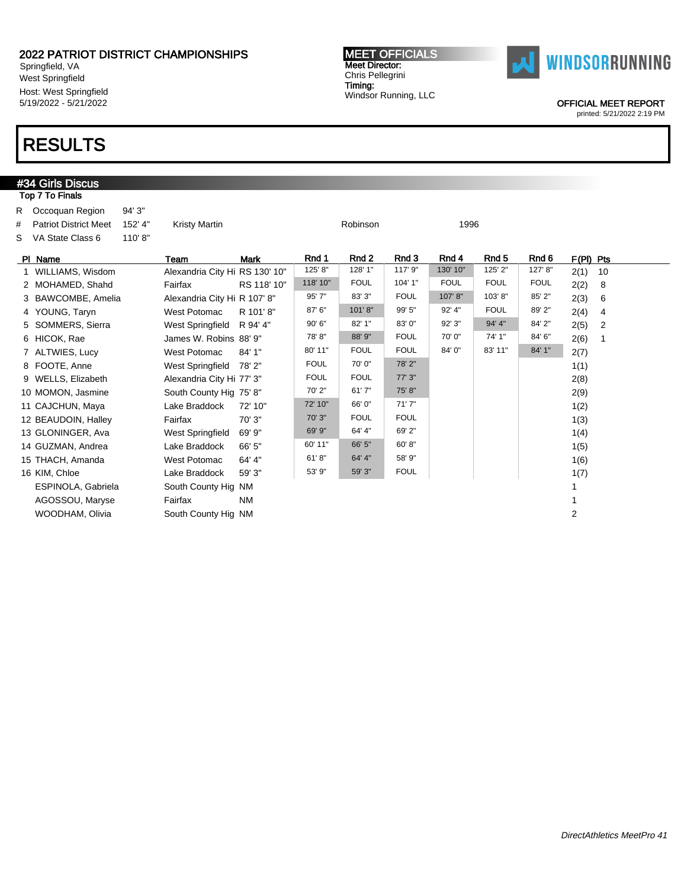## 2022 PATRIOT DISTRICT CHAMPIONSHIPS

Springfield, VA
West Springfield
Host: West Springfield
5/19/2022 - 5/21/2022

**MEET OFFICIALS**
**Meet Director:**
Chris Pellegrini
**Timing:**
Windsor Running, LLC

WINDSORRUNNING

OFFICIAL MEET REPORT
printed: 5/21/2022 2:19 PM

# RESULTS

## #34 Girls Discus

**Top 7 To Finals**

| | | | | | |
|---|---|---|---|---|---|
| R | Occoquan Region | 94' 3" | | | |
| # | Patriot District Meet | 152' 4" | Kristy Martin | Robinson | 1996 |
| S | VA State Class 6 | 110' 8" | | | |

| Pl | Name | Team | Mark | Rnd 1 | Rnd 2 | Rnd 3 | Rnd 4 | Rnd 5 | Rnd 6 | F(Pl) | Pts |
|---|---|---|---|---|---|---|---|---|---|---|---|
| 1 | WILLIAMS, Wisdom | Alexandria City Hi | RS 130' 10" | 125' 8" | 128' 1" | 117' 9" | 130' 10" | 125' 2" | 127' 8" | 2(1) | 10 |
| 2 | MOHAMED, Shahd | Fairfax | RS 118' 10" | 118' 10" | FOUL | 104' 1" | FOUL | FOUL | FOUL | 2(2) | 8 |
| 3 | BAWCOMBE, Amelia | Alexandria City Hi | R 107' 8" | 95' 7" | 83' 3" | FOUL | 107' 8" | 103' 8" | 85' 2" | 2(3) | 6 |
| 4 | YOUNG, Taryn | West Potomac | R 101' 8" | 87' 6" | 101' 8" | 99' 5" | 92' 4" | FOUL | 89' 2" | 2(4) | 4 |
| 5 | SOMMERS, Sierra | West Springfield | R 94' 4" | 90' 6" | 82' 1" | 83' 0" | 92' 3" | 94' 4" | 84' 2" | 2(5) | 2 |
| 6 | HICOK, Rae | James W. Robins | 88' 9" | 78' 8" | 88' 9" | FOUL | 70' 0" | 74' 1" | 84' 6" | 2(6) | 1 |
| 7 | ALTWIES, Lucy | West Potomac | 84' 1" | 80' 11" | FOUL | FOUL | 84' 0" | 83' 11" | 84' 1" | 2(7) | |
| 8 | FOOTE, Anne | West Springfield | 78' 2" | FOUL | 70' 0" | 78' 2" | | | | 1(1) | |
| 9 | WELLS, Elizabeth | Alexandria City Hi | 77' 3" | FOUL | FOUL | 77' 3" | | | | 2(8) | |
| 10 | MOMON, Jasmine | South County Hig | 75' 8" | 70' 2" | 61' 7" | 75' 8" | | | | 2(9) | |
| 11 | CAJCHUN, Maya | Lake Braddock | 72' 10" | 72' 10" | 66' 0" | 71' 7" | | | | 1(2) | |
| 12 | BEAUDOIN, Halley | Fairfax | 70' 3" | 70' 3" | FOUL | FOUL | | | | 1(3) | |
| 13 | GLONINGER, Ava | West Springfield | 69' 9" | 69' 9" | 64' 4" | 69' 2" | | | | 1(4) | |
| 14 | GUZMAN, Andrea | Lake Braddock | 66' 5" | 60' 11" | 66' 5" | 60' 8" | | | | 1(5) | |
| 15 | THACH, Amanda | West Potomac | 64' 4" | 61' 8" | 64' 4" | 58' 9" | | | | 1(6) | |
| 16 | KIM, Chloe | Lake Braddock | 59' 3" | 53' 9" | 59' 3" | FOUL | | | | 1(7) | |
| | ESPINOLA, Gabriela | South County Hig | NM | | | | | | | 1 | |
| | AGOSSOU, Maryse | Fairfax | NM | | | | | | | 1 | |
| | WOODHAM, Olivia | South County Hig | NM | | | | | | | 2 | |

*DirectAthletics MeetPro 41*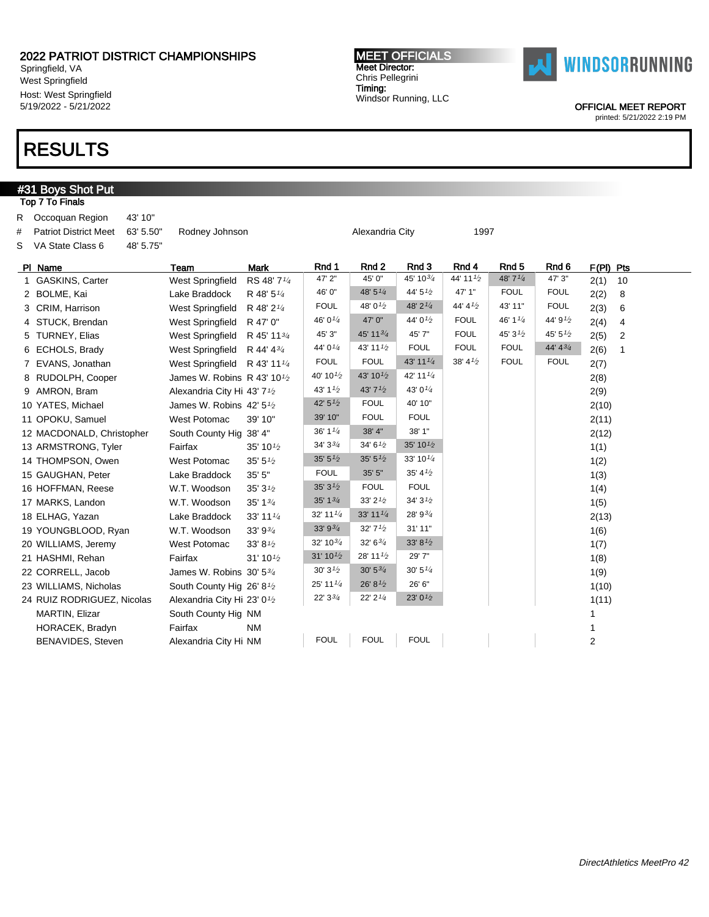2022 PATRIOT DISTRICT CHAMPIONSHIPS
Springfield, VA
West Springfield
Host: West Springfield
5/19/2022 - 5/21/2022

**MEET OFFICIALS**
Meet Director:
Chris Pellegrini
Timing:
Windsor Running, LLC

WINDSORRUNNING

OFFICIAL MEET REPORT
printed: 5/21/2022 2:19 PM

# RESULTS

## #31 Boys Shot Put

**Top 7 To Finals**

| | | | | | |
|---|---|---|---|---|---|
| R | Occoquan Region | 43' 10" | | | |
| # | Patriot District Meet | 63' 5.50" | Rodney Johnson | Alexandria City | 1997 |
| S | VA State Class 6 | 48' 5.75" | | | |

| Pl | Name | Team | Mark | Rnd 1 | Rnd 2 | Rnd 3 | Rnd 4 | Rnd 5 | Rnd 6 | F(Pl) | Pts |
|---|---|---|---|---|---|---|---|---|---|---|---|
| 1 | GASKINS, Carter | West Springfield | RS 48' 7¼ | 47' 2" | 45' 0" | 45' 10¾ | 44' 11½ | 48' 7¼ | 47' 3" | 2(1) | 10 |
| 2 | BOLME, Kai | Lake Braddock | R 48' 5¼ | 46' 0" | 48' 5¼ | 44' 5½ | 47' 1" | FOUL | FOUL | 2(2) | 8 |
| 3 | CRIM, Harrison | West Springfield | R 48' 2¼ | FOUL | 48' 0½ | 48' 2¼ | 44' 4½ | 43' 11" | FOUL | 2(3) | 6 |
| 4 | STUCK, Brendan | West Springfield | R 47' 0" | 46' 0¼ | 47' 0" | 44' 0½ | FOUL | 46' 1¼ | 44' 9½ | 2(4) | 4 |
| 5 | TURNEY, Elias | West Springfield | R 45' 11¾ | 45' 3" | 45' 11¾ | 45' 7" | FOUL | 45' 3½ | 45' 5½ | 2(5) | 2 |
| 6 | ECHOLS, Brady | West Springfield | R 44' 4¾ | 44' 0¼ | 43' 11½ | FOUL | FOUL | FOUL | 44' 4¾ | 2(6) | 1 |
| 7 | EVANS, Jonathan | West Springfield | R 43' 11¼ | FOUL | FOUL | 43' 11¼ | 38' 4½ | FOUL | FOUL | 2(7) | |
| 8 | RUDOLPH, Cooper | James W. Robins | R 43' 10½ | 40' 10½ | 43' 10½ | 42' 11¼ | | | | 2(8) | |
| 9 | AMRON, Bram | Alexandria City Hi | 43' 7½ | 43' 1½ | 43' 7½ | 43' 0¼ | | | | 2(9) | |
| 10 | YATES, Michael | James W. Robins | 42' 5½ | 42' 5½ | FOUL | 40' 10" | | | | 2(10) | |
| 11 | OPOKU, Samuel | West Potomac | 39' 10" | 39' 10" | FOUL | FOUL | | | | 2(11) | |
| 12 | MACDONALD, Christopher | South County Hig | 38' 4" | 36' 1¼ | 38' 4" | 38' 1" | | | | 2(12) | |
| 13 | ARMSTRONG, Tyler | Fairfax | 35' 10½ | 34' 3¾ | 34' 6½ | 35' 10½ | | | | 1(1) | |
| 14 | THOMPSON, Owen | West Potomac | 35' 5½ | 35' 5½ | 35' 5½ | 33' 10¼ | | | | 1(2) | |
| 15 | GAUGHAN, Peter | Lake Braddock | 35' 5" | FOUL | 35' 5" | 35' 4½ | | | | 1(3) | |
| 16 | HOFFMAN, Reese | W.T. Woodson | 35' 3½ | 35' 3½ | FOUL | FOUL | | | | 1(4) | |
| 17 | MARKS, Landon | W.T. Woodson | 35' 1¾ | 35' 1¾ | 33' 2½ | 34' 3½ | | | | 1(5) | |
| 18 | ELHAG, Yazan | Lake Braddock | 33' 11¼ | 32' 11¼ | 33' 11¼ | 28' 9¾ | | | | 2(13) | |
| 19 | YOUNGBLOOD, Ryan | W.T. Woodson | 33' 9¾ | 33' 9¾ | 32' 7½ | 31' 11" | | | | 1(6) | |
| 20 | WILLIAMS, Jeremy | West Potomac | 33' 8½ | 32' 10¾ | 32' 6¾ | 33' 8½ | | | | 1(7) | |
| 21 | HASHMI, Rehan | Fairfax | 31' 10½ | 31' 10½ | 28' 11½ | 29' 7" | | | | 1(8) | |
| 22 | CORRELL, Jacob | James W. Robins | 30' 5¾ | 30' 3½ | 30' 5¾ | 30' 5¼ | | | | 1(9) | |
| 23 | WILLIAMS, Nicholas | South County Hig | 26' 8½ | 25' 11¼ | 26' 8½ | 26' 6" | | | | 1(10) | |
| 24 | RUIZ RODRIGUEZ, Nicolas | Alexandria City Hi | 23' 0½ | 22' 3¾ | 22' 2¼ | 23' 0½ | | | | 1(11) | |
| | MARTIN, Elizar | South County Hig | NM | | | | | | | 1 | |
| | HORACEK, Bradyn | Fairfax | NM | | | | | | | 1 | |
| | BENAVIDES, Steven | Alexandria City Hi | NM | FOUL | FOUL | FOUL | | | | 2 | |

*DirectAthletics MeetPro 42*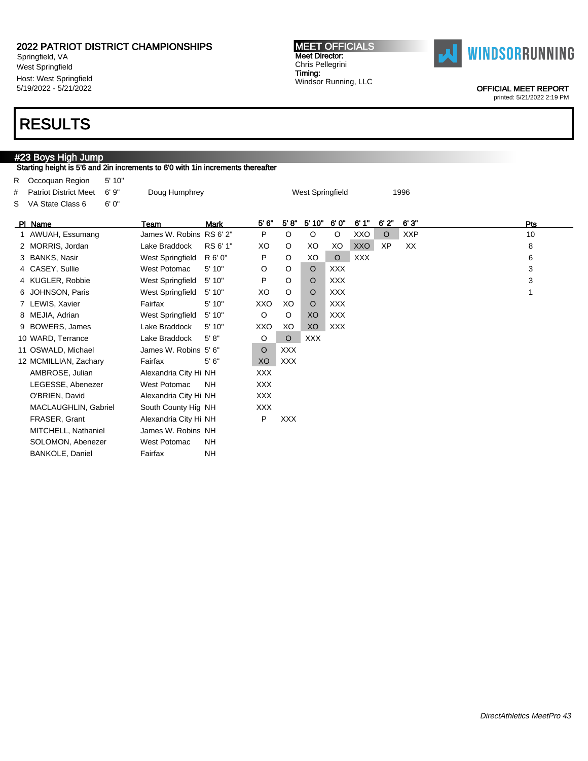## 2022 PATRIOT DISTRICT CHAMPIONSHIPS

Springfield, VA
West Springfield
Host: West Springfield
5/19/2022 - 5/21/2022

**MEET OFFICIALS**
Meet Director:
Chris Pellegrini
Timing:
Windsor Running, LLC

WINDSORRUNNING

OFFICIAL MEET REPORT
printed: 5/21/2022 2:19 PM

# RESULTS

## #23 Boys High Jump

Starting height is 5'6 and 2in increments to 6'0 with 1in increments thereafter

| | | | | | |
|---|---|---|---|---|---|
| R | Occoquan Region | 5' 10" | | | |
| # | Patriot District Meet | 6' 9" | Doug Humphrey | West Springfield | 1996 |
| S | VA State Class 6 | 6' 0" | | | |

| Pl | Name | Team | Mark | 5' 6" | 5' 8" | 5' 10" | 6' 0" | 6' 1" | 6' 2" | 6' 3" | Pts |
|---|---|---|---|---|---|---|---|---|---|---|---|
| 1 | AWUAH, Essumang | James W. Robins | RS 6' 2" | P | O | O | O | XXO | O | XXP | 10 |
| 2 | MORRIS, Jordan | Lake Braddock | RS 6' 1" | XO | O | XO | XO | XXO | XP | XX | 8 |
| 3 | BANKS, Nasir | West Springfield | R 6' 0" | P | O | XO | O | XXX | | | 6 |
| 4 | CASEY, Sullie | West Potomac | 5' 10" | O | O | O | XXX | | | | 3 |
| 4 | KUGLER, Robbie | West Springfield | 5' 10" | P | O | O | XXX | | | | 3 |
| 6 | JOHNSON, Paris | West Springfield | 5' 10" | XO | O | O | XXX | | | | 1 |
| 7 | LEWIS, Xavier | Fairfax | 5' 10" | XXO | XO | O | XXX | | | | |
| 8 | MEJIA, Adrian | West Springfield | 5' 10" | O | O | XO | XXX | | | | |
| 9 | BOWERS, James | Lake Braddock | 5' 10" | XXO | XO | XO | XXX | | | | |
| 10 | WARD, Terrance | Lake Braddock | 5' 8" | O | O | XXX | | | | | |
| 11 | OSWALD, Michael | James W. Robins | 5' 6" | O | XXX | | | | | | |
| 12 | MCMILLIAN, Zachary | Fairfax | 5' 6" | XO | XXX | | | | | | |
| | AMBROSE, Julian | Alexandria City Hi | NH | XXX | | | | | | | |
| | LEGESSE, Abenezer | West Potomac | NH | XXX | | | | | | | |
| | O'BRIEN, David | Alexandria City Hi | NH | XXX | | | | | | | |
| | MACLAUGHLIN, Gabriel | South County Hig | NH | XXX | | | | | | | |
| | FRASER, Grant | Alexandria City Hi | NH | P | XXX | | | | | | |
| | MITCHELL, Nathaniel | James W. Robins | NH | | | | | | | | |
| | SOLOMON, Abenezer | West Potomac | NH | | | | | | | | |
| | BANKOLE, Daniel | Fairfax | NH | | | | | | | | |

*DirectAthletics MeetPro 43*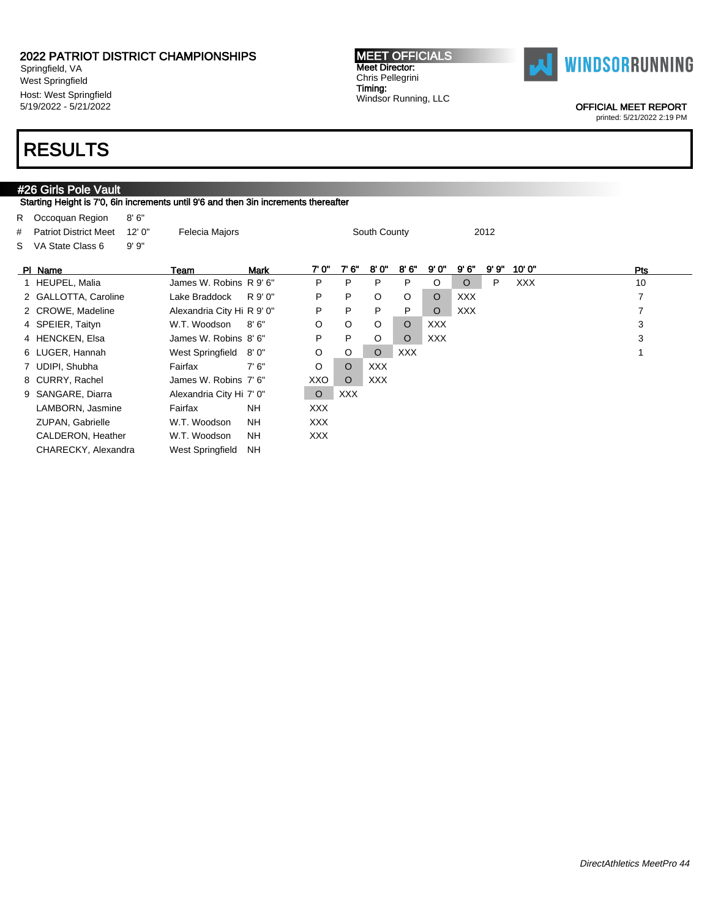2022 PATRIOT DISTRICT CHAMPIONSHIPS
Springfield, VA
West Springfield
Host: West Springfield
5/19/2022 - 5/21/2022

**MEET OFFICIALS**
**Meet Director:**
Chris Pellegrini
**Timing:**
Windsor Running, LLC

WINDSORRUNNING

OFFICIAL MEET REPORT
printed: 5/21/2022 2:19 PM

# RESULTS

## #26 Girls Pole Vault

Starting Height is 7'0, 6in increments until 9'6 and then 3in increments thereafter

| | | | | | |
|---|---|---|---|---|---|
| R | Occoquan Region | 8' 6" | | | |
| # | Patriot District Meet | 12' 0" | Felecia Majors | South County | 2012 |
| S | VA State Class 6 | 9' 9" | | | |

| Pl | Name | Team | Mark | 7' 0" | 7' 6" | 8' 0" | 8' 6" | 9' 0" | 9' 6" | 9' 9" | 10' 0" | Pts |
|---|---|---|---|---|---|---|---|---|---|---|---|---|
| 1 | HEUPEL, Malia | James W. Robins | R 9' 6" | P | P | P | P | O | O | P | XXX | 10 |
| 2 | GALLOTTA, Caroline | Lake Braddock | R 9' 0" | P | P | O | O | O | XXX | | | 7 |
| 2 | CROWE, Madeline | Alexandria City Hi | R 9' 0" | P | P | P | P | O | XXX | | | 7 |
| 4 | SPEIER, Taityn | W.T. Woodson | 8' 6" | O | O | O | O | XXX | | | | 3 |
| 4 | HENCKEN, Elsa | James W. Robins | 8' 6" | P | P | O | O | XXX | | | | 3 |
| 6 | LUGER, Hannah | West Springfield | 8' 0" | O | O | O | XXX | | | | | 1 |
| 7 | UDIPI, Shubha | Fairfax | 7' 6" | O | O | XXX | | | | | | |
| 8 | CURRY, Rachel | James W. Robins | 7' 6" | XXO | O | XXX | | | | | | |
| 9 | SANGARE, Diarra | Alexandria City Hi | 7' 0" | O | XXX | | | | | | | |
| | LAMBORN, Jasmine | Fairfax | NH | XXX | | | | | | | | |
| | ZUPAN, Gabrielle | W.T. Woodson | NH | XXX | | | | | | | | |
| | CALDERON, Heather | W.T. Woodson | NH | XXX | | | | | | | | |
| | CHARECKY, Alexandra | West Springfield | NH | | | | | | | | | |

*DirectAthletics MeetPro 44*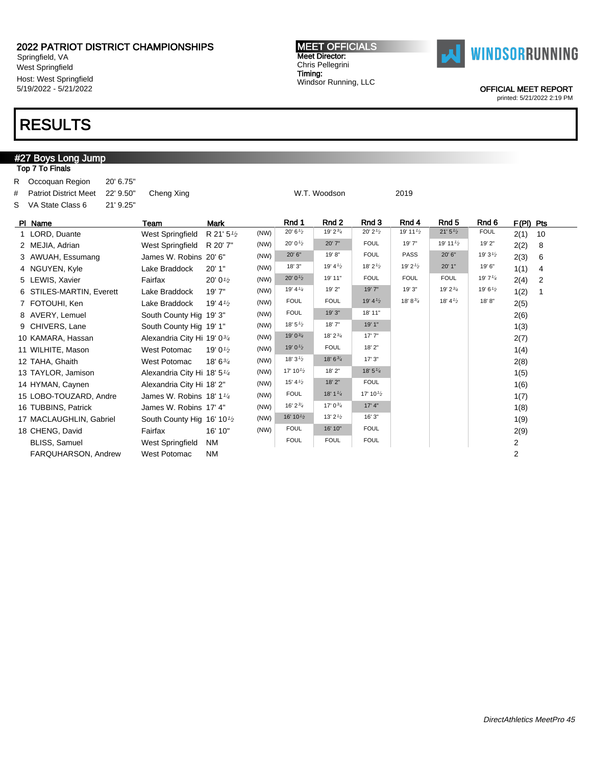# 2022 PATRIOT DISTRICT CHAMPIONSHIPS

Springfield, VA
West Springfield
Host: West Springfield
5/19/2022 - 5/21/2022

**MEET OFFICIALS**
Meet Director:
Chris Pellegrini
Timing:
Windsor Running, LLC

WINDSORRUNNING

OFFICIAL MEET REPORT
printed: 5/21/2022 2:19 PM

# RESULTS

## #27 Boys Long Jump

Top 7 To Finals

| | | | | | |
|---|---|---|---|---|---|
| R | Occoquan Region | 20' 6.75" | | | |
| # | Patriot District Meet | 22' 9.50" | Cheng Xing | W.T. Woodson | 2019 |
| S | VA State Class 6 | 21' 9.25" | | | |

| Pl | Name | Team | Mark | | Rnd 1 | Rnd 2 | Rnd 3 | Rnd 4 | Rnd 5 | Rnd 6 | F(Pl) | Pts |
|---|---|---|---|---|---|---|---|---|---|---|---|---|
| 1 | LORD, Duante | West Springfield | R 21' 5½ | (NW) | 20' 6½ | 19' 2¾ | 20' 2½ | 19' 11½ | 21' 5½ | FOUL | 2(1) | 10 |
| 2 | MEJIA, Adrian | West Springfield | R 20' 7" | (NW) | 20' 0½ | 20' 7" | FOUL | 19' 7" | 19' 11½ | 19' 2" | 2(2) | 8 |
| 3 | AWUAH, Essumang | James W. Robins | 20' 6" | (NW) | 20' 6" | 19' 8" | FOUL | PASS | 20' 6" | 19' 3½ | 2(3) | 6 |
| 4 | NGUYEN, Kyle | Lake Braddock | 20' 1" | (NW) | 18' 3" | 19' 4½ | 18' 2½ | 19' 2½ | 20' 1" | 19' 6" | 1(1) | 4 |
| 5 | LEWIS, Xavier | Fairfax | 20' 0½ | (NW) | 20' 0½ | 19' 11" | FOUL | FOUL | FOUL | 19' 7¼ | 2(4) | 2 |
| 6 | STILES-MARTIN, Everett | Lake Braddock | 19' 7" | (NW) | 19' 4¼ | 19' 2" | 19' 7" | 19' 3" | 19' 2¾ | 19' 6½ | 1(2) | 1 |
| 7 | FOTOUHI, Ken | Lake Braddock | 19' 4½ | (NW) | FOUL | FOUL | 19' 4½ | 18' 8¾ | 18' 4½ | 18' 8" | 2(5) | |
| 8 | AVERY, Lemuel | South County Hig | 19' 3" | (NW) | FOUL | 19' 3" | 18' 11" | | | | 2(6) | |
| 9 | CHIVERS, Lane | South County Hig | 19' 1" | (NW) | 18' 5½ | 18' 7" | 19' 1" | | | | 1(3) | |
| 10 | KAMARA, Hassan | Alexandria City Hi | 19' 0¾ | (NW) | 19' 0¾ | 18' 2¾ | 17' 7" | | | | 2(7) | |
| 11 | WILHITE, Mason | West Potomac | 19' 0½ | (NW) | 19' 0½ | FOUL | 18' 2" | | | | 1(4) | |
| 12 | TAHA, Ghaith | West Potomac | 18' 6¾ | (NW) | 18' 3½ | 18' 6¾ | 17' 3" | | | | 2(8) | |
| 13 | TAYLOR, Jamison | Alexandria City Hi | 18' 5¼ | (NW) | 17' 10½ | 18' 2" | 18' 5¼ | | | | 1(5) | |
| 14 | HYMAN, Caynen | Alexandria City Hi | 18' 2" | (NW) | 15' 4½ | 18' 2" | FOUL | | | | 1(6) | |
| 15 | LOBO-TOUZARD, Andre | James W. Robins | 18' 1¼ | (NW) | FOUL | 18' 1¼ | 17' 10½ | | | | 1(7) | |
| 16 | TUBBINS, Patrick | James W. Robins | 17' 4" | (NW) | 16' 2¾ | 17' 0¾ | 17' 4" | | | | 1(8) | |
| 17 | MACLAUGHLIN, Gabriel | South County Hig | 16' 10½ | (NW) | 16' 10½ | 13' 2½ | 16' 3" | | | | 1(9) | |
| 18 | CHENG, David | Fairfax | 16' 10" | (NW) | FOUL | 16' 10" | FOUL | | | | 2(9) | |
| | BLISS, Samuel | West Springfield | NM | | FOUL | FOUL | FOUL | | | | 2 | |
| | FARQUHARSON, Andrew | West Potomac | NM | | | | | | | | 2 | |

*DirectAthletics MeetPro 45*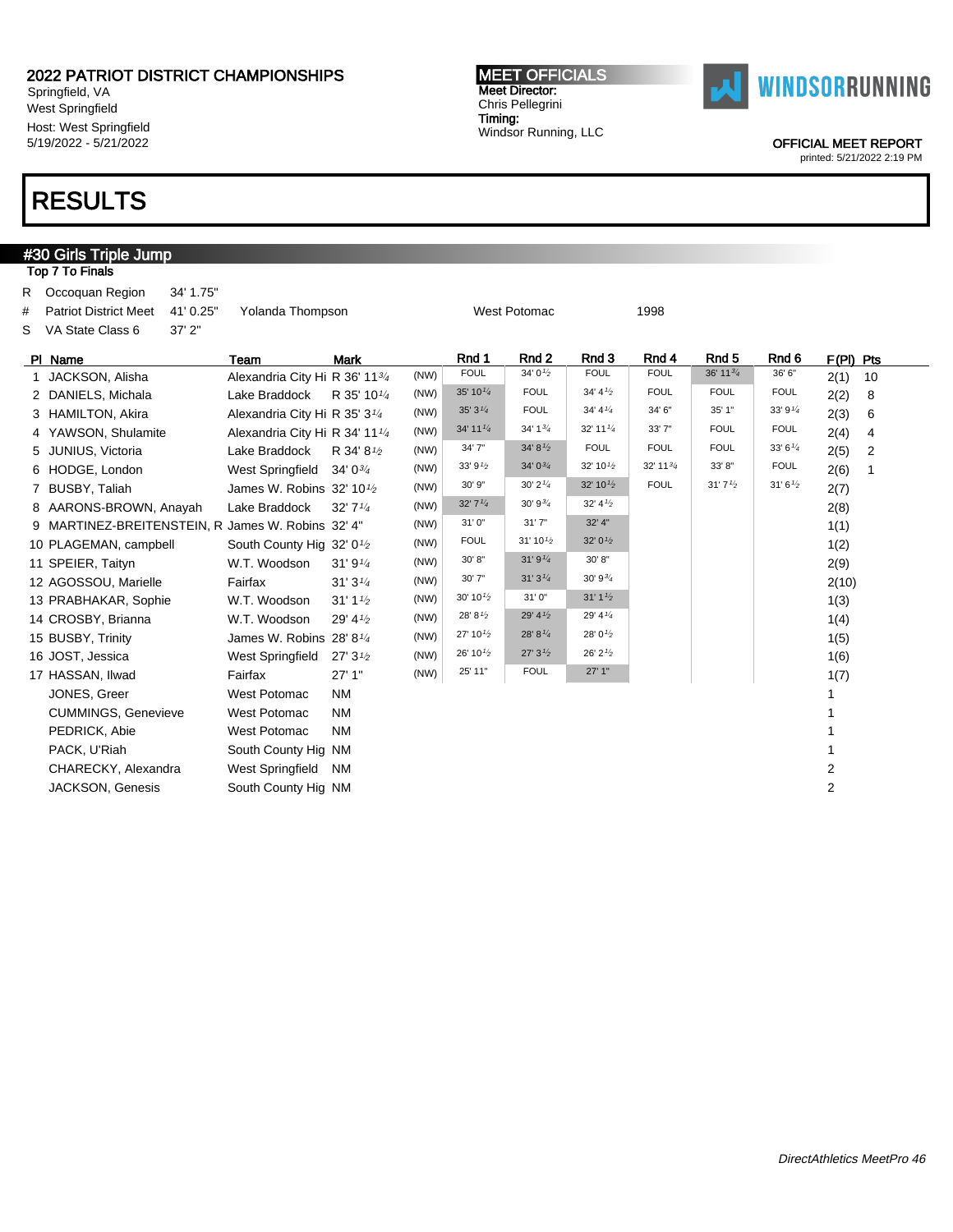**2022 PATRIOT DISTRICT CHAMPIONSHIPS**
Springfield, VA
West Springfield
Host: West Springfield
5/19/2022 - 5/21/2022

**MEET OFFICIALS**
Meet Director:
Chris Pellegrini
Timing:
Windsor Running, LLC

WINDSORRUNNING

OFFICIAL MEET REPORT
printed: 5/21/2022 2:19 PM

# RESULTS

## #30 Girls Triple Jump

**Top 7 To Finals**

| | | | | | |
|---|---|---|---|---|---|
| R | Occoquan Region | 34' 1.75" | | | |
| # | Patriot District Meet | 41' 0.25" | Yolanda Thompson | West Potomac | 1998 |
| S | VA State Class 6 | 37' 2" | | | |

| Pl | Name | Team | Mark | | Rnd 1 | Rnd 2 | Rnd 3 | Rnd 4 | Rnd 5 | Rnd 6 | F(Pl) | Pts |
|---|---|---|---|---|---|---|---|---|---|---|---|---|
| 1 | JACKSON, Alisha | Alexandria City Hi | R 36' 11¾ | (NW) | FOUL | 34' 0½ | FOUL | FOUL | 36' 11¾ | 36' 6" | 2(1) | 10 |
| 2 | DANIELS, Michala | Lake Braddock | R 35' 10¼ | (NW) | 35' 10¼ | FOUL | 34' 4½ | FOUL | FOUL | FOUL | 2(2) | 8 |
| 3 | HAMILTON, Akira | Alexandria City Hi | R 35' 3¼ | (NW) | 35' 3¼ | FOUL | 34' 4¼ | 34' 6" | 35' 1" | 33' 9¼ | 2(3) | 6 |
| 4 | YAWSON, Shulamite | Alexandria City Hi | R 34' 11¼ | (NW) | 34' 11¼ | 34' 1¾ | 32' 11¼ | 33' 7" | FOUL | FOUL | 2(4) | 4 |
| 5 | JUNIUS, Victoria | Lake Braddock | R 34' 8½ | (NW) | 34' 7" | 34' 8½ | FOUL | FOUL | FOUL | 33' 6¼ | 2(5) | 2 |
| 6 | HODGE, London | West Springfield | 34' 0¾ | (NW) | 33' 9½ | 34' 0¾ | 32' 10½ | 32' 11¾ | 33' 8" | FOUL | 2(6) | 1 |
| 7 | BUSBY, Taliah | James W. Robins | 32' 10½ | (NW) | 30' 9" | 30' 2¼ | 32' 10½ | FOUL | 31' 7½ | 31' 6½ | 2(7) | |
| 8 | AARONS-BROWN, Anayah | Lake Braddock | 32' 7¼ | (NW) | 32' 7¼ | 30' 9¾ | 32' 4½ | | | | 2(8) | |
| 9 | MARTINEZ-BREITENSTEIN, R | James W. Robins | 32' 4" | (NW) | 31' 0" | 31' 7" | 32' 4" | | | | 1(1) | |
| 10 | PLAGEMAN, campbell | South County Hig | 32' 0½ | (NW) | FOUL | 31' 10½ | 32' 0½ | | | | 1(2) | |
| 11 | SPEIER, Taityn | W.T. Woodson | 31' 9¼ | (NW) | 30' 8" | 31' 9¼ | 30' 8" | | | | 2(9) | |
| 12 | AGOSSOU, Marielle | Fairfax | 31' 3¼ | (NW) | 30' 7" | 31' 3¼ | 30' 9¾ | | | | 2(10) | |
| 13 | PRABHAKAR, Sophie | W.T. Woodson | 31' 1½ | (NW) | 30' 10½ | 31' 0" | 31' 1½ | | | | 1(3) | |
| 14 | CROSBY, Brianna | W.T. Woodson | 29' 4½ | (NW) | 28' 8½ | 29' 4½ | 29' 4¼ | | | | 1(4) | |
| 15 | BUSBY, Trinity | James W. Robins | 28' 8¼ | (NW) | 27' 10½ | 28' 8¼ | 28' 0½ | | | | 1(5) | |
| 16 | JOST, Jessica | West Springfield | 27' 3½ | (NW) | 26' 10½ | 27' 3½ | 26' 2½ | | | | 1(6) | |
| 17 | HASSAN, Ilwad | Fairfax | 27' 1" | (NW) | 25' 11" | FOUL | 27' 1" | | | | 1(7) | |
| | JONES, Greer | West Potomac | NM | | | | | | | | 1 | |
| | CUMMINGS, Genevieve | West Potomac | NM | | | | | | | | 1 | |
| | PEDRICK, Abie | West Potomac | NM | | | | | | | | 1 | |
| | PACK, U'Riah | South County Hig | NM | | | | | | | | 1 | |
| | CHARECKY, Alexandra | West Springfield | NM | | | | | | | | 2 | |
| | JACKSON, Genesis | South County Hig | NM | | | | | | | | 2 | |

*DirectAthletics MeetPro 46*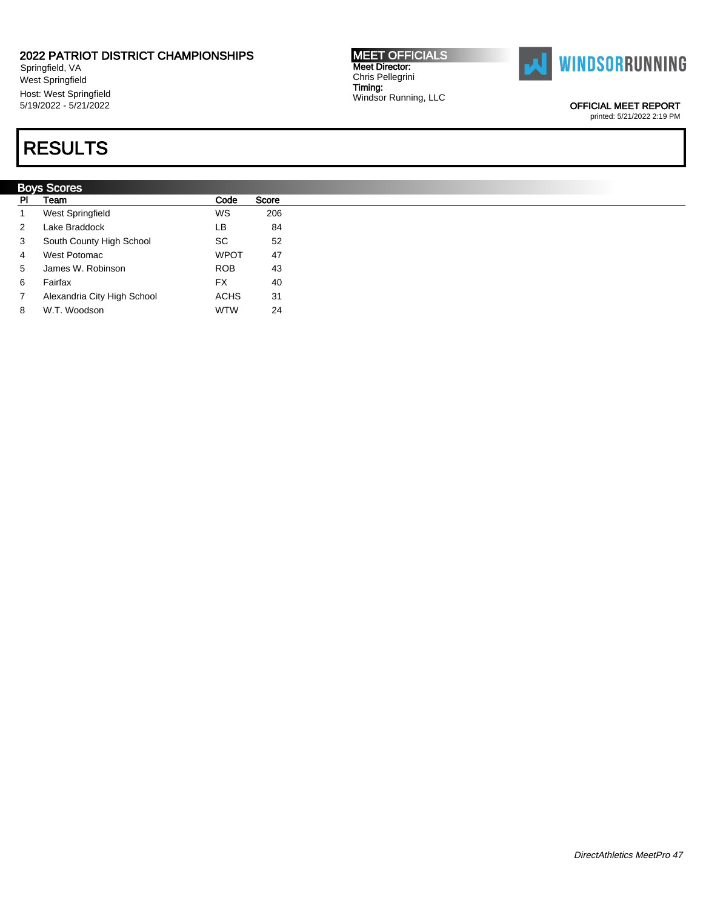2022 PATRIOT DISTRICT CHAMPIONSHIPS
Springfield, VA
West Springfield
Host: West Springfield
5/19/2022 - 5/21/2022

**MEET OFFICIALS**
Meet Director:
Chris Pellegrini
Timing:
Windsor Running, LLC

WINDSORRUNNING

OFFICIAL MEET REPORT
printed: 5/21/2022 2:19 PM

# RESULTS

## Boys Scores

| Pl | Team | Code | Score |
|---|---|---|---|
| 1 | West Springfield | WS | 206 |
| 2 | Lake Braddock | LB | 84 |
| 3 | South County High School | SC | 52 |
| 4 | West Potomac | WPOT | 47 |
| 5 | James W. Robinson | ROB | 43 |
| 6 | Fairfax | FX | 40 |
| 7 | Alexandria City High School | ACHS | 31 |
| 8 | W.T. Woodson | WTW | 24 |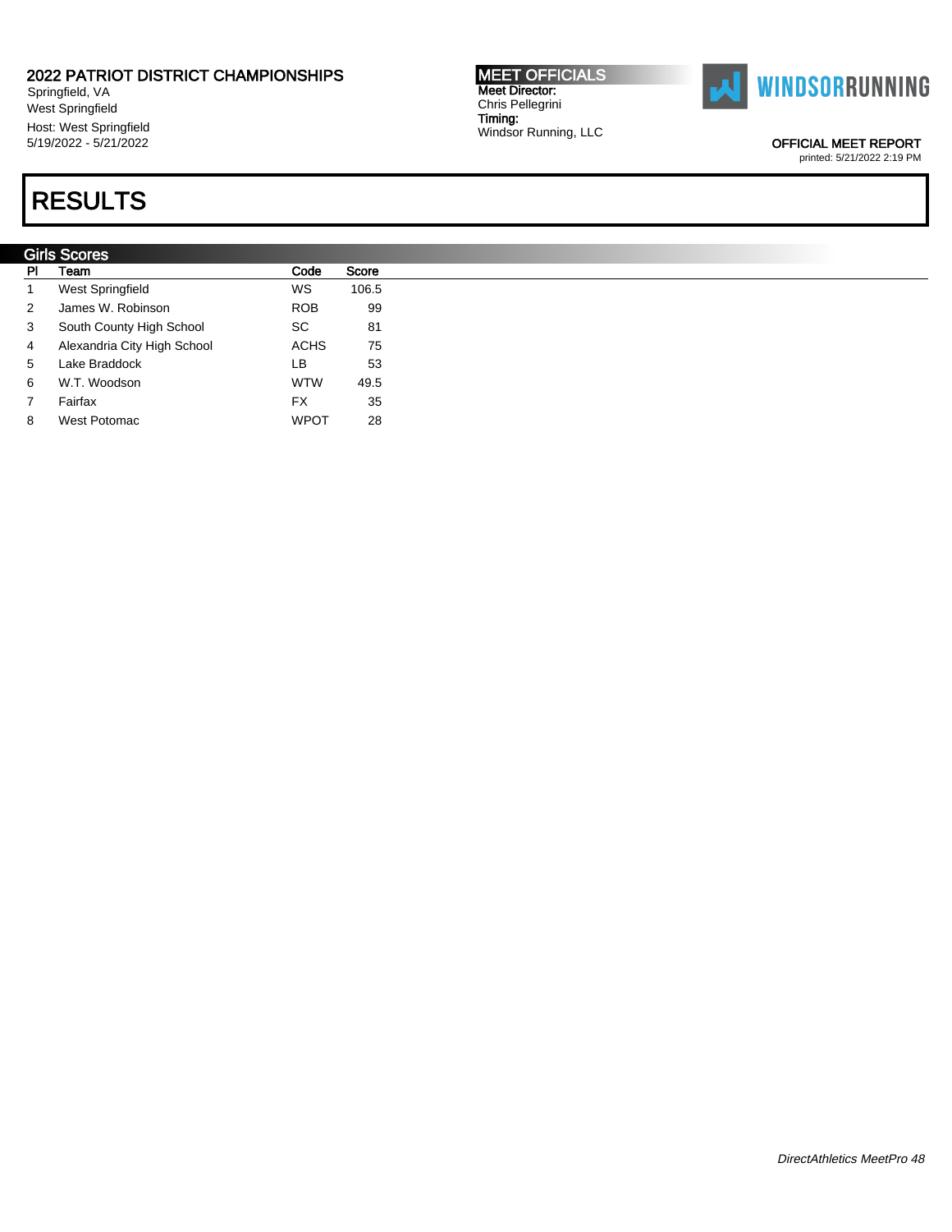2022 PATRIOT DISTRICT CHAMPIONSHIPS
Springfield, VA
West Springfield
Host: West Springfield
5/19/2022 - 5/21/2022

**MEET OFFICIALS**
**Meet Director:**
Chris Pellegrini
**Timing:**
Windsor Running, LLC

WINDSORRUNNING

OFFICIAL MEET REPORT
printed: 5/21/2022 2:19 PM

# RESULTS

## Girls Scores

| Pl | Team | Code | Score |
|---|---|---|---|
| 1 | West Springfield | WS | 106.5 |
| 2 | James W. Robinson | ROB | 99 |
| 3 | South County High School | SC | 81 |
| 4 | Alexandria City High School | ACHS | 75 |
| 5 | Lake Braddock | LB | 53 |
| 6 | W.T. Woodson | WTW | 49.5 |
| 7 | Fairfax | FX | 35 |
| 8 | West Potomac | WPOT | 28 |

*DirectAthletics MeetPro 48*